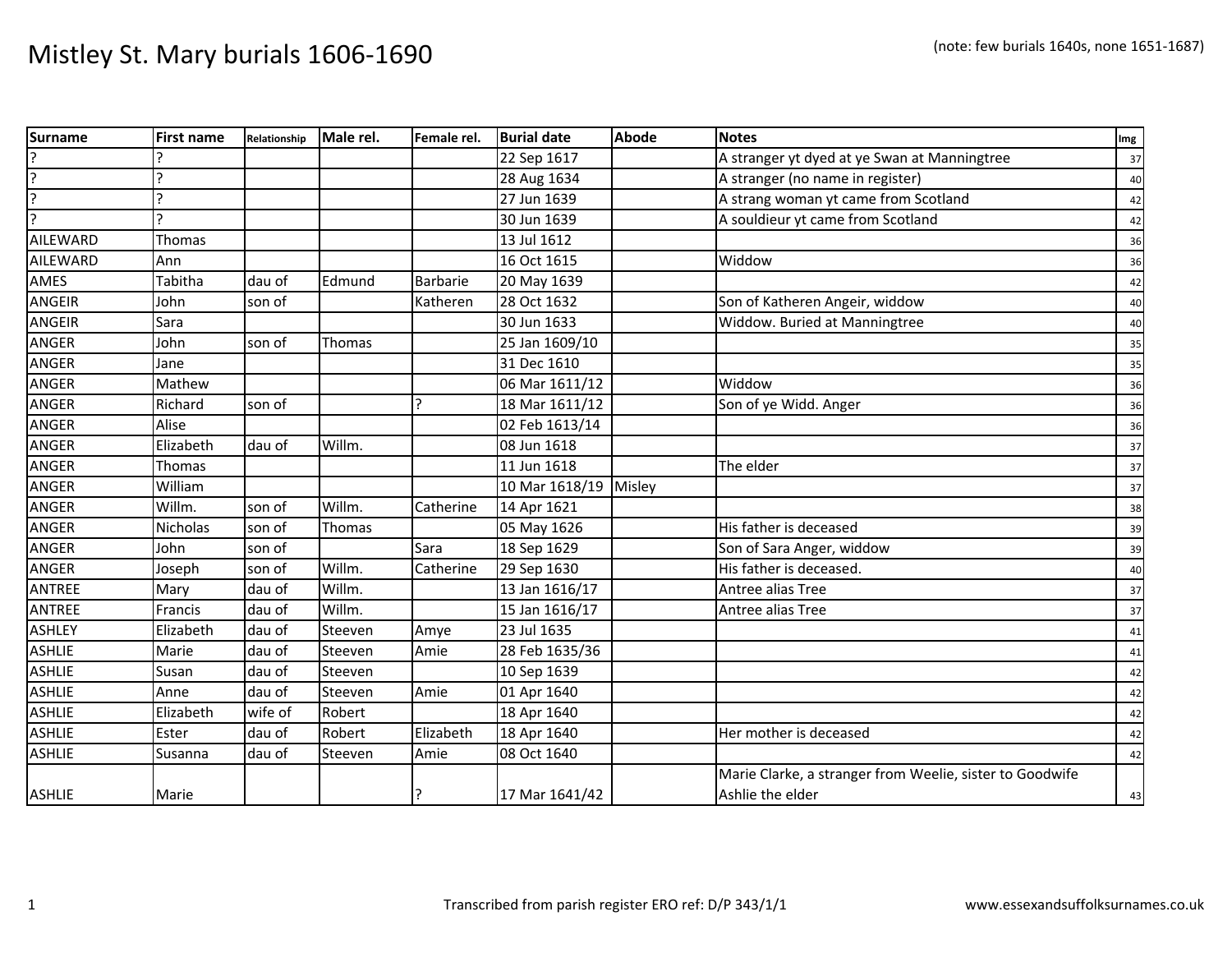# Mistley St. Mary burials 1606-1690

(note: few burials 1640s, none 1651-1687)

| Surname | First name | Relationship | Male rel. | Female rel. | Burial date | Abode | Notes | Img |
|---|---|---|---|---|---|---|---|---|
| ? | ? | | | | 22 Sep 1617 | | A stranger yt dyed at ye Swan at Manningtree | 37 |
| ? | ? | | | | 28 Aug 1634 | | A stranger (no name in register) | 40 |
| ? | ? | | | | 27 Jun 1639 | | A strang woman yt came from Scotland | 42 |
| ? | ? | | | | 30 Jun 1639 | | A souldieur yt came from Scotland | 42 |
| AILEWARD | Thomas | | | | 13 Jul 1612 | | | 36 |
| AILEWARD | Ann | | | | 16 Oct 1615 | | Widdow | 36 |
| AMES | Tabitha | dau of | Edmund | Barbarie | 20 May 1639 | | | 42 |
| ANGEIR | John | son of | | Katheren | 28 Oct 1632 | | Son of Katheren Angeir, widdow | 40 |
| ANGEIR | Sara | | | | 30 Jun 1633 | | Widdow. Buried at Manningtree | 40 |
| ANGER | John | son of | Thomas | | 25 Jan 1609/10 | | | 35 |
| ANGER | Jane | | | | 31 Dec 1610 | | | 35 |
| ANGER | Mathew | | | | 06 Mar 1611/12 | | Widdow | 36 |
| ANGER | Richard | son of | | ? | 18 Mar 1611/12 | | Son of ye Widd. Anger | 36 |
| ANGER | Alise | | | | 02 Feb 1613/14 | | | 36 |
| ANGER | Elizabeth | dau of | Willm. | | 08 Jun 1618 | | | 37 |
| ANGER | Thomas | | | | 11 Jun 1618 | | The elder | 37 |
| ANGER | William | | | | 10 Mar 1618/19 | Misley | | 37 |
| ANGER | Willm. | son of | Willm. | Catherine | 14 Apr 1621 | | | 38 |
| ANGER | Nicholas | son of | Thomas | | 05 May 1626 | | His father is deceased | 39 |
| ANGER | John | son of | | Sara | 18 Sep 1629 | | Son of Sara Anger, widdow | 39 |
| ANGER | Joseph | son of | Willm. | Catherine | 29 Sep 1630 | | His father is deceased. | 40 |
| ANTREE | Mary | dau of | Willm. | | 13 Jan 1616/17 | | Antree alias Tree | 37 |
| ANTREE | Francis | dau of | Willm. | | 15 Jan 1616/17 | | Antree alias Tree | 37 |
| ASHLEY | Elizabeth | dau of | Steeven | Amye | 23 Jul 1635 | | | 41 |
| ASHLIE | Marie | dau of | Steeven | Amie | 28 Feb 1635/36 | | | 41 |
| ASHLIE | Susan | dau of | Steeven | | 10 Sep 1639 | | | 42 |
| ASHLIE | Anne | dau of | Steeven | Amie | 01 Apr 1640 | | | 42 |
| ASHLIE | Elizabeth | wife of | Robert | | 18 Apr 1640 | | | 42 |
| ASHLIE | Ester | dau of | Robert | Elizabeth | 18 Apr 1640 | | Her mother is deceased | 42 |
| ASHLIE | Susanna | dau of | Steeven | Amie | 08 Oct 1640 | | | 42 |
| ASHLIE | Marie | | | ? | 17 Mar 1641/42 | | Marie Clarke, a stranger from Weelie, sister to Goodwife Ashlie the elder | 43 |

Transcribed from parish register ERO ref: D/P 343/1/1

www.essexandsuffolksurnames.co.uk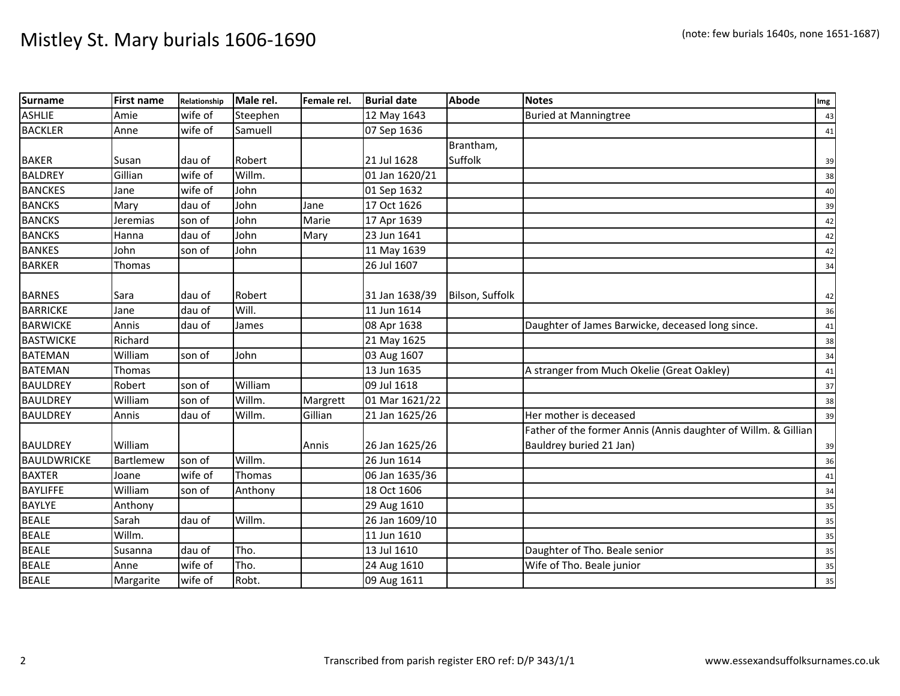# Mistley St. Mary burials 1606-1690

(note: few burials 1640s, none 1651-1687)

| Surname | First name | Relationship | Male rel. | Female rel. | Burial date | Abode | Notes | Img |
|---|---|---|---|---|---|---|---|---|
| ASHLIE | Amie | wife of | Steephen | | 12 May 1643 | | Buried at Manningtree | 43 |
| BACKLER | Anne | wife of | Samuell | | 07 Sep 1636 | | | 41 |
| BAKER | Susan | dau of | Robert | | 21 Jul 1628 | Brantham, Suffolk | | 39 |
| BALDREY | Gillian | wife of | Willm. | | 01 Jan 1620/21 | | | 38 |
| BANCKES | Jane | wife of | John | | 01 Sep 1632 | | | 40 |
| BANCKS | Mary | dau of | John | Jane | 17 Oct 1626 | | | 39 |
| BANCKS | Jeremias | son of | John | Marie | 17 Apr 1639 | | | 42 |
| BANCKS | Hanna | dau of | John | Mary | 23 Jun 1641 | | | 42 |
| BANKES | John | son of | John | | 11 May 1639 | | | 42 |
| BARKER | Thomas | | | | 26 Jul 1607 | | | 34 |
| BARNES | Sara | dau of | Robert | | 31 Jan 1638/39 | Bilson, Suffolk | | 42 |
| BARRICKE | Jane | dau of | Will. | | 11 Jun 1614 | | | 36 |
| BARWICKE | Annis | dau of | James | | 08 Apr 1638 | | Daughter of James Barwicke, deceased long since. | 41 |
| BASTWICKE | Richard | | | | 21 May 1625 | | | 38 |
| BATEMAN | William | son of | John | | 03 Aug 1607 | | | 34 |
| BATEMAN | Thomas | | | | 13 Jun 1635 | | A stranger from Much Okelie (Great Oakley) | 41 |
| BAULDREY | Robert | son of | William | | 09 Jul 1618 | | | 37 |
| BAULDREY | William | son of | Willm. | Margrett | 01 Mar 1621/22 | | | 38 |
| BAULDREY | Annis | dau of | Willm. | Gillian | 21 Jan 1625/26 | | Her mother is deceased | 39 |
| BAULDREY | William | | | Annis | 26 Jan 1625/26 | | Father of the former Annis (Annis daughter of Willm. & Gillian Bauldrey buried 21 Jan) | 39 |
| BAULDWRICKE | Bartlemew | son of | Willm. | | 26 Jun 1614 | | | 36 |
| BAXTER | Joane | wife of | Thomas | | 06 Jan 1635/36 | | | 41 |
| BAYLIFFE | William | son of | Anthony | | 18 Oct 1606 | | | 34 |
| BAYLYE | Anthony | | | | 29 Aug 1610 | | | 35 |
| BEALE | Sarah | dau of | Willm. | | 26 Jan 1609/10 | | | 35 |
| BEALE | Willm. | | | | 11 Jun 1610 | | | 35 |
| BEALE | Susanna | dau of | Tho. | | 13 Jul 1610 | | Daughter of Tho. Beale senior | 35 |
| BEALE | Anne | wife of | Tho. | | 24 Aug 1610 | | Wife of Tho. Beale junior | 35 |
| BEALE | Margarite | wife of | Robt. | | 09 Aug 1611 | | | 35 |

Transcribed from parish register ERO ref: D/P 343/1/1

www.essexandsuffolksurnames.co.uk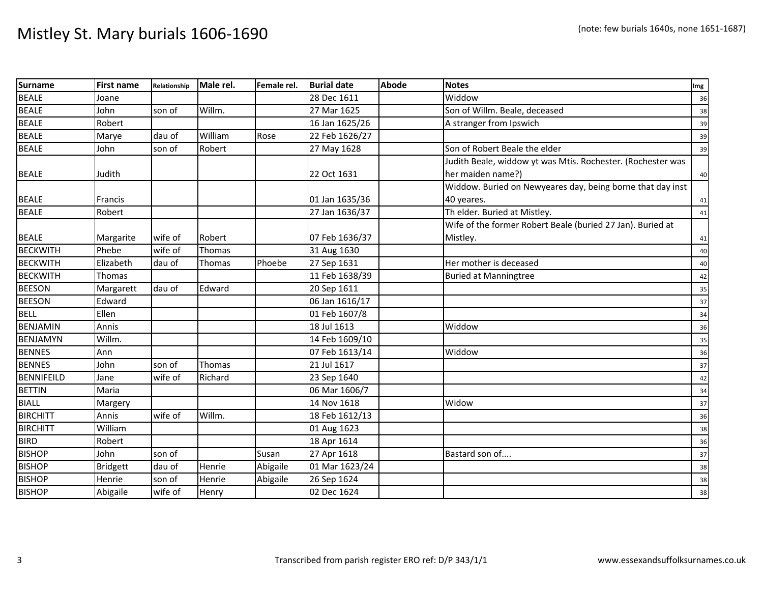# Mistley St. Mary burials 1606-1690

(note: few burials 1640s, none 1651-1687)

| Surname | First name | Relationship | Male rel. | Female rel. | Burial date | Abode | Notes | Img |
|---|---|---|---|---|---|---|---|---|
| BEALE | Joane | | | | 28 Dec 1611 | | Widdow | 36 |
| BEALE | John | son of | Willm. | | 27 Mar 1625 | | Son of Willm. Beale, deceased | 38 |
| BEALE | Robert | | | | 16 Jan 1625/26 | | A stranger from Ipswich | 39 |
| BEALE | Marye | dau of | William | Rose | 22 Feb 1626/27 | | | 39 |
| BEALE | John | son of | Robert | | 27 May 1628 | | Son of Robert Beale the elder | 39 |
| BEALE | Judith | | | | 22 Oct 1631 | | Judith Beale, widdow yt was Mtis. Rochester. (Rochester was her maiden name?) | 40 |
| BEALE | Francis | | | | 01 Jan 1635/36 | | Widdow. Buried on Newyeares day, being borne that day inst 40 yeares. | 41 |
| BEALE | Robert | | | | 27 Jan 1636/37 | | Th elder. Buried at Mistley. | 41 |
| BEALE | Margarite | wife of | Robert | | 07 Feb 1636/37 | | Wife of the former Robert Beale (buried 27 Jan). Buried at Mistley. | 41 |
| BECKWITH | Phebe | wife of | Thomas | | 31 Aug 1630 | | | 40 |
| BECKWITH | Elizabeth | dau of | Thomas | Phoebe | 27 Sep 1631 | | Her mother is deceased | 40 |
| BECKWITH | Thomas | | | | 11 Feb 1638/39 | | Buried at Manningtree | 42 |
| BEESON | Margarett | dau of | Edward | | 20 Sep 1611 | | | 35 |
| BEESON | Edward | | | | 06 Jan 1616/17 | | | 37 |
| BELL | Ellen | | | | 01 Feb 1607/8 | | | 34 |
| BENJAMIN | Annis | | | | 18 Jul 1613 | | Widdow | 36 |
| BENJAMYN | Willm. | | | | 14 Feb 1609/10 | | | 35 |
| BENNES | Ann | | | | 07 Feb 1613/14 | | Widdow | 36 |
| BENNES | John | son of | Thomas | | 21 Jul 1617 | | | 37 |
| BENNIFEILD | Jane | wife of | Richard | | 23 Sep 1640 | | | 42 |
| BETTIN | Maria | | | | 06 Mar 1606/7 | | | 34 |
| BIALL | Margery | | | | 14 Nov 1618 | | Widow | 37 |
| BIRCHITT | Annis | wife of | Willm. | | 18 Feb 1612/13 | | | 36 |
| BIRCHITT | William | | | | 01 Aug 1623 | | | 38 |
| BIRD | Robert | | | | 18 Apr 1614 | | | 36 |
| BISHOP | John | son of | | Susan | 27 Apr 1618 | | Bastard son of.... | 37 |
| BISHOP | Bridgett | dau of | Henrie | Abigaile | 01 Mar 1623/24 | | | 38 |
| BISHOP | Henrie | son of | Henrie | Abigaile | 26 Sep 1624 | | | 38 |
| BISHOP | Abigaile | wife of | Henry | | 02 Dec 1624 | | | 38 |

Transcribed from parish register ERO ref: D/P 343/1/1

www.essexandsuffolksurnames.co.uk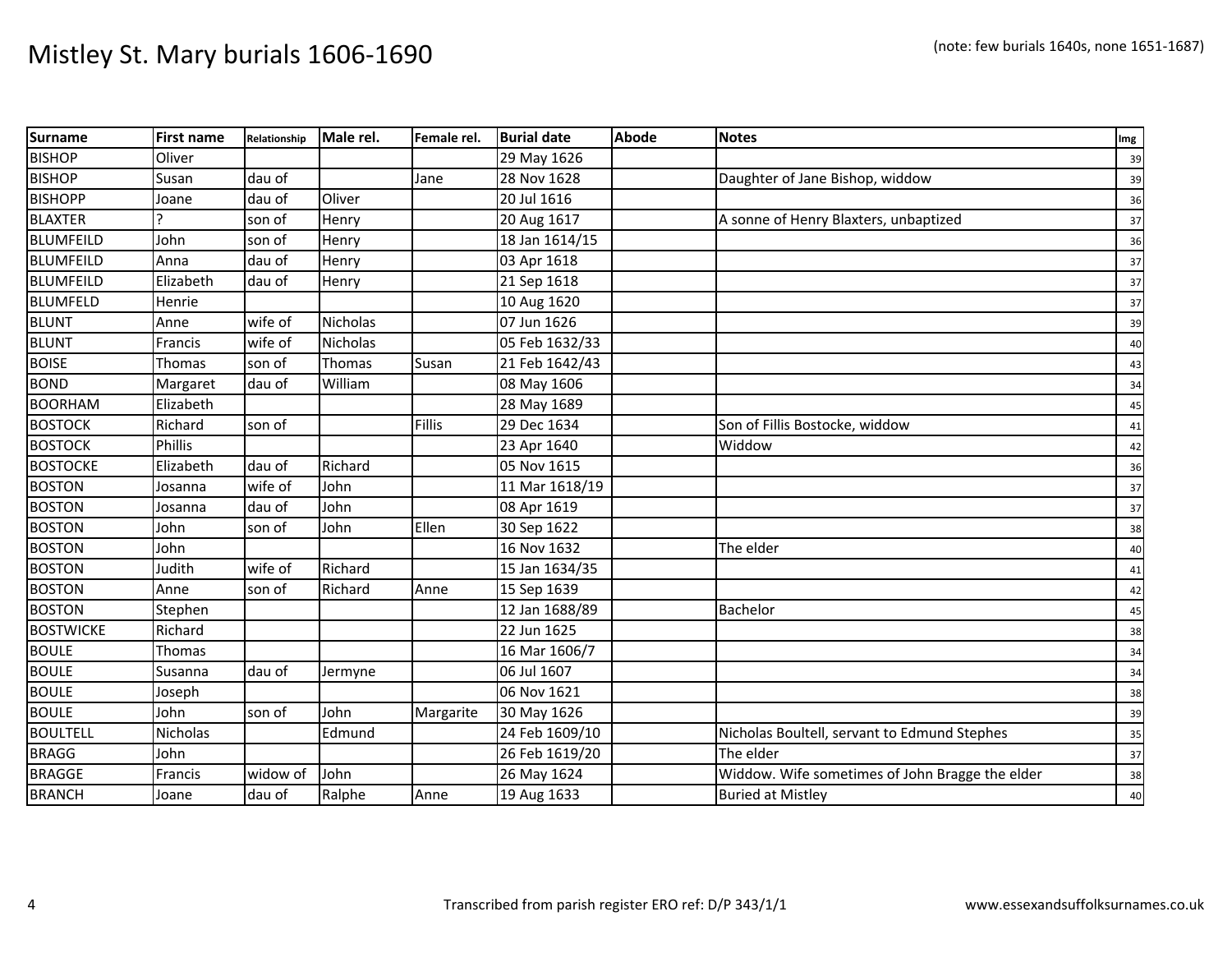# Mistley St. Mary burials 1606-1690

(note: few burials 1640s, none 1651-1687)

| Surname | First name | Relationship | Male rel. | Female rel. | Burial date | Abode | Notes | Img |
|---|---|---|---|---|---|---|---|---|
| BISHOP | Oliver | | | | 29 May 1626 | | | 39 |
| BISHOP | Susan | dau of | | Jane | 28 Nov 1628 | | Daughter of Jane Bishop, widow | 39 |
| BISHOPP | Joane | dau of | Oliver | | 20 Jul 1616 | | | 36 |
| BLAXTER | ? | son of | Henry | | 20 Aug 1617 | | A sonne of Henry Blaxters, unbaptized | 37 |
| BLUMFEILD | John | son of | Henry | | 18 Jan 1614/15 | | | 36 |
| BLUMFEILD | Anna | dau of | Henry | | 03 Apr 1618 | | | 37 |
| BLUMFEILD | Elizabeth | dau of | Henry | | 21 Sep 1618 | | | 37 |
| BLUMFELD | Henrie | | | | 10 Aug 1620 | | | 37 |
| BLUNT | Anne | wife of | Nicholas | | 07 Jun 1626 | | | 39 |
| BLUNT | Francis | wife of | Nicholas | | 05 Feb 1632/33 | | | 40 |
| BOISE | Thomas | son of | Thomas | Susan | 21 Feb 1642/43 | | | 43 |
| BOND | Margaret | dau of | William | | 08 May 1606 | | | 34 |
| BOORHAM | Elizabeth | | | | 28 May 1689 | | | 45 |
| BOSTOCK | Richard | son of | | Fillis | 29 Dec 1634 | | Son of Fillis Bostocke, widdow | 41 |
| BOSTOCK | Phillis | | | | 23 Apr 1640 | | Widdow | 42 |
| BOSTOCKE | Elizabeth | dau of | Richard | | 05 Nov 1615 | | | 36 |
| BOSTON | Josanna | wife of | John | | 11 Mar 1618/19 | | | 37 |
| BOSTON | Josanna | dau of | John | | 08 Apr 1619 | | | 37 |
| BOSTON | John | son of | John | Ellen | 30 Sep 1622 | | | 38 |
| BOSTON | John | | | | 16 Nov 1632 | | The elder | 40 |
| BOSTON | Judith | wife of | Richard | | 15 Jan 1634/35 | | | 41 |
| BOSTON | Anne | son of | Richard | Anne | 15 Sep 1639 | | | 42 |
| BOSTON | Stephen | | | | 12 Jan 1688/89 | | Bachelor | 45 |
| BOSTWICKE | Richard | | | | 22 Jun 1625 | | | 38 |
| BOULE | Thomas | | | | 16 Mar 1606/7 | | | 34 |
| BOULE | Susanna | dau of | Jermyne | | 06 Jul 1607 | | | 34 |
| BOULE | Joseph | | | | 06 Nov 1621 | | | 38 |
| BOULE | John | son of | John | Margarite | 30 May 1626 | | | 39 |
| BOULTELL | Nicholas | | Edmund | | 24 Feb 1609/10 | | Nicholas Boultell, servant to Edmund Stephes | 35 |
| BRAGG | John | | | | 26 Feb 1619/20 | | The elder | 37 |
| BRAGGE | Francis | widow of | John | | 26 May 1624 | | Widdow. Wife sometimes of John Bragge the elder | 38 |
| BRANCH | Joane | dau of | Ralphe | Anne | 19 Aug 1633 | | Buried at Mistley | 40 |

Transcribed from parish register ERO ref: D/P 343/1/1

www.essexandsuffolksurnames.co.uk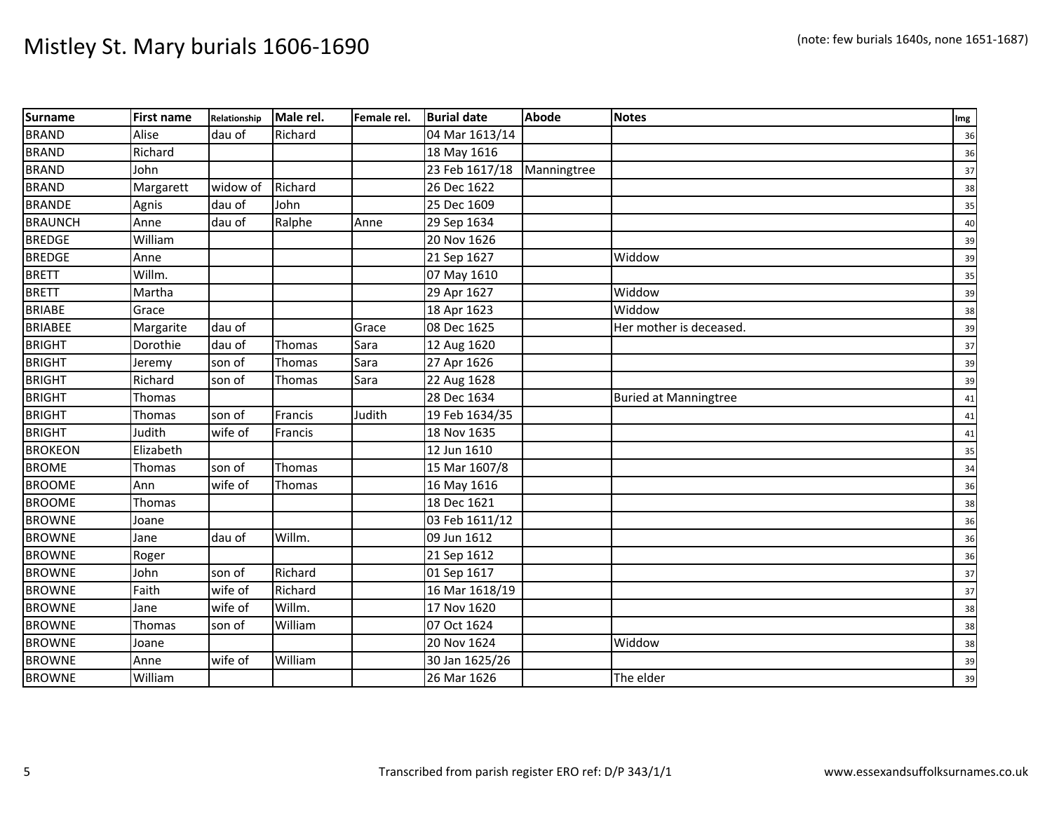# Mistley St. Mary burials 1606-1690

(note: few burials 1640s, none 1651-1687)

| Surname | First name | Relationship | Male rel. | Female rel. | Burial date | Abode | Notes | Img |
|---|---|---|---|---|---|---|---|---|
| BRAND | Alise | dau of | Richard | | 04 Mar 1613/14 | | | 36 |
| BRAND | Richard | | | | 18 May 1616 | | | 36 |
| BRAND | John | | | | 23 Feb 1617/18 | Manningtree | | 37 |
| BRAND | Margarett | widow of | Richard | | 26 Dec 1622 | | | 38 |
| BRANDE | Agnis | dau of | John | | 25 Dec 1609 | | | 35 |
| BRAUNCH | Anne | dau of | Ralphe | Anne | 29 Sep 1634 | | | 40 |
| BREDGE | William | | | | 20 Nov 1626 | | | 39 |
| BREDGE | Anne | | | | 21 Sep 1627 | | Widdow | 39 |
| BRETT | Willm. | | | | 07 May 1610 | | | 35 |
| BRETT | Martha | | | | 29 Apr 1627 | | Widdow | 39 |
| BRIABE | Grace | | | | 18 Apr 1623 | | Widdow | 38 |
| BRIABEE | Margarite | dau of | | Grace | 08 Dec 1625 | | Her mother is deceased. | 39 |
| BRIGHT | Dorothie | dau of | Thomas | Sara | 12 Aug 1620 | | | 37 |
| BRIGHT | Jeremy | son of | Thomas | Sara | 27 Apr 1626 | | | 39 |
| BRIGHT | Richard | son of | Thomas | Sara | 22 Aug 1628 | | | 39 |
| BRIGHT | Thomas | | | | 28 Dec 1634 | | Buried at Manningtree | 41 |
| BRIGHT | Thomas | son of | Francis | Judith | 19 Feb 1634/35 | | | 41 |
| BRIGHT | Judith | wife of | Francis | | 18 Nov 1635 | | | 41 |
| BROKEON | Elizabeth | | | | 12 Jun 1610 | | | 35 |
| BROME | Thomas | son of | Thomas | | 15 Mar 1607/8 | | | 34 |
| BROOME | Ann | wife of | Thomas | | 16 May 1616 | | | 36 |
| BROOME | Thomas | | | | 18 Dec 1621 | | | 38 |
| BROWNE | Joane | | | | 03 Feb 1611/12 | | | 36 |
| BROWNE | Jane | dau of | Willm. | | 09 Jun 1612 | | | 36 |
| BROWNE | Roger | | | | 21 Sep 1612 | | | 36 |
| BROWNE | John | son of | Richard | | 01 Sep 1617 | | | 37 |
| BROWNE | Faith | wife of | Richard | | 16 Mar 1618/19 | | | 37 |
| BROWNE | Jane | wife of | Willm. | | 17 Nov 1620 | | | 38 |
| BROWNE | Thomas | son of | William | | 07 Oct 1624 | | | 38 |
| BROWNE | Joane | | | | 20 Nov 1624 | | Widdow | 38 |
| BROWNE | Anne | wife of | William | | 30 Jan 1625/26 | | | 39 |
| BROWNE | William | | | | 26 Mar 1626 | | The elder | 39 |

Transcribed from parish register ERO ref: D/P 343/1/1

www.essexandsuffolksurnames.co.uk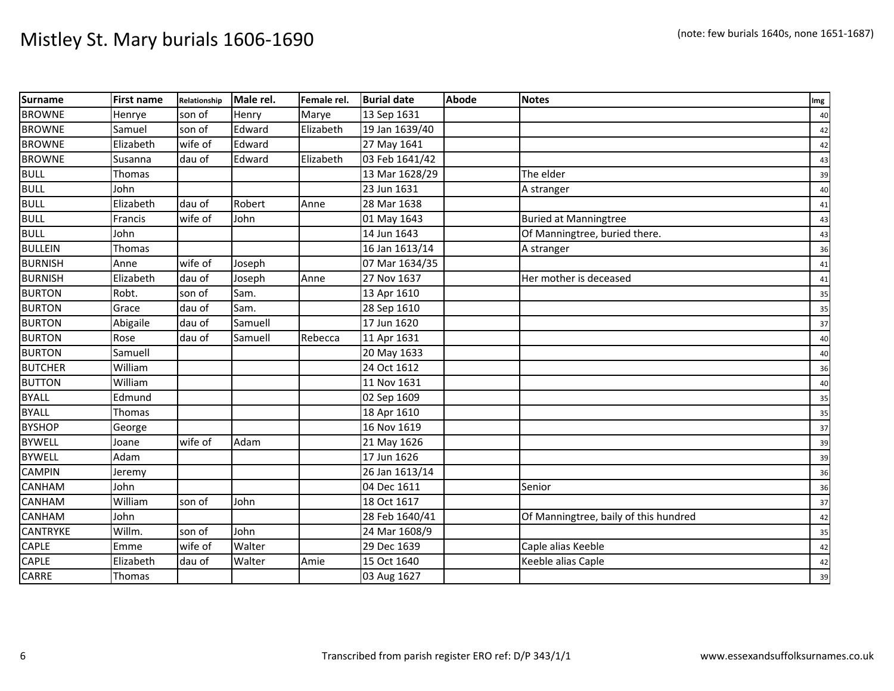# Mistley St. Mary burials 1606-1690

(note: few burials 1640s, none 1651-1687)

| Surname | First name | Relationship | Male rel. | Female rel. | Burial date | Abode | Notes | Img |
|---|---|---|---|---|---|---|---|---|
| BROWNE | Henrye | son of | Henry | Marye | 13 Sep 1631 | | | 40 |
| BROWNE | Samuel | son of | Edward | Elizabeth | 19 Jan 1639/40 | | | 42 |
| BROWNE | Elizabeth | wife of | Edward | | 27 May 1641 | | | 42 |
| BROWNE | Susanna | dau of | Edward | Elizabeth | 03 Feb 1641/42 | | | 43 |
| BULL | Thomas | | | | 13 Mar 1628/29 | | The elder | 39 |
| BULL | John | | | | 23 Jun 1631 | | A stranger | 40 |
| BULL | Elizabeth | dau of | Robert | Anne | 28 Mar 1638 | | | 41 |
| BULL | Francis | wife of | John | | 01 May 1643 | | Buried at Manningtree | 43 |
| BULL | John | | | | 14 Jun 1643 | | Of Manningtree, buried there. | 43 |
| BULLEIN | Thomas | | | | 16 Jan 1613/14 | | A stranger | 36 |
| BURNISH | Anne | wife of | Joseph | | 07 Mar 1634/35 | | | 41 |
| BURNISH | Elizabeth | dau of | Joseph | Anne | 27 Nov 1637 | | Her mother is deceased | 41 |
| BURTON | Robt. | son of | Sam. | | 13 Apr 1610 | | | 35 |
| BURTON | Grace | dau of | Sam. | | 28 Sep 1610 | | | 35 |
| BURTON | Abigaile | dau of | Samuell | | 17 Jun 1620 | | | 37 |
| BURTON | Rose | dau of | Samuell | Rebecca | 11 Apr 1631 | | | 40 |
| BURTON | Samuell | | | | 20 May 1633 | | | 40 |
| BUTCHER | William | | | | 24 Oct 1612 | | | 36 |
| BUTTON | William | | | | 11 Nov 1631 | | | 40 |
| BYALL | Edmund | | | | 02 Sep 1609 | | | 35 |
| BYALL | Thomas | | | | 18 Apr 1610 | | | 35 |
| BYSHOP | George | | | | 16 Nov 1619 | | | 37 |
| BYWELL | Joane | wife of | Adam | | 21 May 1626 | | | 39 |
| BYWELL | Adam | | | | 17 Jun 1626 | | | 39 |
| CAMPIN | Jeremy | | | | 26 Jan 1613/14 | | | 36 |
| CANHAM | John | | | | 04 Dec 1611 | | Senior | 36 |
| CANHAM | William | son of | John | | 18 Oct 1617 | | | 37 |
| CANHAM | John | | | | 28 Feb 1640/41 | | Of Manningtree, baily of this hundred | 42 |
| CANTRYKE | Willm. | son of | John | | 24 Mar 1608/9 | | | 35 |
| CAPLE | Emme | wife of | Walter | | 29 Dec 1639 | | Caple alias Keeble | 42 |
| CAPLE | Elizabeth | dau of | Walter | Amie | 15 Oct 1640 | | Keeble alias Caple | 42 |
| CARRE | Thomas | | | | 03 Aug 1627 | | | 39 |

Transcribed from parish register ERO ref: D/P 343/1/1

www.essexandsuffolksurnames.co.uk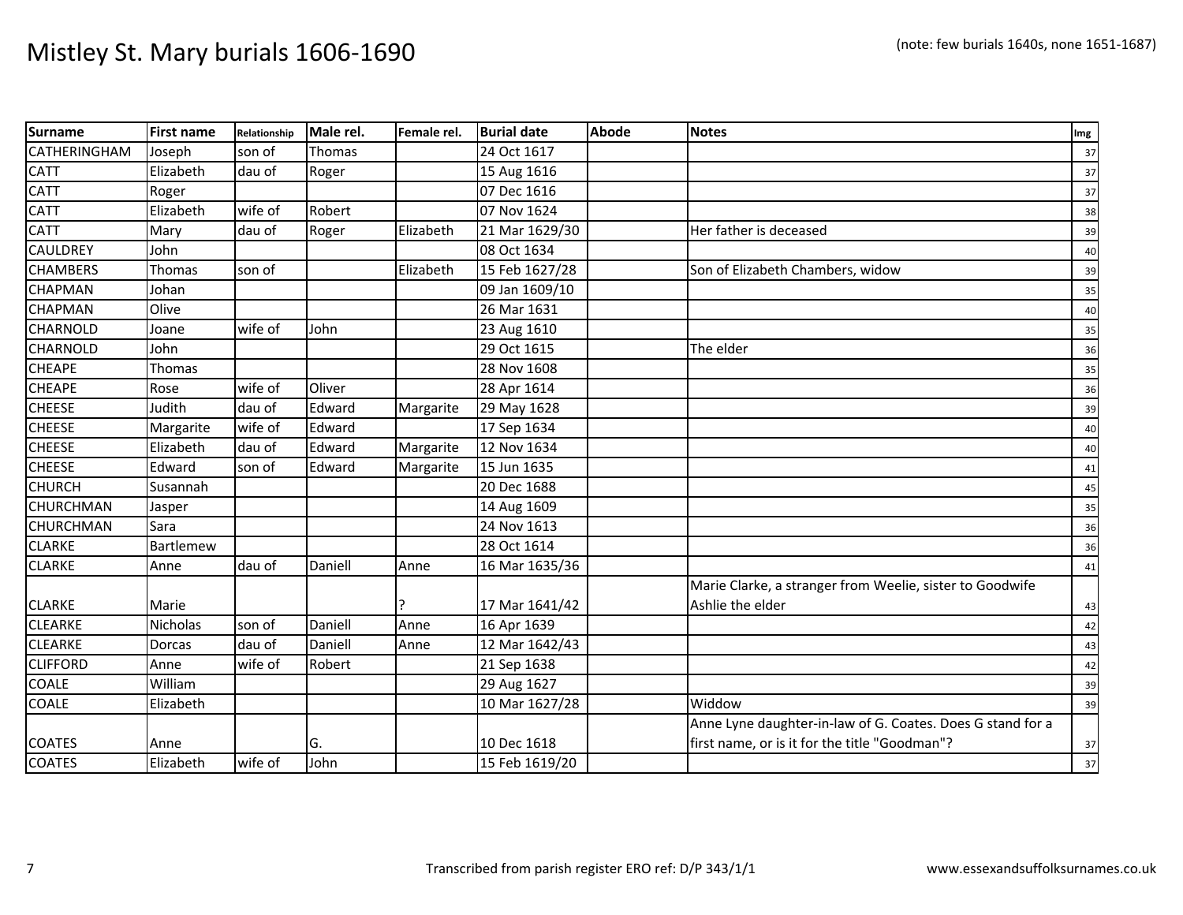# Mistley St. Mary burials 1606-1690

(note: few burials 1640s, none 1651-1687)

| Surname | First name | Relationship | Male rel. | Female rel. | Burial date | Abode | Notes | Img |
|---|---|---|---|---|---|---|---|---|
| CATHERINGHAM | Joseph | son of | Thomas | | 24 Oct 1617 | | | 37 |
| CATT | Elizabeth | dau of | Roger | | 15 Aug 1616 | | | 37 |
| CATT | Roger | | | | 07 Dec 1616 | | | 37 |
| CATT | Elizabeth | wife of | Robert | | 07 Nov 1624 | | | 38 |
| CATT | Mary | dau of | Roger | Elizabeth | 21 Mar 1629/30 | | Her father is deceased | 39 |
| CAULDREY | John | | | | 08 Oct 1634 | | | 40 |
| CHAMBERS | Thomas | son of | | Elizabeth | 15 Feb 1627/28 | | Son of Elizabeth Chambers, widow | 39 |
| CHAPMAN | Johan | | | | 09 Jan 1609/10 | | | 35 |
| CHAPMAN | Olive | | | | 26 Mar 1631 | | | 40 |
| CHARNOLD | Joane | wife of | John | | 23 Aug 1610 | | | 35 |
| CHARNOLD | John | | | | 29 Oct 1615 | | The elder | 36 |
| CHEAPE | Thomas | | | | 28 Nov 1608 | | | 35 |
| CHEAPE | Rose | wife of | Oliver | | 28 Apr 1614 | | | 36 |
| CHEESE | Judith | dau of | Edward | Margarite | 29 May 1628 | | | 39 |
| CHEESE | Margarite | wife of | Edward | | 17 Sep 1634 | | | 40 |
| CHEESE | Elizabeth | dau of | Edward | Margarite | 12 Nov 1634 | | | 40 |
| CHEESE | Edward | son of | Edward | Margarite | 15 Jun 1635 | | | 41 |
| CHURCH | Susannah | | | | 20 Dec 1688 | | | 45 |
| CHURCHMAN | Jasper | | | | 14 Aug 1609 | | | 35 |
| CHURCHMAN | Sara | | | | 24 Nov 1613 | | | 36 |
| CLARKE | Bartlemew | | | | 28 Oct 1614 | | | 36 |
| CLARKE | Anne | dau of | Daniell | Anne | 16 Mar 1635/36 | | | 41 |
| CLARKE | Marie | | | ? | 17 Mar 1641/42 | | Marie Clarke, a stranger from Weelie, sister to Goodwife Ashlie the elder | 43 |
| CLEARKE | Nicholas | son of | Daniell | Anne | 16 Apr 1639 | | | 42 |
| CLEARKE | Dorcas | dau of | Daniell | Anne | 12 Mar 1642/43 | | | 43 |
| CLIFFORD | Anne | wife of | Robert | | 21 Sep 1638 | | | 42 |
| COALE | William | | | | 29 Aug 1627 | | | 39 |
| COALE | Elizabeth | | | | 10 Mar 1627/28 | | Widdow | 39 |
| COATES | Anne | | G. | | 10 Dec 1618 | | Anne Lyne daughter-in-law of G. Coates. Does G stand for a first name, or is it for the title "Goodman"? | 37 |
| COATES | Elizabeth | wife of | John | | 15 Feb 1619/20 | | | 37 |

Transcribed from parish register ERO ref: D/P 343/1/1

www.essexandsuffolksurnames.co.uk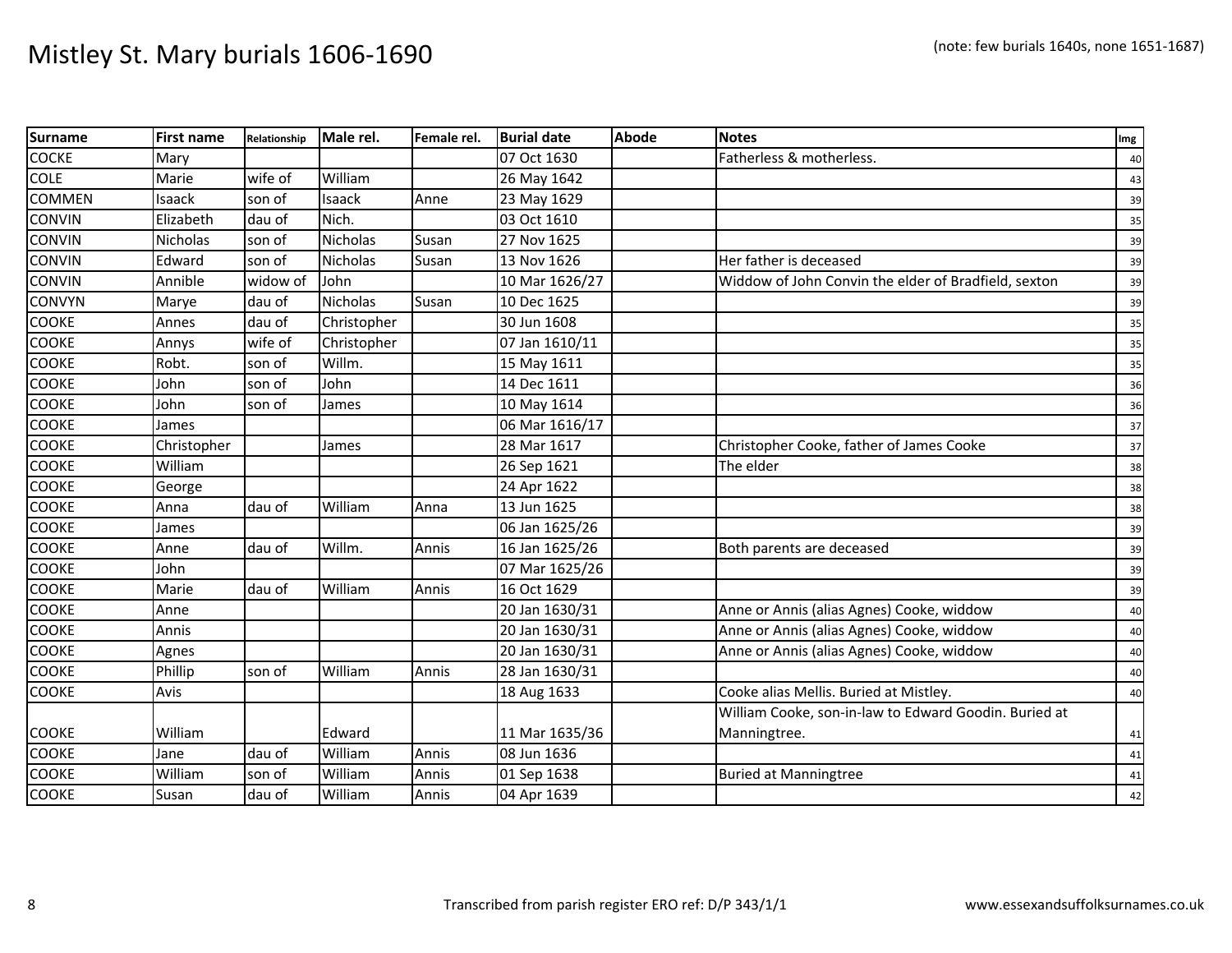# Mistley St. Mary burials 1606-1690

(note: few burials 1640s, none 1651-1687)

| Surname | First name | Relationship | Male rel. | Female rel. | Burial date | Abode | Notes | Img |
|---|---|---|---|---|---|---|---|---|
| COCKE | Mary | | | | 07 Oct 1630 | | Fatherless & motherless. | 40 |
| COLE | Marie | wife of | William | | 26 May 1642 | | | 43 |
| COMMEN | Isaack | son of | Isaack | Anne | 23 May 1629 | | | 39 |
| CONVIN | Elizabeth | dau of | Nich. | | 03 Oct 1610 | | | 35 |
| CONVIN | Nicholas | son of | Nicholas | Susan | 27 Nov 1625 | | | 39 |
| CONVIN | Edward | son of | Nicholas | Susan | 13 Nov 1626 | | Her father is deceased | 39 |
| CONVIN | Annible | widow of | John | | 10 Mar 1626/27 | | Widdow of John Convin the elder of Bradfield, sexton | 39 |
| CONVYN | Marye | dau of | Nicholas | Susan | 10 Dec 1625 | | | 39 |
| COOKE | Annes | dau of | Christopher | | 30 Jun 1608 | | | 35 |
| COOKE | Annys | wife of | Christopher | | 07 Jan 1610/11 | | | 35 |
| COOKE | Robt. | son of | Willm. | | 15 May 1611 | | | 35 |
| COOKE | John | son of | John | | 14 Dec 1611 | | | 36 |
| COOKE | John | son of | James | | 10 May 1614 | | | 36 |
| COOKE | James | | | | 06 Mar 1616/17 | | | 37 |
| COOKE | Christopher | | James | | 28 Mar 1617 | | Christopher Cooke, father of James Cooke | 37 |
| COOKE | William | | | | 26 Sep 1621 | | The elder | 38 |
| COOKE | George | | | | 24 Apr 1622 | | | 38 |
| COOKE | Anna | dau of | William | Anna | 13 Jun 1625 | | | 38 |
| COOKE | James | | | | 06 Jan 1625/26 | | | 39 |
| COOKE | Anne | dau of | Willm. | Annis | 16 Jan 1625/26 | | Both parents are deceased | 39 |
| COOKE | John | | | | 07 Mar 1625/26 | | | 39 |
| COOKE | Marie | dau of | William | Annis | 16 Oct 1629 | | | 39 |
| COOKE | Anne | | | | 20 Jan 1630/31 | | Anne or Annis (alias Agnes) Cooke, widdow | 40 |
| COOKE | Annis | | | | 20 Jan 1630/31 | | Anne or Annis (alias Agnes) Cooke, widdow | 40 |
| COOKE | Agnes | | | | 20 Jan 1630/31 | | Anne or Annis (alias Agnes) Cooke, widdow | 40 |
| COOKE | Phillip | son of | William | Annis | 28 Jan 1630/31 | | | 40 |
| COOKE | Avis | | | | 18 Aug 1633 | | Cooke alias Mellis. Buried at Mistley. | 40 |
| COOKE | William | | Edward | | 11 Mar 1635/36 | | William Cooke, son-in-law to Edward Goodin. Buried at Manningtree. | 41 |
| COOKE | Jane | dau of | William | Annis | 08 Jun 1636 | | | 41 |
| COOKE | William | son of | William | Annis | 01 Sep 1638 | | Buried at Manningtree | 41 |
| COOKE | Susan | dau of | William | Annis | 04 Apr 1639 | | | 42 |

Transcribed from parish register ERO ref: D/P 343/1/1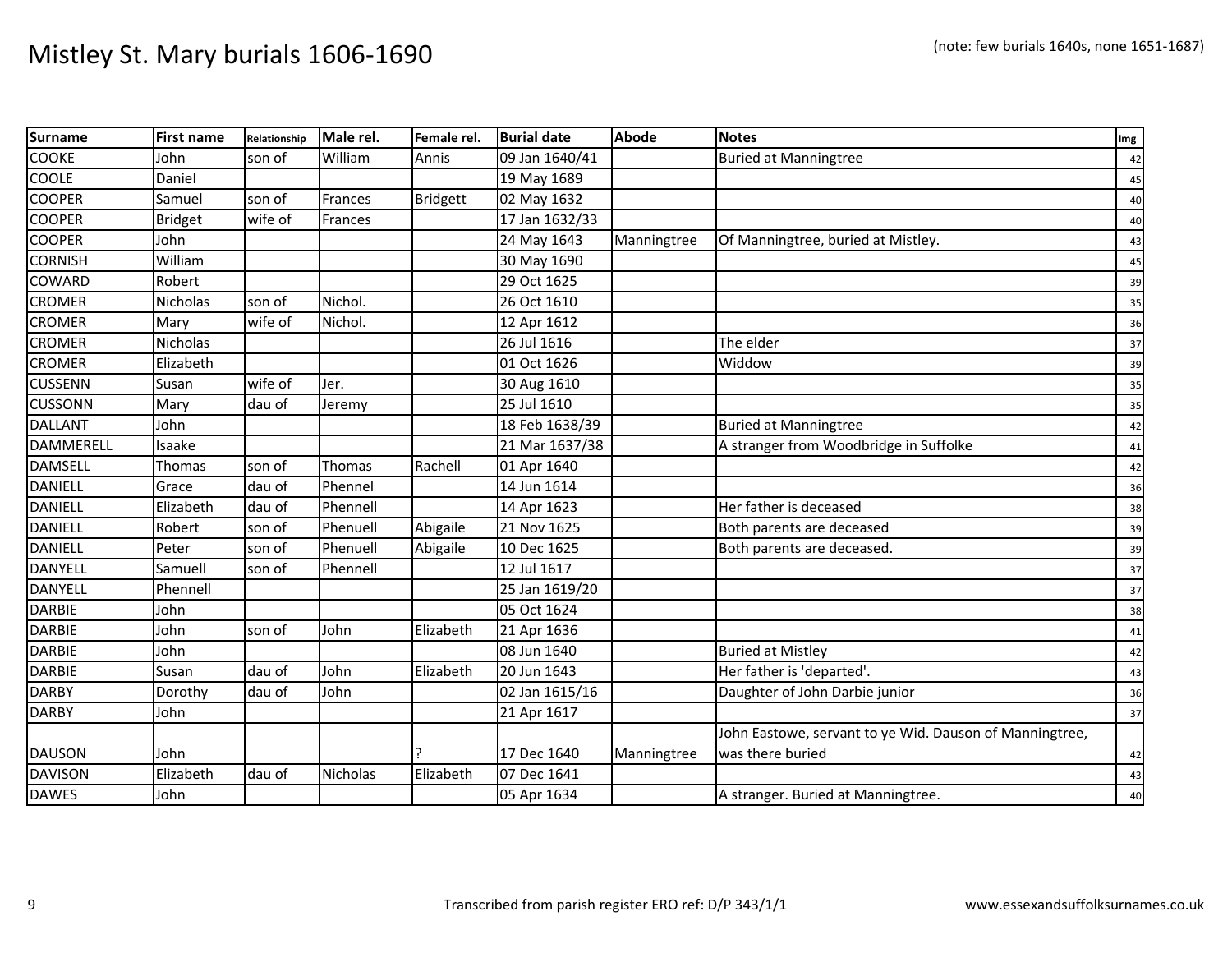# Mistley St. Mary burials 1606-1690

(note: few burials 1640s, none 1651-1687)

| Surname | First name | Relationship | Male rel. | Female rel. | Burial date | Abode | Notes | Img |
|---|---|---|---|---|---|---|---|---|
| COOKE | John | son of | William | Annis | 09 Jan 1640/41 | | Buried at Manningtree | 42 |
| COOLE | Daniel | | | | 19 May 1689 | | | 45 |
| COOPER | Samuel | son of | Frances | Bridgett | 02 May 1632 | | | 40 |
| COOPER | Bridget | wife of | Frances | | 17 Jan 1632/33 | | | 40 |
| COOPER | John | | | | 24 May 1643 | Manningtree | Of Manningtree, buried at Mistley. | 43 |
| CORNISH | William | | | | 30 May 1690 | | | 45 |
| COWARD | Robert | | | | 29 Oct 1625 | | | 39 |
| CROMER | Nicholas | son of | Nichol. | | 26 Oct 1610 | | | 35 |
| CROMER | Mary | wife of | Nichol. | | 12 Apr 1612 | | | 36 |
| CROMER | Nicholas | | | | 26 Jul 1616 | | The elder | 37 |
| CROMER | Elizabeth | | | | 01 Oct 1626 | | Widdow | 39 |
| CUSSENN | Susan | wife of | Jer. | | 30 Aug 1610 | | | 35 |
| CUSSONN | Mary | dau of | Jeremy | | 25 Jul 1610 | | | 35 |
| DALLANT | John | | | | 18 Feb 1638/39 | | Buried at Manningtree | 42 |
| DAMMERELL | Isaake | | | | 21 Mar 1637/38 | | A stranger from Woodbridge in Suffolke | 41 |
| DAMSELL | Thomas | son of | Thomas | Rachell | 01 Apr 1640 | | | 42 |
| DANIELL | Grace | dau of | Phennel | | 14 Jun 1614 | | | 36 |
| DANIELL | Elizabeth | dau of | Phennell | | 14 Apr 1623 | | Her father is deceased | 38 |
| DANIELL | Robert | son of | Phenuell | Abigaile | 21 Nov 1625 | | Both parents are deceased | 39 |
| DANIELL | Peter | son of | Phenuell | Abigaile | 10 Dec 1625 | | Both parents are deceased. | 39 |
| DANYELL | Samuell | son of | Phennell | | 12 Jul 1617 | | | 37 |
| DANYELL | Phennell | | | | 25 Jan 1619/20 | | | 37 |
| DARBIE | John | | | | 05 Oct 1624 | | | 38 |
| DARBIE | John | son of | John | Elizabeth | 21 Apr 1636 | | | 41 |
| DARBIE | John | | | | 08 Jun 1640 | | Buried at Mistley | 42 |
| DARBIE | Susan | dau of | John | Elizabeth | 20 Jun 1643 | | Her father is 'departed'. | 43 |
| DARBY | Dorothy | dau of | John | | 02 Jan 1615/16 | | Daughter of John Darbie junior | 36 |
| DARBY | John | | | | 21 Apr 1617 | | | 37 |
| DAUSON | John | | | ? | 17 Dec 1640 | Manningtree | John Eastowe, servant to ye Wid. Dauson of Manningtree, was there buried | 42 |
| DAVISON | Elizabeth | dau of | Nicholas | Elizabeth | 07 Dec 1641 | | | 43 |
| DAWES | John | | | | 05 Apr 1634 | | A stranger. Buried at Manningtree. | 40 |

Transcribed from parish register ERO ref: D/P 343/1/1

www.essexandsuffolksurnames.co.uk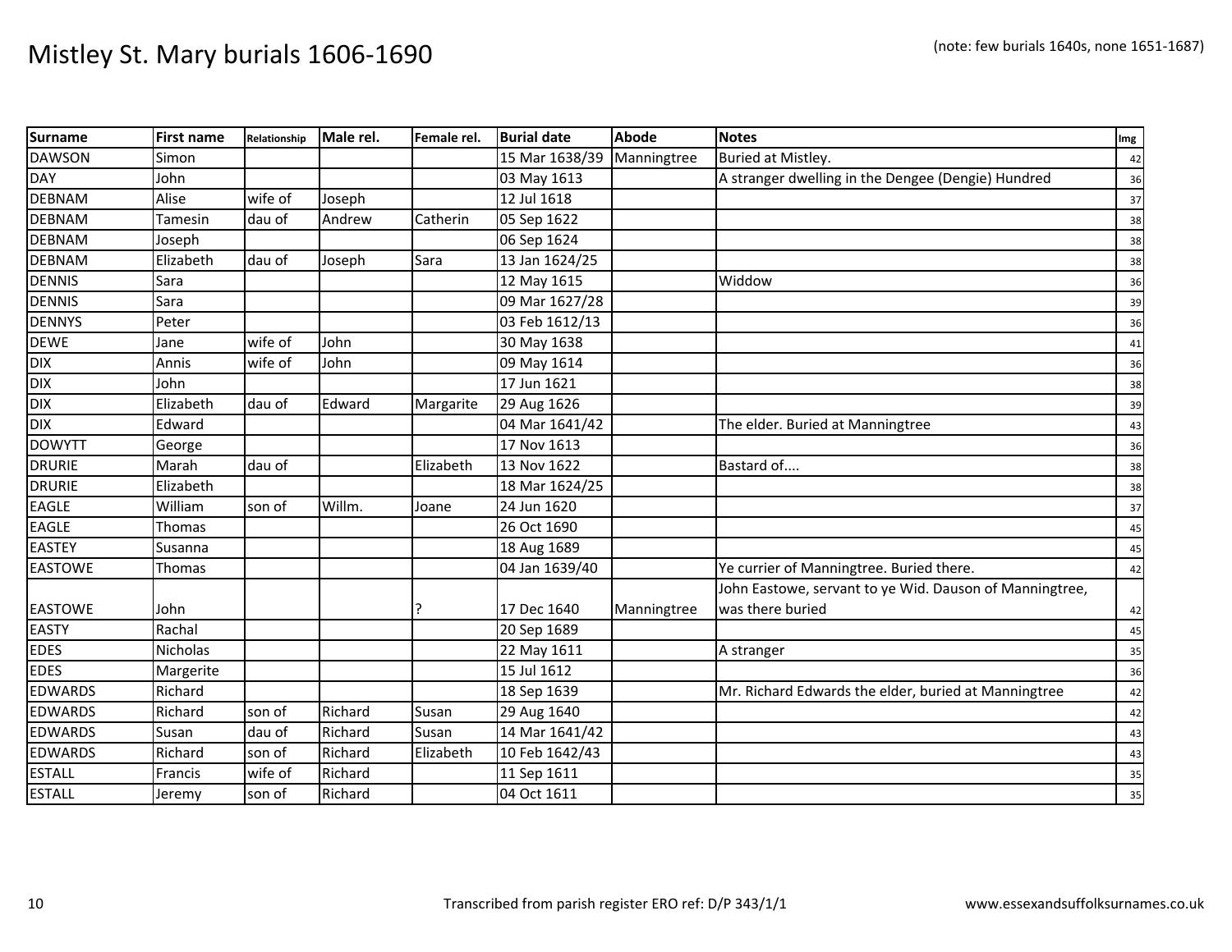# Mistley St. Mary burials 1606-1690

(note: few burials 1640s, none 1651-1687)

| Surname | First name | Relationship | Male rel. | Female rel. | Burial date | Abode | Notes | Img |
|---|---|---|---|---|---|---|---|---|
| DAWSON | Simon | | | | 15 Mar 1638/39 | Manningtree | Buried at Mistley. | 42 |
| DAY | John | | | | 03 May 1613 | | A stranger dwelling in the Dengee (Dengie) Hundred | 36 |
| DEBNAM | Alise | wife of | Joseph | | 12 Jul 1618 | | | 37 |
| DEBNAM | Tamesin | dau of | Andrew | Catherin | 05 Sep 1622 | | | 38 |
| DEBNAM | Joseph | | | | 06 Sep 1624 | | | 38 |
| DEBNAM | Elizabeth | dau of | Joseph | Sara | 13 Jan 1624/25 | | | 38 |
| DENNIS | Sara | | | | 12 May 1615 | | Widdow | 36 |
| DENNIS | Sara | | | | 09 Mar 1627/28 | | | 39 |
| DENNYS | Peter | | | | 03 Feb 1612/13 | | | 36 |
| DEWE | Jane | wife of | John | | 30 May 1638 | | | 41 |
| DIX | Annis | wife of | John | | 09 May 1614 | | | 36 |
| DIX | John | | | | 17 Jun 1621 | | | 38 |
| DIX | Elizabeth | dau of | Edward | Margarite | 29 Aug 1626 | | | 39 |
| DIX | Edward | | | | 04 Mar 1641/42 | | The elder. Buried at Manningtree | 43 |
| DOWYTT | George | | | | 17 Nov 1613 | | | 36 |
| DRURIE | Marah | dau of | | Elizabeth | 13 Nov 1622 | | Bastard of.... | 38 |
| DRURIE | Elizabeth | | | | 18 Mar 1624/25 | | | 38 |
| EAGLE | William | son of | Willm. | Joane | 24 Jun 1620 | | | 37 |
| EAGLE | Thomas | | | | 26 Oct 1690 | | | 45 |
| EASTEY | Susanna | | | | 18 Aug 1689 | | | 45 |
| EASTOWE | Thomas | | | | 04 Jan 1639/40 | | Ye currier of Manningtree. Buried there. | 42 |
| EASTOWE | John | | | ? | 17 Dec 1640 | Manningtree | John Eastowe, servant to ye Wid. Dauson of Manningtree, was there buried | 42 |
| EASTY | Rachal | | | | 20 Sep 1689 | | | 45 |
| EDES | Nicholas | | | | 22 May 1611 | | A stranger | 35 |
| EDES | Margerite | | | | 15 Jul 1612 | | | 36 |
| EDWARDS | Richard | | | | 18 Sep 1639 | | Mr. Richard Edwards the elder, buried at Manningtree | 42 |
| EDWARDS | Richard | son of | Richard | Susan | 29 Aug 1640 | | | 42 |
| EDWARDS | Susan | dau of | Richard | Susan | 14 Mar 1641/42 | | | 43 |
| EDWARDS | Richard | son of | Richard | Elizabeth | 10 Feb 1642/43 | | | 43 |
| ESTALL | Francis | wife of | Richard | | 11 Sep 1611 | | | 35 |
| ESTALL | Jeremy | son of | Richard | | 04 Oct 1611 | | | 35 |

Transcribed from parish register ERO ref: D/P 343/1/1

www.essexandsuffolksurnames.co.uk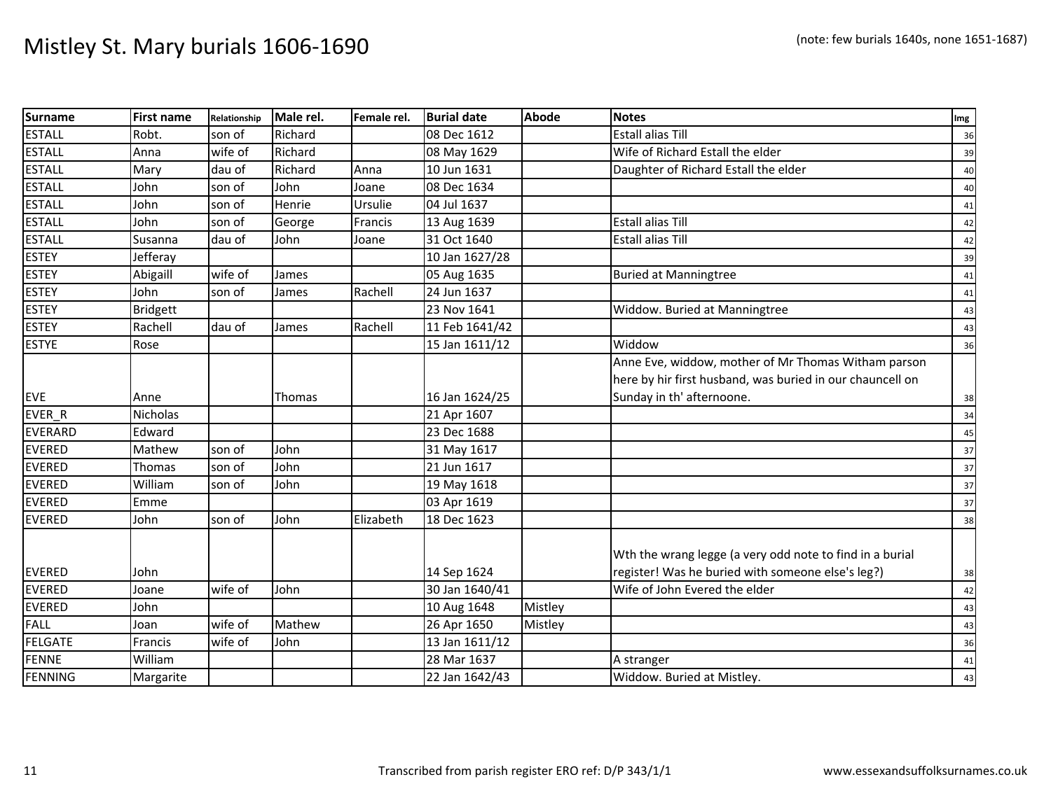# Mistley St. Mary burials 1606-1690

(note: few burials 1640s, none 1651-1687)

| Surname | First name | Relationship | Male rel. | Female rel. | Burial date | Abode | Notes | Img |
|---|---|---|---|---|---|---|---|---|
| ESTALL | Robt. | son of | Richard | | 08 Dec 1612 | | Estall alias Till | 36 |
| ESTALL | Anna | wife of | Richard | | 08 May 1629 | | Wife of Richard Estall the elder | 39 |
| ESTALL | Mary | dau of | Richard | Anna | 10 Jun 1631 | | Daughter of Richard Estall the elder | 40 |
| ESTALL | John | son of | John | Joane | 08 Dec 1634 | | | 40 |
| ESTALL | John | son of | Henrie | Ursulie | 04 Jul 1637 | | | 41 |
| ESTALL | John | son of | George | Francis | 13 Aug 1639 | | Estall alias Till | 42 |
| ESTALL | Susanna | dau of | John | Joane | 31 Oct 1640 | | Estall alias Till | 42 |
| ESTEY | Jefferay | | | | 10 Jan 1627/28 | | | 39 |
| ESTEY | Abigaill | wife of | James | | 05 Aug 1635 | | Buried at Manningtree | 41 |
| ESTEY | John | son of | James | Rachell | 24 Jun 1637 | | | 41 |
| ESTEY | Bridgett | | | | 23 Nov 1641 | | Widdow. Buried at Manningtree | 43 |
| ESTEY | Rachell | dau of | James | Rachell | 11 Feb 1641/42 | | | 43 |
| ESTYE | Rose | | | | 15 Jan 1611/12 | | Widdow | 36 |
| EVE | Anne | | Thomas | | 16 Jan 1624/25 | | Anne Eve, widdow, mother of Mr Thomas Witham parson here by hir first husband, was buried in our chauncell on Sunday in th' afternoone. | 38 |
| EVER_R | Nicholas | | | | 21 Apr 1607 | | | 34 |
| EVERARD | Edward | | | | 23 Dec 1688 | | | 45 |
| EVERED | Mathew | son of | John | | 31 May 1617 | | | 37 |
| EVERED | Thomas | son of | John | | 21 Jun 1617 | | | 37 |
| EVERED | William | son of | John | | 19 May 1618 | | | 37 |
| EVERED | Emme | | | | 03 Apr 1619 | | | 37 |
| EVERED | John | son of | John | Elizabeth | 18 Dec 1623 | | | 38 |
| EVERED | John | | | | 14 Sep 1624 | | Wth the wrang legge (a very odd note to find in a burial register! Was he buried with someone else's leg?) | 38 |
| EVERED | Joane | wife of | John | | 30 Jan 1640/41 | | Wife of John Evered the elder | 42 |
| EVERED | John | | | | 10 Aug 1648 | Mistley | | 43 |
| FALL | Joan | wife of | Mathew | | 26 Apr 1650 | Mistley | | 43 |
| FELGATE | Francis | wife of | John | | 13 Jan 1611/12 | | | 36 |
| FENNE | William | | | | 28 Mar 1637 | | A stranger | 41 |
| FENNING | Margarite | | | | 22 Jan 1642/43 | | Widdow. Buried at Mistley. | 43 |

Transcribed from parish register ERO ref: D/P 343/1/1

www.essexandsuffolksurnames.co.uk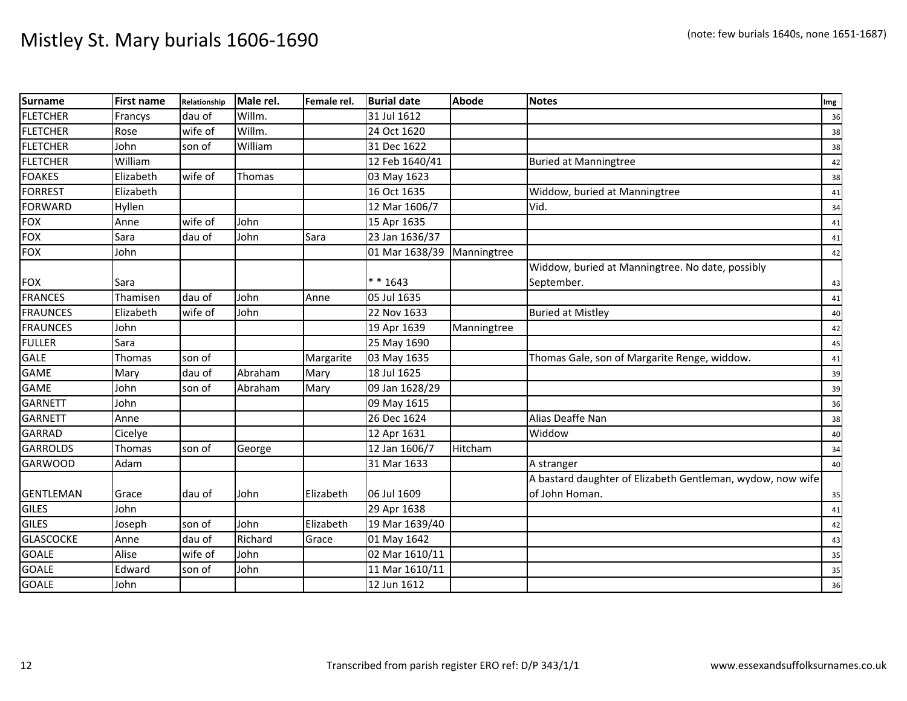# Mistley St. Mary burials 1606-1690

(note: few burials 1640s, none 1651-1687)

| Surname | First name | Relationship | Male rel. | Female rel. | Burial date | Abode | Notes | Img |
|---|---|---|---|---|---|---|---|---|
| FLETCHER | Francys | dau of | Willm. | | 31 Jul 1612 | | | 36 |
| FLETCHER | Rose | wife of | Willm. | | 24 Oct 1620 | | | 38 |
| FLETCHER | John | son of | William | | 31 Dec 1622 | | | 38 |
| FLETCHER | William | | | | 12 Feb 1640/41 | | Buried at Manningtree | 42 |
| FOAKES | Elizabeth | wife of | Thomas | | 03 May 1623 | | | 38 |
| FORREST | Elizabeth | | | | 16 Oct 1635 | | Widdow, buried at Manningtree | 41 |
| FORWARD | Hyllen | | | | 12 Mar 1606/7 | | Vid. | 34 |
| FOX | Anne | wife of | John | | 15 Apr 1635 | | | 41 |
| FOX | Sara | dau of | John | Sara | 23 Jan 1636/37 | | | 41 |
| FOX | John | | | | 01 Mar 1638/39 | Manningtree | | 42 |
| FOX | Sara | | | | * * 1643 | | Widdow, buried at Manningtree. No date, possibly September. | 43 |
| FRANCES | Thamisen | dau of | John | Anne | 05 Jul 1635 | | | 41 |
| FRAUNCES | Elizabeth | wife of | John | | 22 Nov 1633 | | Buried at Mistley | 40 |
| FRAUNCES | John | | | | 19 Apr 1639 | Manningtree | | 42 |
| FULLER | Sara | | | | 25 May 1690 | | | 45 |
| GALE | Thomas | son of | | Margarite | 03 May 1635 | | Thomas Gale, son of Margarite Renge, widdow. | 41 |
| GAME | Mary | dau of | Abraham | Mary | 18 Jul 1625 | | | 39 |
| GAME | John | son of | Abraham | Mary | 09 Jan 1628/29 | | | 39 |
| GARNETT | John | | | | 09 May 1615 | | | 36 |
| GARNETT | Anne | | | | 26 Dec 1624 | | Alias Deaffe Nan | 38 |
| GARRAD | Cicelye | | | | 12 Apr 1631 | | Widdow | 40 |
| GARROLDS | Thomas | son of | George | | 12 Jan 1606/7 | Hitcham | | 34 |
| GARWOOD | Adam | | | | 31 Mar 1633 | | A stranger | 40 |
| GENTLEMAN | Grace | dau of | John | Elizabeth | 06 Jul 1609 | | A bastard daughter of Elizabeth Gentleman, wydow, now wife of John Homan. | 35 |
| GILES | John | | | | 29 Apr 1638 | | | 41 |
| GILES | Joseph | son of | John | Elizabeth | 19 Mar 1639/40 | | | 42 |
| GLASCOCKE | Anne | dau of | Richard | Grace | 01 May 1642 | | | 43 |
| GOALE | Alise | wife of | John | | 02 Mar 1610/11 | | | 35 |
| GOALE | Edward | son of | John | | 11 Mar 1610/11 | | | 35 |
| GOALE | John | | | | 12 Jun 1612 | | | 36 |

Transcribed from parish register ERO ref: D/P 343/1/1

www.essexandsuffolksurnames.co.uk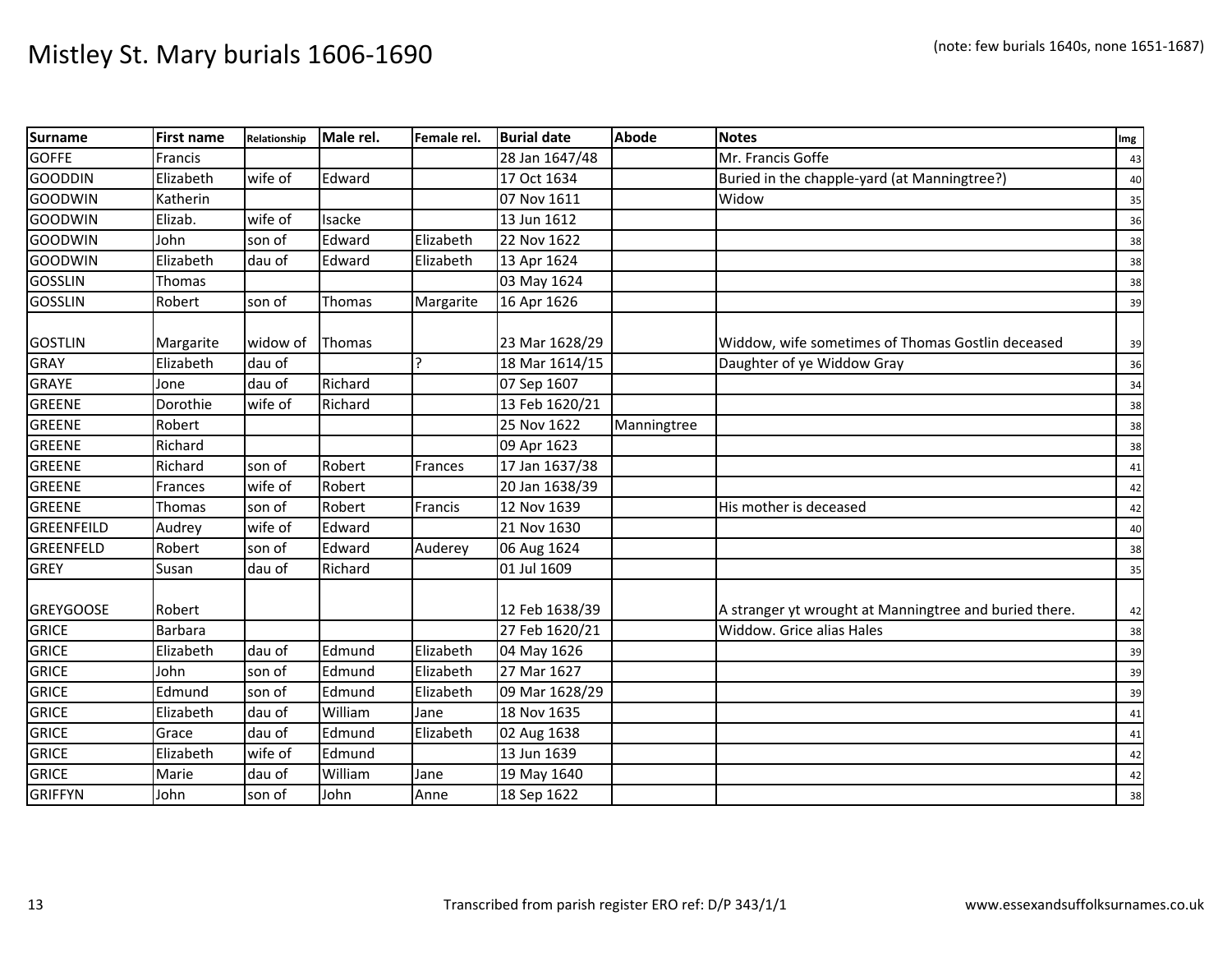# Mistley St. Mary burials 1606-1690

(note: few burials 1640s, none 1651-1687)

| Surname | First name | Relationship | Male rel. | Female rel. | Burial date | Abode | Notes | Img |
|---|---|---|---|---|---|---|---|---|
| GOFFE | Francis | | | | 28 Jan 1647/48 | | Mr. Francis Goffe | 43 |
| GOODDIN | Elizabeth | wife of | Edward | | 17 Oct 1634 | | Buried in the chapple-yard (at Manningtree?) | 40 |
| GOODWIN | Katherin | | | | 07 Nov 1611 | | Widow | 35 |
| GOODWIN | Elizab. | wife of | Isacke | | 13 Jun 1612 | | | 36 |
| GOODWIN | John | son of | Edward | Elizabeth | 22 Nov 1622 | | | 38 |
| GOODWIN | Elizabeth | dau of | Edward | Elizabeth | 13 Apr 1624 | | | 38 |
| GOSSLIN | Thomas | | | | 03 May 1624 | | | 38 |
| GOSSLIN | Robert | son of | Thomas | Margarite | 16 Apr 1626 | | | 39 |
| GOSTLIN | Margarite | widow of | Thomas | | 23 Mar 1628/29 | | Widdow, wife sometimes of Thomas Gostlin deceased | 39 |
| GRAY | Elizabeth | dau of | | ? | 18 Mar 1614/15 | | Daughter of ye Widdow Gray | 36 |
| GRAYE | Jone | dau of | Richard | | 07 Sep 1607 | | | 34 |
| GREENE | Dorothie | wife of | Richard | | 13 Feb 1620/21 | | | 38 |
| GREENE | Robert | | | | 25 Nov 1622 | Manningtree | | 38 |
| GREENE | Richard | | | | 09 Apr 1623 | | | 38 |
| GREENE | Richard | son of | Robert | Frances | 17 Jan 1637/38 | | | 41 |
| GREENE | Frances | wife of | Robert | | 20 Jan 1638/39 | | | 42 |
| GREENE | Thomas | son of | Robert | Francis | 12 Nov 1639 | | His mother is deceased | 42 |
| GREENFEILD | Audrey | wife of | Edward | | 21 Nov 1630 | | | 40 |
| GREENFELD | Robert | son of | Edward | Auderey | 06 Aug 1624 | | | 38 |
| GREY | Susan | dau of | Richard | | 01 Jul 1609 | | | 35 |
| GREYGOOSE | Robert | | | | 12 Feb 1638/39 | | A stranger yt wrought at Manningtree and buried there. | 42 |
| GRICE | Barbara | | | | 27 Feb 1620/21 | | Widdow. Grice alias Hales | 38 |
| GRICE | Elizabeth | dau of | Edmund | Elizabeth | 04 May 1626 | | | 39 |
| GRICE | John | son of | Edmund | Elizabeth | 27 Mar 1627 | | | 39 |
| GRICE | Edmund | son of | Edmund | Elizabeth | 09 Mar 1628/29 | | | 39 |
| GRICE | Elizabeth | dau of | William | Jane | 18 Nov 1635 | | | 41 |
| GRICE | Grace | dau of | Edmund | Elizabeth | 02 Aug 1638 | | | 41 |
| GRICE | Elizabeth | wife of | Edmund | | 13 Jun 1639 | | | 42 |
| GRICE | Marie | dau of | William | Jane | 19 May 1640 | | | 42 |
| GRIFFYN | John | son of | John | Anne | 18 Sep 1622 | | | 38 |

Transcribed from parish register ERO ref: D/P 343/1/1

www.essexandsuffolksurnames.co.uk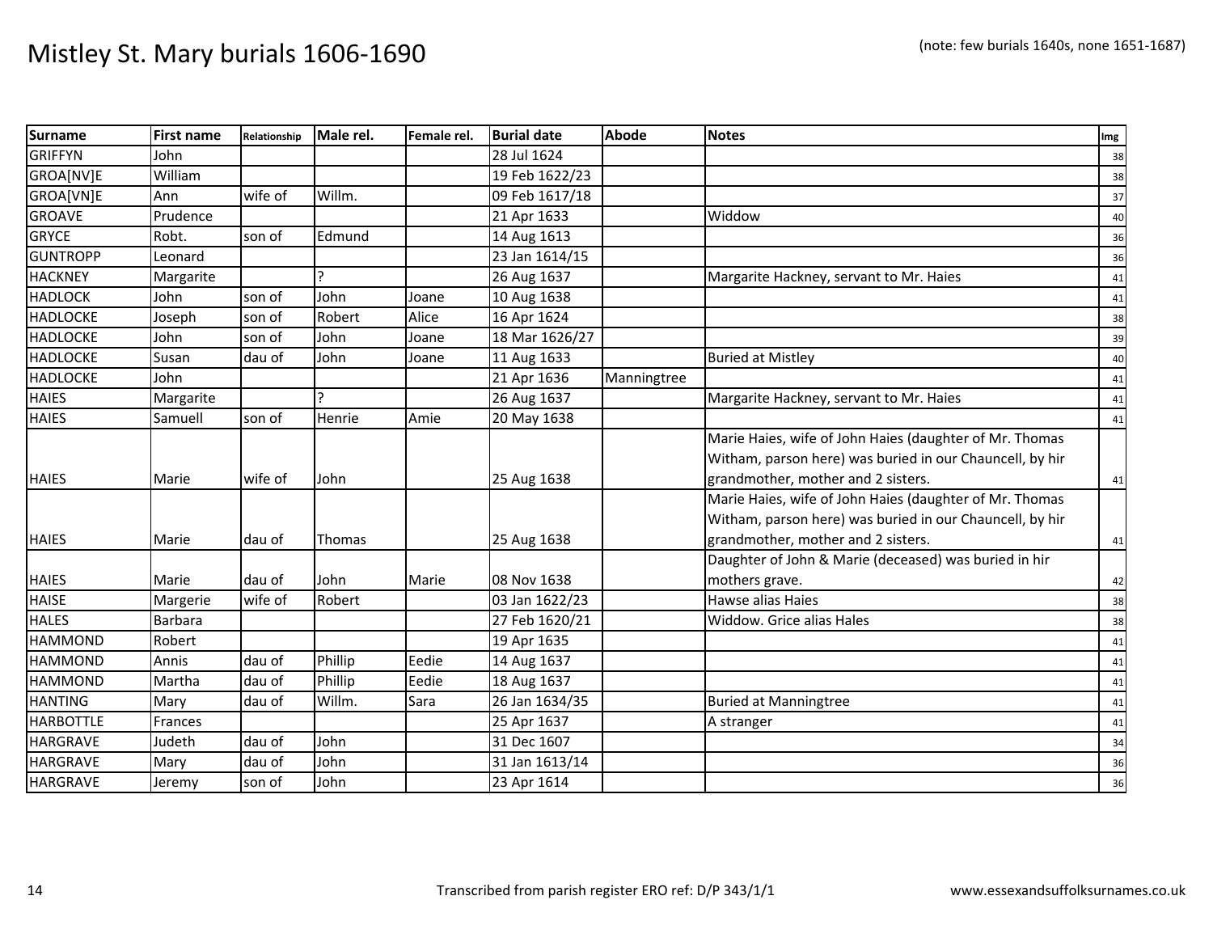# Mistley St. Mary burials 1606-1690

(note: few burials 1640s, none 1651-1687)

| Surname | First name | Relationship | Male rel. | Female rel. | Burial date | Abode | Notes | Img |
|---|---|---|---|---|---|---|---|---|
| GRIFFYN | John | | | | 28 Jul 1624 | | | 38 |
| GROA[NV]E | William | | | | 19 Feb 1622/23 | | | 38 |
| GROA[VN]E | Ann | wife of | Willm. | | 09 Feb 1617/18 | | | 37 |
| GROAVE | Prudence | | | | 21 Apr 1633 | | Widdow | 40 |
| GRYCE | Robt. | son of | Edmund | | 14 Aug 1613 | | | 36 |
| GUNTROPP | Leonard | | | | 23 Jan 1614/15 | | | 36 |
| HACKNEY | Margarite | | ? | | 26 Aug 1637 | | Margarite Hackney, servant to Mr. Haies | 41 |
| HADLOCK | John | son of | John | Joane | 10 Aug 1638 | | | 41 |
| HADLOCKE | Joseph | son of | Robert | Alice | 16 Apr 1624 | | | 38 |
| HADLOCKE | John | son of | John | Joane | 18 Mar 1626/27 | | | 39 |
| HADLOCKE | Susan | dau of | John | Joane | 11 Aug 1633 | | Buried at Mistley | 40 |
| HADLOCKE | John | | | | 21 Apr 1636 | Manningtree | | 41 |
| HAIES | Margarite | | ? | | 26 Aug 1637 | | Margarite Hackney, servant to Mr. Haies | 41 |
| HAIES | Samuell | son of | Henrie | Amie | 20 May 1638 | | | 41 |
| HAIES | Marie | wife of | John | | 25 Aug 1638 | | Marie Haies, wife of John Haies (daughter of Mr. Thomas Witham, parson here) was buried in our Chauncell, by hir grandmother, mother and 2 sisters. | 41 |
| HAIES | Marie | dau of | Thomas | | 25 Aug 1638 | | Marie Haies, wife of John Haies (daughter of Mr. Thomas Witham, parson here) was buried in our Chauncell, by hir grandmother, mother and 2 sisters. | 41 |
| HAIES | Marie | dau of | John | Marie | 08 Nov 1638 | | Daughter of John & Marie (deceased) was buried in hir mothers grave. | 42 |
| HAISE | Margerie | wife of | Robert | | 03 Jan 1622/23 | | Hawse alias Haies | 38 |
| HALES | Barbara | | | | 27 Feb 1620/21 | | Widdow. Grice alias Hales | 38 |
| HAMMOND | Robert | | | | 19 Apr 1635 | | | 41 |
| HAMMOND | Annis | dau of | Phillip | Eedie | 14 Aug 1637 | | | 41 |
| HAMMOND | Martha | dau of | Phillip | Eedie | 18 Aug 1637 | | | 41 |
| HANTING | Mary | dau of | Willm. | Sara | 26 Jan 1634/35 | | Buried at Manningtree | 41 |
| HARBOTTLE | Frances | | | | 25 Apr 1637 | | A stranger | 41 |
| HARGRAVE | Judeth | dau of | John | | 31 Dec 1607 | | | 34 |
| HARGRAVE | Mary | dau of | John | | 31 Jan 1613/14 | | | 36 |
| HARGRAVE | Jeremy | son of | John | | 23 Apr 1614 | | | 36 |

Transcribed from parish register ERO ref: D/P 343/1/1

www.essexandsuffolksurnames.co.uk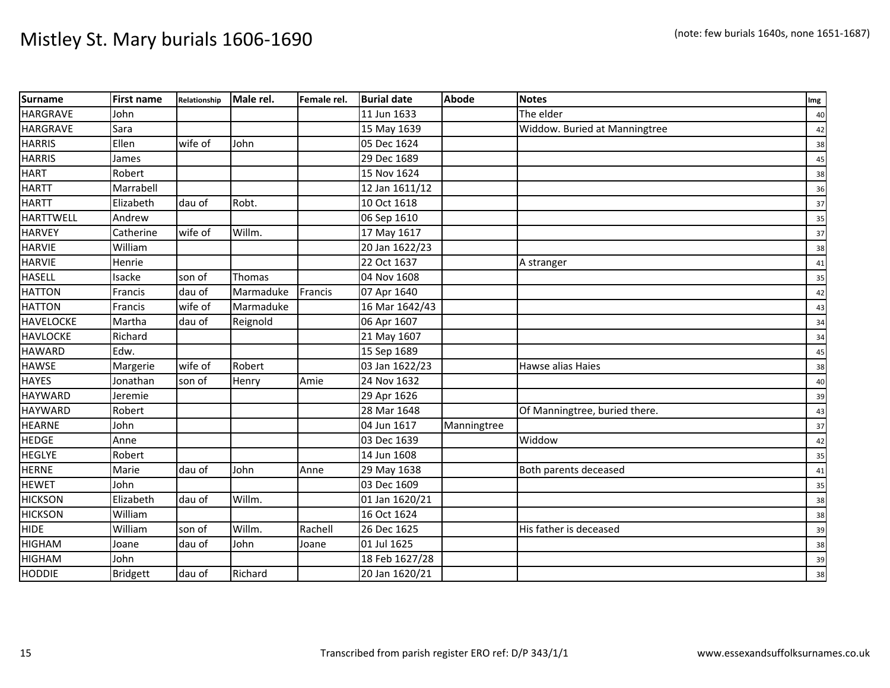# Mistley St. Mary burials 1606-1690

(note: few burials 1640s, none 1651-1687)

| Surname | First name | Relationship | Male rel. | Female rel. | Burial date | Abode | Notes | Img |
|---|---|---|---|---|---|---|---|---|
| HARGRAVE | John | | | | 11 Jun 1633 | | The elder | 40 |
| HARGRAVE | Sara | | | | 15 May 1639 | | Widdow. Buried at Manningtree | 42 |
| HARRIS | Ellen | wife of | John | | 05 Dec 1624 | | | 38 |
| HARRIS | James | | | | 29 Dec 1689 | | | 45 |
| HART | Robert | | | | 15 Nov 1624 | | | 38 |
| HARTT | Marrabell | | | | 12 Jan 1611/12 | | | 36 |
| HARTT | Elizabeth | dau of | Robt. | | 10 Oct 1618 | | | 37 |
| HARTTWELL | Andrew | | | | 06 Sep 1610 | | | 35 |
| HARVEY | Catherine | wife of | Willm. | | 17 May 1617 | | | 37 |
| HARVIE | William | | | | 20 Jan 1622/23 | | | 38 |
| HARVIE | Henrie | | | | 22 Oct 1637 | | A stranger | 41 |
| HASELL | Isacke | son of | Thomas | | 04 Nov 1608 | | | 35 |
| HATTON | Francis | dau of | Marmaduke | Francis | 07 Apr 1640 | | | 42 |
| HATTON | Francis | wife of | Marmaduke | | 16 Mar 1642/43 | | | 43 |
| HAVELOCKE | Martha | dau of | Reignold | | 06 Apr 1607 | | | 34 |
| HAVLOCKE | Richard | | | | 21 May 1607 | | | 34 |
| HAWARD | Edw. | | | | 15 Sep 1689 | | | 45 |
| HAWSE | Margerie | wife of | Robert | | 03 Jan 1622/23 | | Hawse alias Haies | 38 |
| HAYES | Jonathan | son of | Henry | Amie | 24 Nov 1632 | | | 40 |
| HAYWARD | Jeremie | | | | 29 Apr 1626 | | | 39 |
| HAYWARD | Robert | | | | 28 Mar 1648 | | Of Manningtree, buried there. | 43 |
| HEARNE | John | | | | 04 Jun 1617 | Manningtree | | 37 |
| HEDGE | Anne | | | | 03 Dec 1639 | | Widdow | 42 |
| HEGLYE | Robert | | | | 14 Jun 1608 | | | 35 |
| HERNE | Marie | dau of | John | Anne | 29 May 1638 | | Both parents deceased | 41 |
| HEWET | John | | | | 03 Dec 1609 | | | 35 |
| HICKSON | Elizabeth | dau of | Willm. | | 01 Jan 1620/21 | | | 38 |
| HICKSON | William | | | | 16 Oct 1624 | | | 38 |
| HIDE | William | son of | Willm. | Rachell | 26 Dec 1625 | | His father is deceased | 39 |
| HIGHAM | Joane | dau of | John | Joane | 01 Jul 1625 | | | 38 |
| HIGHAM | John | | | | 18 Feb 1627/28 | | | 39 |
| HODDIE | Bridgett | dau of | Richard | | 20 Jan 1620/21 | | | 38 |

Transcribed from parish register ERO ref: D/P 343/1/1

www.essexandsuffolksurnames.co.uk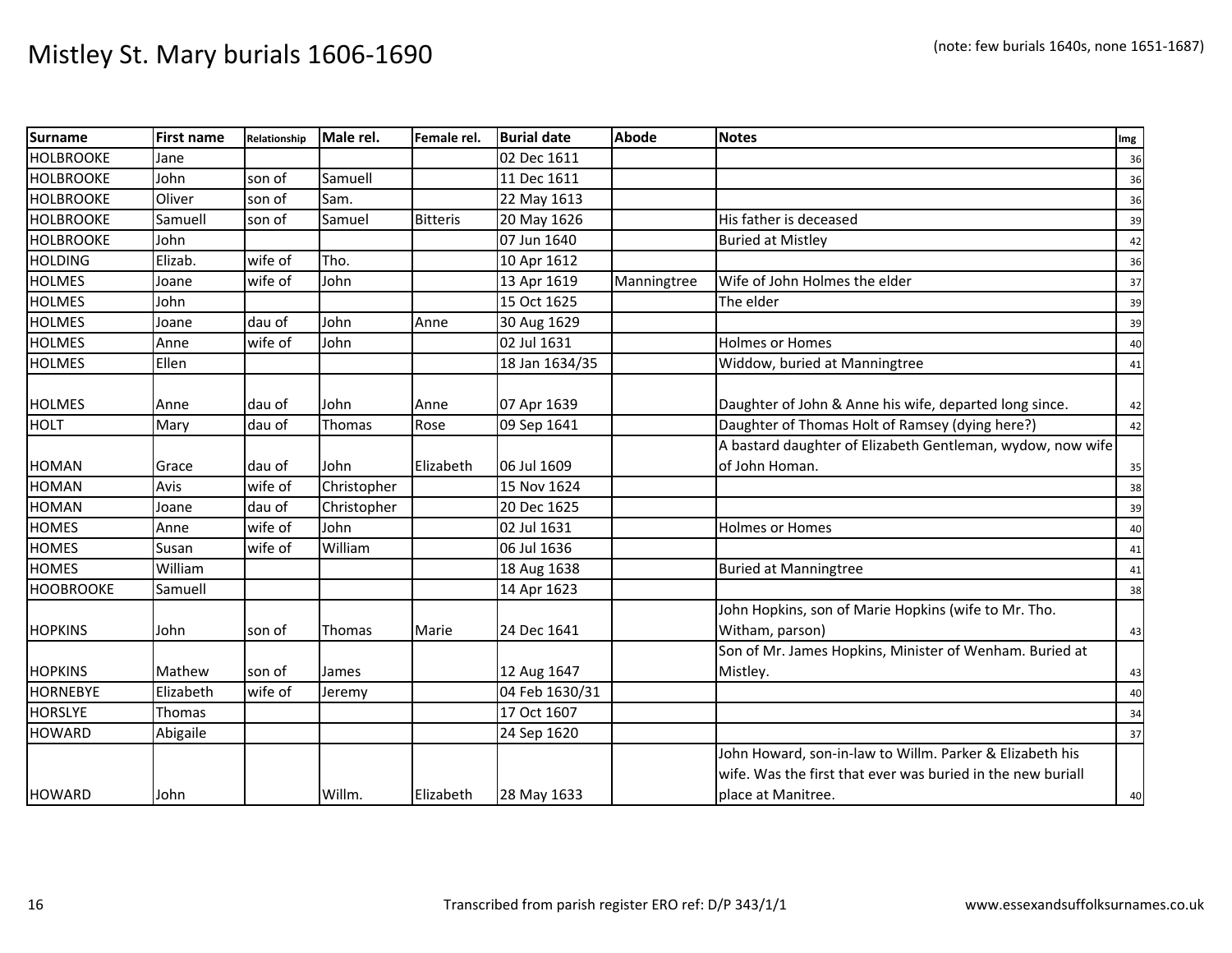# Mistley St. Mary burials 1606-1690

(note: few burials 1640s, none 1651-1687)

| Surname | First name | Relationship | Male rel. | Female rel. | Burial date | Abode | Notes | Img |
|---|---|---|---|---|---|---|---|---|
| HOLBROOKE | Jane | | | | 02 Dec 1611 | | | 36 |
| HOLBROOKE | John | son of | Samuell | | 11 Dec 1611 | | | 36 |
| HOLBROOKE | Oliver | son of | Sam. | | 22 May 1613 | | | 36 |
| HOLBROOKE | Samuell | son of | Samuel | Bitteris | 20 May 1626 | | His father is deceased | 39 |
| HOLBROOKE | John | | | | 07 Jun 1640 | | Buried at Mistley | 42 |
| HOLDING | Elizab. | wife of | Tho. | | 10 Apr 1612 | | | 36 |
| HOLMES | Joane | wife of | John | | 13 Apr 1619 | Manningtree | Wife of John Holmes the elder | 37 |
| HOLMES | John | | | | 15 Oct 1625 | | The elder | 39 |
| HOLMES | Joane | dau of | John | Anne | 30 Aug 1629 | | | 39 |
| HOLMES | Anne | wife of | John | | 02 Jul 1631 | | Holmes or Homes | 40 |
| HOLMES | Ellen | | | | 18 Jan 1634/35 | | Widdow, buried at Manningtree | 41 |
| HOLMES | Anne | dau of | John | Anne | 07 Apr 1639 | | Daughter of John & Anne his wife, departed long since. | 42 |
| HOLT | Mary | dau of | Thomas | Rose | 09 Sep 1641 | | Daughter of Thomas Holt of Ramsey (dying here?) | 42 |
| HOMAN | Grace | dau of | John | Elizabeth | 06 Jul 1609 | | A bastard daughter of Elizabeth Gentleman, wydow, now wife of John Homan. | 35 |
| HOMAN | Avis | wife of | Christopher | | 15 Nov 1624 | | | 38 |
| HOMAN | Joane | dau of | Christopher | | 20 Dec 1625 | | | 39 |
| HOMES | Anne | wife of | John | | 02 Jul 1631 | | Holmes or Homes | 40 |
| HOMES | Susan | wife of | William | | 06 Jul 1636 | | | 41 |
| HOMES | William | | | | 18 Aug 1638 | | Buried at Manningtree | 41 |
| HOOBROOKE | Samuell | | | | 14 Apr 1623 | | | 38 |
| HOPKINS | John | son of | Thomas | Marie | 24 Dec 1641 | | John Hopkins, son of Marie Hopkins (wife to Mr. Tho. Witham, parson) | 43 |
| HOPKINS | Mathew | son of | James | | 12 Aug 1647 | | Son of Mr. James Hopkins, Minister of Wenham. Buried at Mistley. | 43 |
| HORNEBYE | Elizabeth | wife of | Jeremy | | 04 Feb 1630/31 | | | 40 |
| HORSLYE | Thomas | | | | 17 Oct 1607 | | | 34 |
| HOWARD | Abigaile | | | | 24 Sep 1620 | | | 37 |
| HOWARD | John | | Willm. | Elizabeth | 28 May 1633 | | John Howard, son-in-law to Willm. Parker & Elizabeth his wife. Was the first that ever was buried in the new buriall place at Manitree. | 40 |

Transcribed from parish register ERO ref: D/P 343/1/1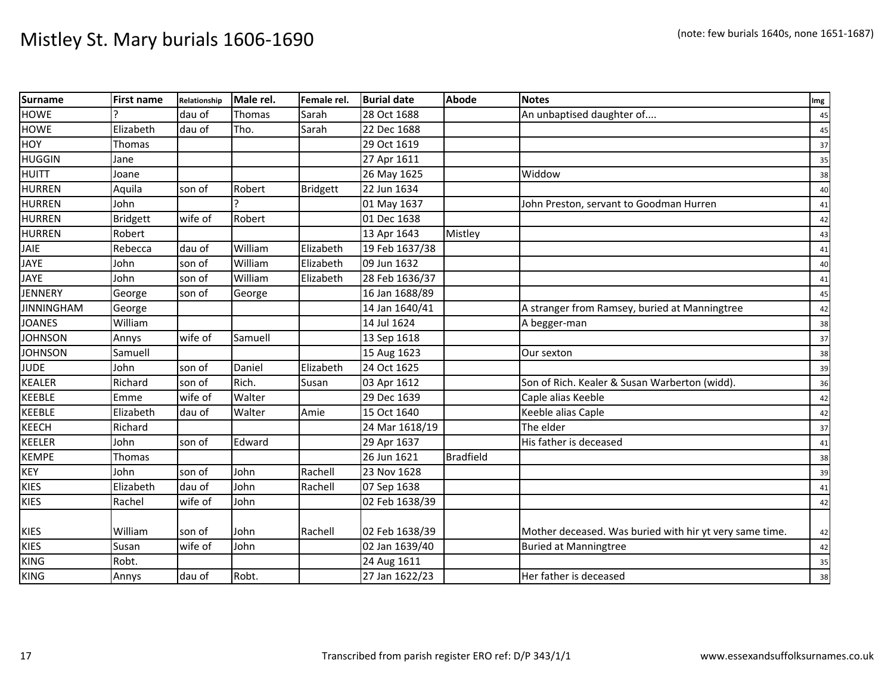# Mistley St. Mary burials 1606-1690

(note: few burials 1640s, none 1651-1687)

| Surname | First name | Relationship | Male rel. | Female rel. | Burial date | Abode | Notes | Img |
|---|---|---|---|---|---|---|---|---|
| HOWE | ? | dau of | Thomas | Sarah | 28 Oct 1688 | | An unbaptised daughter of.... | 45 |
| HOWE | Elizabeth | dau of | Tho. | Sarah | 22 Dec 1688 | | | 45 |
| HOY | Thomas | | | | 29 Oct 1619 | | | 37 |
| HUGGIN | Jane | | | | 27 Apr 1611 | | | 35 |
| HUITT | Joane | | | | 26 May 1625 | | Widdow | 38 |
| HURREN | Aquila | son of | Robert | Bridgett | 22 Jun 1634 | | | 40 |
| HURREN | John | | ? | | 01 May 1637 | | John Preston, servant to Goodman Hurren | 41 |
| HURREN | Bridgett | wife of | Robert | | 01 Dec 1638 | | | 42 |
| HURREN | Robert | | | | 13 Apr 1643 | Mistley | | 43 |
| JAIE | Rebecca | dau of | William | Elizabeth | 19 Feb 1637/38 | | | 41 |
| JAYE | John | son of | William | Elizabeth | 09 Jun 1632 | | | 40 |
| JAYE | John | son of | William | Elizabeth | 28 Feb 1636/37 | | | 41 |
| JENNERY | George | son of | George | | 16 Jan 1688/89 | | | 45 |
| JINNINGHAM | George | | | | 14 Jan 1640/41 | | A stranger from Ramsey, buried at Manningtree | 42 |
| JOANES | William | | | | 14 Jul 1624 | | A begger-man | 38 |
| JOHNSON | Annys | wife of | Samuell | | 13 Sep 1618 | | | 37 |
| JOHNSON | Samuell | | | | 15 Aug 1623 | | Our sexton | 38 |
| JUDE | John | son of | Daniel | Elizabeth | 24 Oct 1625 | | | 39 |
| KEALER | Richard | son of | Rich. | Susan | 03 Apr 1612 | | Son of Rich. Kealer & Susan Warberton (widd). | 36 |
| KEEBLE | Emme | wife of | Walter | | 29 Dec 1639 | | Caple alias Keeble | 42 |
| KEEBLE | Elizabeth | dau of | Walter | Amie | 15 Oct 1640 | | Keeble alias Caple | 42 |
| KEECH | Richard | | | | 24 Mar 1618/19 | | The elder | 37 |
| KEELER | John | son of | Edward | | 29 Apr 1637 | | His father is deceased | 41 |
| KEMPE | Thomas | | | | 26 Jun 1621 | Bradfield | | 38 |
| KEY | John | son of | John | Rachell | 23 Nov 1628 | | | 39 |
| KIES | Elizabeth | dau of | John | Rachell | 07 Sep 1638 | | | 41 |
| KIES | Rachel | wife of | John | | 02 Feb 1638/39 | | | 42 |
| KIES | William | son of | John | Rachell | 02 Feb 1638/39 | | Mother deceased. Was buried with hir yt very same time. | 42 |
| KIES | Susan | wife of | John | | 02 Jan 1639/40 | | Buried at Manningtree | 42 |
| KING | Robt. | | | | 24 Aug 1611 | | | 35 |
| KING | Annys | dau of | Robt. | | 27 Jan 1622/23 | | Her father is deceased | 38 |

Transcribed from parish register ERO ref: D/P 343/1/1

www.essexandsuffolksurnames.co.uk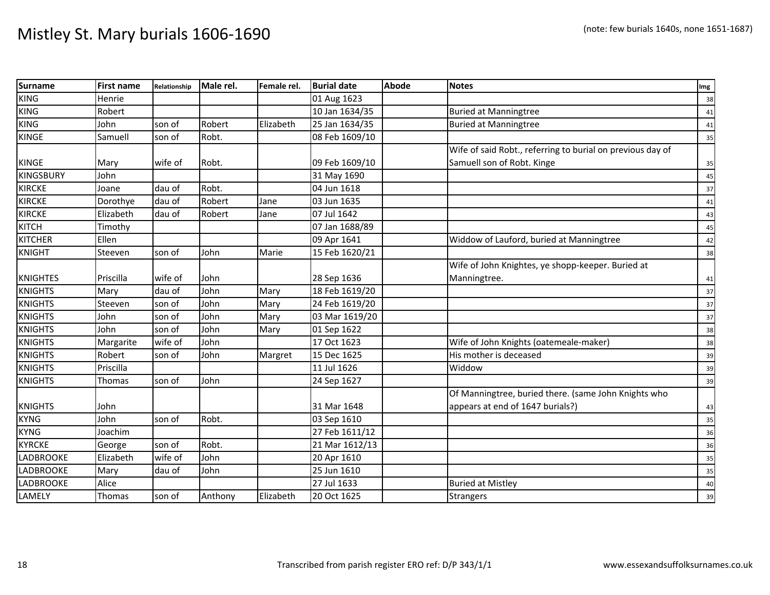# Mistley St. Mary burials 1606-1690

(note: few burials 1640s, none 1651-1687)

| Surname | First name | Relationship | Male rel. | Female rel. | Burial date | Abode | Notes | Img |
|---|---|---|---|---|---|---|---|---|
| KING | Henrie | | | | 01 Aug 1623 | | | 38 |
| KING | Robert | | | | 10 Jan 1634/35 | | Buried at Manningtree | 41 |
| KING | John | son of | Robert | Elizabeth | 25 Jan 1634/35 | | Buried at Manningtree | 41 |
| KINGE | Samuell | son of | Robt. | | 08 Feb 1609/10 | | | 35 |
| KINGE | Mary | wife of | Robt. | | 09 Feb 1609/10 | | Wife of said Robt., referring to burial on previous day of Samuell son of Robt. Kinge | 35 |
| KINGSBURY | John | | | | 31 May 1690 | | | 45 |
| KIRCKE | Joane | dau of | Robt. | | 04 Jun 1618 | | | 37 |
| KIRCKE | Dorothye | dau of | Robert | Jane | 03 Jun 1635 | | | 41 |
| KIRCKE | Elizabeth | dau of | Robert | Jane | 07 Jul 1642 | | | 43 |
| KITCH | Timothy | | | | 07 Jan 1688/89 | | | 45 |
| KITCHER | Ellen | | | | 09 Apr 1641 | | Widdow of Lauford, buried at Manningtree | 42 |
| KNIGHT | Steeven | son of | John | Marie | 15 Feb 1620/21 | | | 38 |
| KNIGHTES | Priscilla | wife of | John | | 28 Sep 1636 | | Wife of John Knightes, ye shopp-keeper. Buried at Manningtree. | 41 |
| KNIGHTS | Mary | dau of | John | Mary | 18 Feb 1619/20 | | | 37 |
| KNIGHTS | Steeven | son of | John | Mary | 24 Feb 1619/20 | | | 37 |
| KNIGHTS | John | son of | John | Mary | 03 Mar 1619/20 | | | 37 |
| KNIGHTS | John | son of | John | Mary | 01 Sep 1622 | | | 38 |
| KNIGHTS | Margarite | wife of | John | | 17 Oct 1623 | | Wife of John Knights (oatemeale-maker) | 38 |
| KNIGHTS | Robert | son of | John | Margret | 15 Dec 1625 | | His mother is deceased | 39 |
| KNIGHTS | Priscilla | | | | 11 Jul 1626 | | Widdow | 39 |
| KNIGHTS | Thomas | son of | John | | 24 Sep 1627 | | | 39 |
| KNIGHTS | John | | | | 31 Mar 1648 | | Of Manningtree, buried there. (same John Knights who appears at end of 1647 burials?) | 43 |
| KYNG | John | son of | Robt. | | 03 Sep 1610 | | | 35 |
| KYNG | Joachim | | | | 27 Feb 1611/12 | | | 36 |
| KYRCKE | George | son of | Robt. | | 21 Mar 1612/13 | | | 36 |
| LADBROOKE | Elizabeth | wife of | John | | 20 Apr 1610 | | | 35 |
| LADBROOKE | Mary | dau of | John | | 25 Jun 1610 | | | 35 |
| LADBROOKE | Alice | | | | 27 Jul 1633 | | Buried at Mistley | 40 |
| LAMELY | Thomas | son of | Anthony | Elizabeth | 20 Oct 1625 | | Strangers | 39 |

Transcribed from parish register ERO ref: D/P 343/1/1

www.essexandsuffolksurnames.co.uk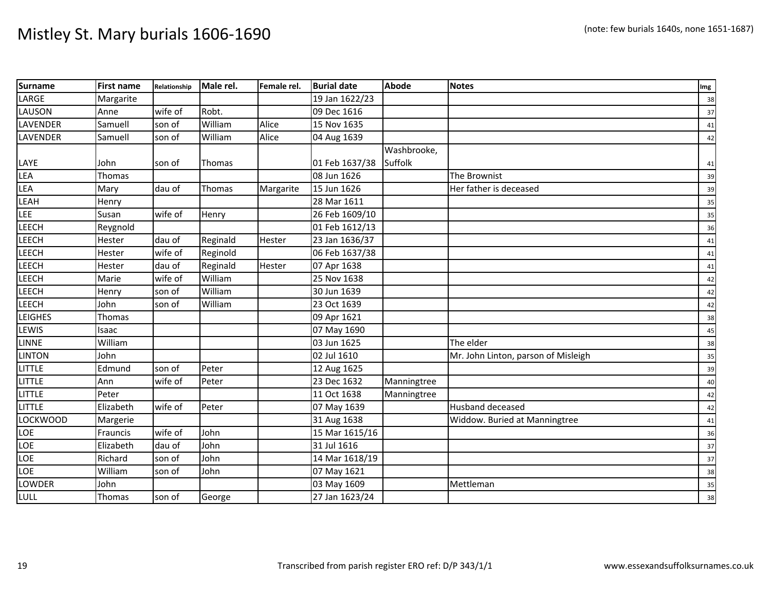# Mistley St. Mary burials 1606-1690

(note: few burials 1640s, none 1651-1687)

| Surname | First name | Relationship | Male rel. | Female rel. | Burial date | Abode | Notes | Img |
|---|---|---|---|---|---|---|---|---|
| LARGE | Margarite | | | | 19 Jan 1622/23 | | | 38 |
| LAUSON | Anne | wife of | Robt. | | 09 Dec 1616 | | | 37 |
| LAVENDER | Samuell | son of | William | Alice | 15 Nov 1635 | | | 41 |
| LAVENDER | Samuell | son of | William | Alice | 04 Aug 1639 | | | 42 |
| LAYE | John | son of | Thomas | | 01 Feb 1637/38 | Washbrooke, Suffolk | | 41 |
| LEA | Thomas | | | | 08 Jun 1626 | | The Brownist | 39 |
| LEA | Mary | dau of | Thomas | Margarite | 15 Jun 1626 | | Her father is deceased | 39 |
| LEAH | Henry | | | | 28 Mar 1611 | | | 35 |
| LEE | Susan | wife of | Henry | | 26 Feb 1609/10 | | | 35 |
| LEECH | Reygnold | | | | 01 Feb 1612/13 | | | 36 |
| LEECH | Hester | dau of | Reginald | Hester | 23 Jan 1636/37 | | | 41 |
| LEECH | Hester | wife of | Reginold | | 06 Feb 1637/38 | | | 41 |
| LEECH | Hester | dau of | Reginald | Hester | 07 Apr 1638 | | | 41 |
| LEECH | Marie | wife of | William | | 25 Nov 1638 | | | 42 |
| LEECH | Henry | son of | William | | 30 Jun 1639 | | | 42 |
| LEECH | John | son of | William | | 23 Oct 1639 | | | 42 |
| LEIGHES | Thomas | | | | 09 Apr 1621 | | | 38 |
| LEWIS | Isaac | | | | 07 May 1690 | | | 45 |
| LINNE | William | | | | 03 Jun 1625 | | The elder | 38 |
| LINTON | John | | | | 02 Jul 1610 | | Mr. John Linton, parson of Misleigh | 35 |
| LITTLE | Edmund | son of | Peter | | 12 Aug 1625 | | | 39 |
| LITTLE | Ann | wife of | Peter | | 23 Dec 1632 | Manningtree | | 40 |
| LITTLE | Peter | | | | 11 Oct 1638 | Manningtree | | 42 |
| LITTLE | Elizabeth | wife of | Peter | | 07 May 1639 | | Husband deceased | 42 |
| LOCKWOOD | Margerie | | | | 31 Aug 1638 | | Widdow. Buried at Manningtree | 41 |
| LOE | Frauncis | wife of | John | | 15 Mar 1615/16 | | | 36 |
| LOE | Elizabeth | dau of | John | | 31 Jul 1616 | | | 37 |
| LOE | Richard | son of | John | | 14 Mar 1618/19 | | | 37 |
| LOE | William | son of | John | | 07 May 1621 | | | 38 |
| LOWDER | John | | | | 03 May 1609 | | Mettleman | 35 |
| LULL | Thomas | son of | George | | 27 Jan 1623/24 | | | 38 |

Transcribed from parish register ERO ref: D/P 343/1/1

www.essexandsuffolksurnames.co.uk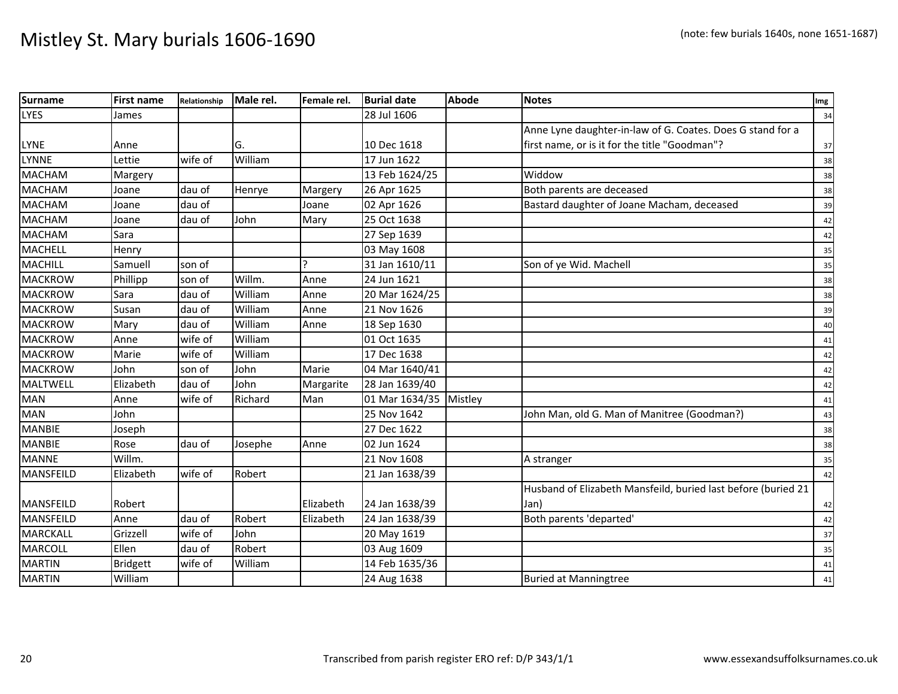# Mistley St. Mary burials 1606-1690

(note: few burials 1640s, none 1651-1687)

| Surname | First name | Relationship | Male rel. | Female rel. | Burial date | Abode | Notes | Img |
|---|---|---|---|---|---|---|---|---|
| LYES | James | | | | 28 Jul 1606 | | | 34 |
| LYNE | Anne | | G. | | 10 Dec 1618 | | Anne Lyne daughter-in-law of G. Coates. Does G stand for a first name, or is it for the title "Goodman"? | 37 |
| LYNNE | Lettie | wife of | William | | 17 Jun 1622 | | | 38 |
| MACHAM | Margery | | | | 13 Feb 1624/25 | | Widdow | 38 |
| MACHAM | Joane | dau of | Henrye | Margery | 26 Apr 1625 | | Both parents are deceased | 38 |
| MACHAM | Joane | dau of | | Joane | 02 Apr 1626 | | Bastard daughter of Joane Macham, deceased | 39 |
| MACHAM | Joane | dau of | John | Mary | 25 Oct 1638 | | | 42 |
| MACHAM | Sara | | | | 27 Sep 1639 | | | 42 |
| MACHELL | Henry | | | | 03 May 1608 | | | 35 |
| MACHILL | Samuell | son of | | ? | 31 Jan 1610/11 | | Son of ye Wid. Machell | 35 |
| MACKROW | Phillipp | son of | Willm. | Anne | 24 Jun 1621 | | | 38 |
| MACKROW | Sara | dau of | William | Anne | 20 Mar 1624/25 | | | 38 |
| MACKROW | Susan | dau of | William | Anne | 21 Nov 1626 | | | 39 |
| MACKROW | Mary | dau of | William | Anne | 18 Sep 1630 | | | 40 |
| MACKROW | Anne | wife of | William | | 01 Oct 1635 | | | 41 |
| MACKROW | Marie | wife of | William | | 17 Dec 1638 | | | 42 |
| MACKROW | John | son of | John | Marie | 04 Mar 1640/41 | | | 42 |
| MALTWELL | Elizabeth | dau of | John | Margarite | 28 Jan 1639/40 | | | 42 |
| MAN | Anne | wife of | Richard | Man | 01 Mar 1634/35 | Mistley | | 41 |
| MAN | John | | | | 25 Nov 1642 | | John Man, old G. Man of Manitree (Goodman?) | 43 |
| MANBIE | Joseph | | | | 27 Dec 1622 | | | 38 |
| MANBIE | Rose | dau of | Josephe | Anne | 02 Jun 1624 | | | 38 |
| MANNE | Willm. | | | | 21 Nov 1608 | | A stranger | 35 |
| MANSFEILD | Elizabeth | wife of | Robert | | 21 Jan 1638/39 | | | 42 |
| MANSFEILD | Robert | | | Elizabeth | 24 Jan 1638/39 | | Husband of Elizabeth Mansfeild, buried last before (buried 21 Jan) | 42 |
| MANSFEILD | Anne | dau of | Robert | Elizabeth | 24 Jan 1638/39 | | Both parents 'departed' | 42 |
| MARCKALL | Grizzell | wife of | John | | 20 May 1619 | | | 37 |
| MARCOLL | Ellen | dau of | Robert | | 03 Aug 1609 | | | 35 |
| MARTIN | Bridgett | wife of | William | | 14 Feb 1635/36 | | | 41 |
| MARTIN | William | | | | 24 Aug 1638 | | Buried at Manningtree | 41 |

Transcribed from parish register ERO ref: D/P 343/1/1

www.essexandsuffolksurnames.co.uk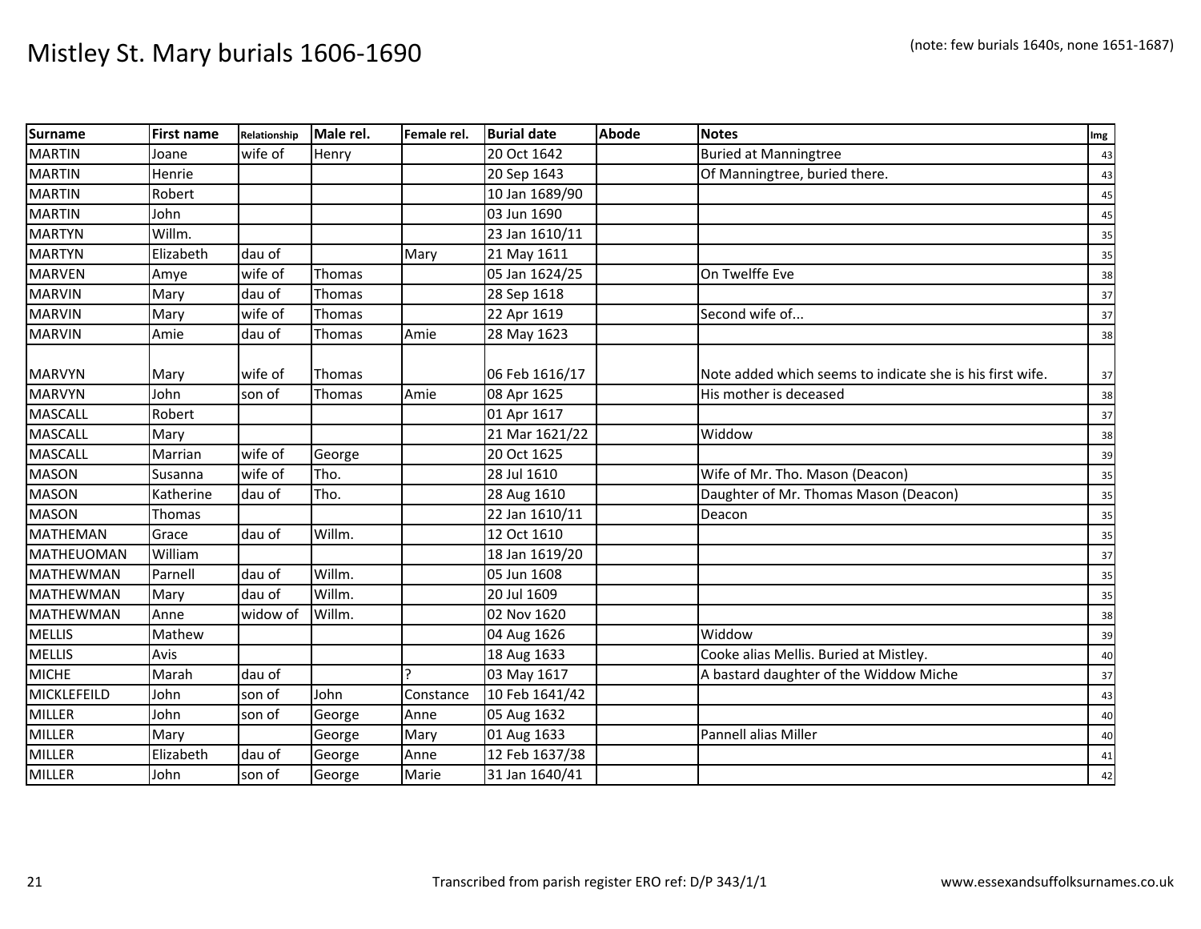# Mistley St. Mary burials 1606-1690

(note: few burials 1640s, none 1651-1687)

| Surname | First name | Relationship | Male rel. | Female rel. | Burial date | Abode | Notes | Img |
|---|---|---|---|---|---|---|---|---|
| MARTIN | Joane | wife of | Henry | | 20 Oct 1642 | | Buried at Manningtree | 43 |
| MARTIN | Henrie | | | | 20 Sep 1643 | | Of Manningtree, buried there. | 43 |
| MARTIN | Robert | | | | 10 Jan 1689/90 | | | 45 |
| MARTIN | John | | | | 03 Jun 1690 | | | 45 |
| MARTYN | Willm. | | | | 23 Jan 1610/11 | | | 35 |
| MARTYN | Elizabeth | dau of | | Mary | 21 May 1611 | | | 35 |
| MARVEN | Amye | wife of | Thomas | | 05 Jan 1624/25 | | On Twelffe Eve | 38 |
| MARVIN | Mary | dau of | Thomas | | 28 Sep 1618 | | | 37 |
| MARVIN | Mary | wife of | Thomas | | 22 Apr 1619 | | Second wife of... | 37 |
| MARVIN | Amie | dau of | Thomas | Amie | 28 May 1623 | | | 38 |
| MARVYN | Mary | wife of | Thomas | | 06 Feb 1616/17 | | Note added which seems to indicate she is his first wife. | 37 |
| MARVYN | John | son of | Thomas | Amie | 08 Apr 1625 | | His mother is deceased | 38 |
| MASCALL | Robert | | | | 01 Apr 1617 | | | 37 |
| MASCALL | Mary | | | | 21 Mar 1621/22 | | Widdow | 38 |
| MASCALL | Marrian | wife of | George | | 20 Oct 1625 | | | 39 |
| MASON | Susanna | wife of | Tho. | | 28 Jul 1610 | | Wife of Mr. Tho. Mason (Deacon) | 35 |
| MASON | Katherine | dau of | Tho. | | 28 Aug 1610 | | Daughter of Mr. Thomas Mason (Deacon) | 35 |
| MASON | Thomas | | | | 22 Jan 1610/11 | | Deacon | 35 |
| MATHEMAN | Grace | dau of | Willm. | | 12 Oct 1610 | | | 35 |
| MATHEUOMAN | William | | | | 18 Jan 1619/20 | | | 37 |
| MATHEWMAN | Parnell | dau of | Willm. | | 05 Jun 1608 | | | 35 |
| MATHEWMAN | Mary | dau of | Willm. | | 20 Jul 1609 | | | 35 |
| MATHEWMAN | Anne | widow of | Willm. | | 02 Nov 1620 | | | 38 |
| MELLIS | Mathew | | | | 04 Aug 1626 | | Widdow | 39 |
| MELLIS | Avis | | | | 18 Aug 1633 | | Cooke alias Mellis. Buried at Mistley. | 40 |
| MICHE | Marah | dau of | | ? | 03 May 1617 | | A bastard daughter of the Widdow Miche | 37 |
| MICKLEFEILD | John | son of | John | Constance | 10 Feb 1641/42 | | | 43 |
| MILLER | John | son of | George | Anne | 05 Aug 1632 | | | 40 |
| MILLER | Mary | | George | Mary | 01 Aug 1633 | | Pannell alias Miller | 40 |
| MILLER | Elizabeth | dau of | George | Anne | 12 Feb 1637/38 | | | 41 |
| MILLER | John | son of | George | Marie | 31 Jan 1640/41 | | | 42 |

Transcribed from parish register ERO ref: D/P 343/1/1

www.essexandsuffolksurnames.co.uk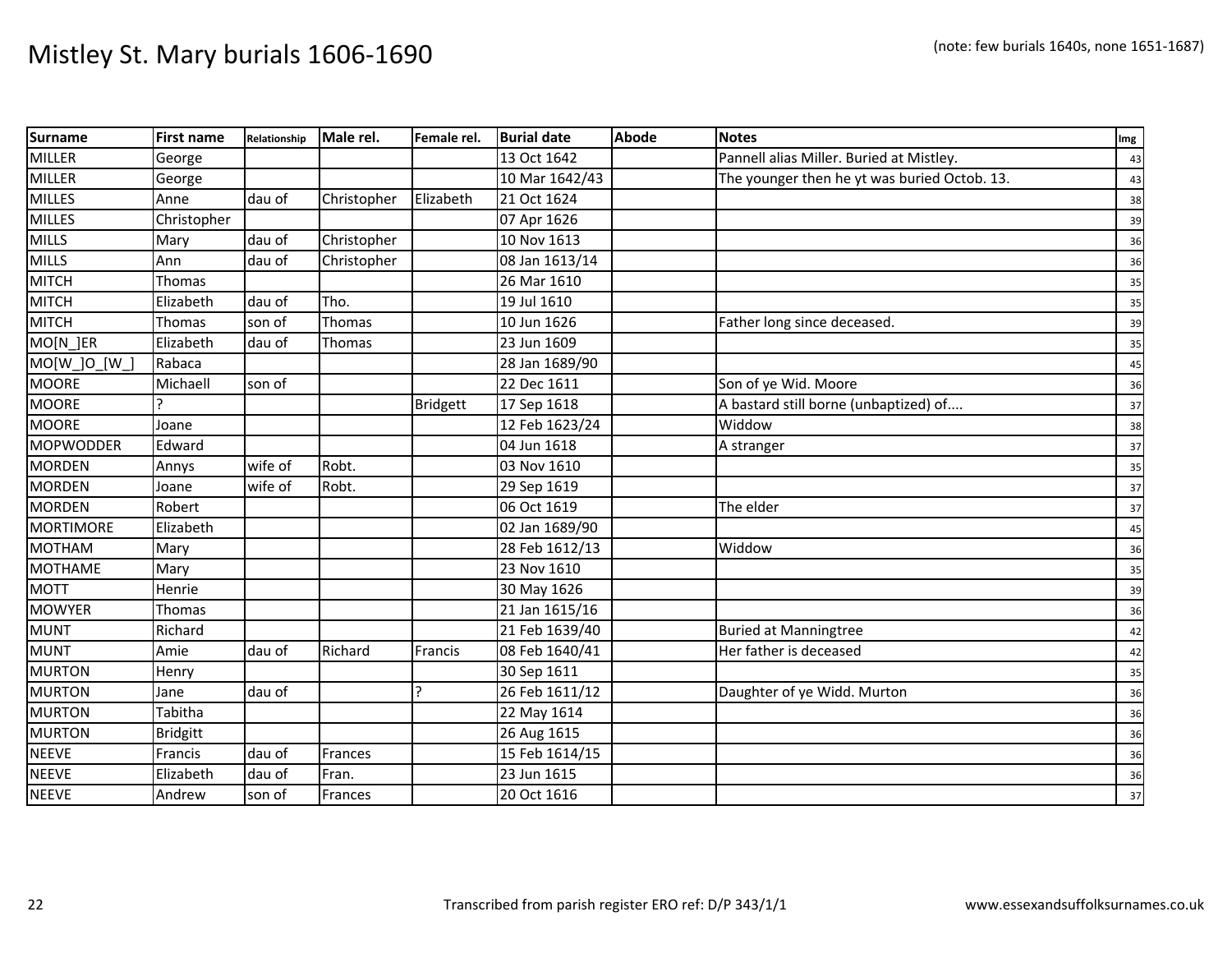# Mistley St. Mary burials 1606-1690

(note: few burials 1640s, none 1651-1687)

| Surname | First name | Relationship | Male rel. | Female rel. | Burial date | Abode | Notes | Img |
|---|---|---|---|---|---|---|---|---|
| MILLER | George | | | | 13 Oct 1642 | | Pannell alias Miller. Buried at Mistley. | 43 |
| MILLER | George | | | | 10 Mar 1642/43 | | The younger then he yt was buried Octob. 13. | 43 |
| MILLES | Anne | dau of | Christopher | Elizabeth | 21 Oct 1624 | | | 38 |
| MILLES | Christopher | | | | 07 Apr 1626 | | | 39 |
| MILLS | Mary | dau of | Christopher | | 10 Nov 1613 | | | 36 |
| MILLS | Ann | dau of | Christopher | | 08 Jan 1613/14 | | | 36 |
| MITCH | Thomas | | | | 26 Mar 1610 | | | 35 |
| MITCH | Elizabeth | dau of | Tho. | | 19 Jul 1610 | | | 35 |
| MITCH | Thomas | son of | Thomas | | 10 Jun 1626 | | Father long since deceased. | 39 |
| MO[N_]ER | Elizabeth | dau of | Thomas | | 23 Jun 1609 | | | 35 |
| MO[W_]O_[W_] | Rabaca | | | | 28 Jan 1689/90 | | | 45 |
| MOORE | Michaell | son of | | | 22 Dec 1611 | | Son of ye Wid. Moore | 36 |
| MOORE | ? | | | Bridgett | 17 Sep 1618 | | A bastard still borne (unbaptized) of.... | 37 |
| MOORE | Joane | | | | 12 Feb 1623/24 | | Widdow | 38 |
| MOPWODDER | Edward | | | | 04 Jun 1618 | | A stranger | 37 |
| MORDEN | Annys | wife of | Robt. | | 03 Nov 1610 | | | 35 |
| MORDEN | Joane | wife of | Robt. | | 29 Sep 1619 | | | 37 |
| MORDEN | Robert | | | | 06 Oct 1619 | | The elder | 37 |
| MORTIMORE | Elizabeth | | | | 02 Jan 1689/90 | | | 45 |
| MOTHAM | Mary | | | | 28 Feb 1612/13 | | Widdow | 36 |
| MOTHAME | Mary | | | | 23 Nov 1610 | | | 35 |
| MOTT | Henrie | | | | 30 May 1626 | | | 39 |
| MOWYER | Thomas | | | | 21 Jan 1615/16 | | | 36 |
| MUNT | Richard | | | | 21 Feb 1639/40 | | Buried at Manningtree | 42 |
| MUNT | Amie | dau of | Richard | Francis | 08 Feb 1640/41 | | Her father is deceased | 42 |
| MURTON | Henry | | | | 30 Sep 1611 | | | 35 |
| MURTON | Jane | dau of | | ? | 26 Feb 1611/12 | | Daughter of ye Widd. Murton | 36 |
| MURTON | Tabitha | | | | 22 May 1614 | | | 36 |
| MURTON | Bridgitt | | | | 26 Aug 1615 | | | 36 |
| NEEVE | Francis | dau of | Frances | | 15 Feb 1614/15 | | | 36 |
| NEEVE | Elizabeth | dau of | Fran. | | 23 Jun 1615 | | | 36 |
| NEEVE | Andrew | son of | Frances | | 20 Oct 1616 | | | 37 |

Transcribed from parish register ERO ref: D/P 343/1/1

www.essexandsuffolksurnames.co.uk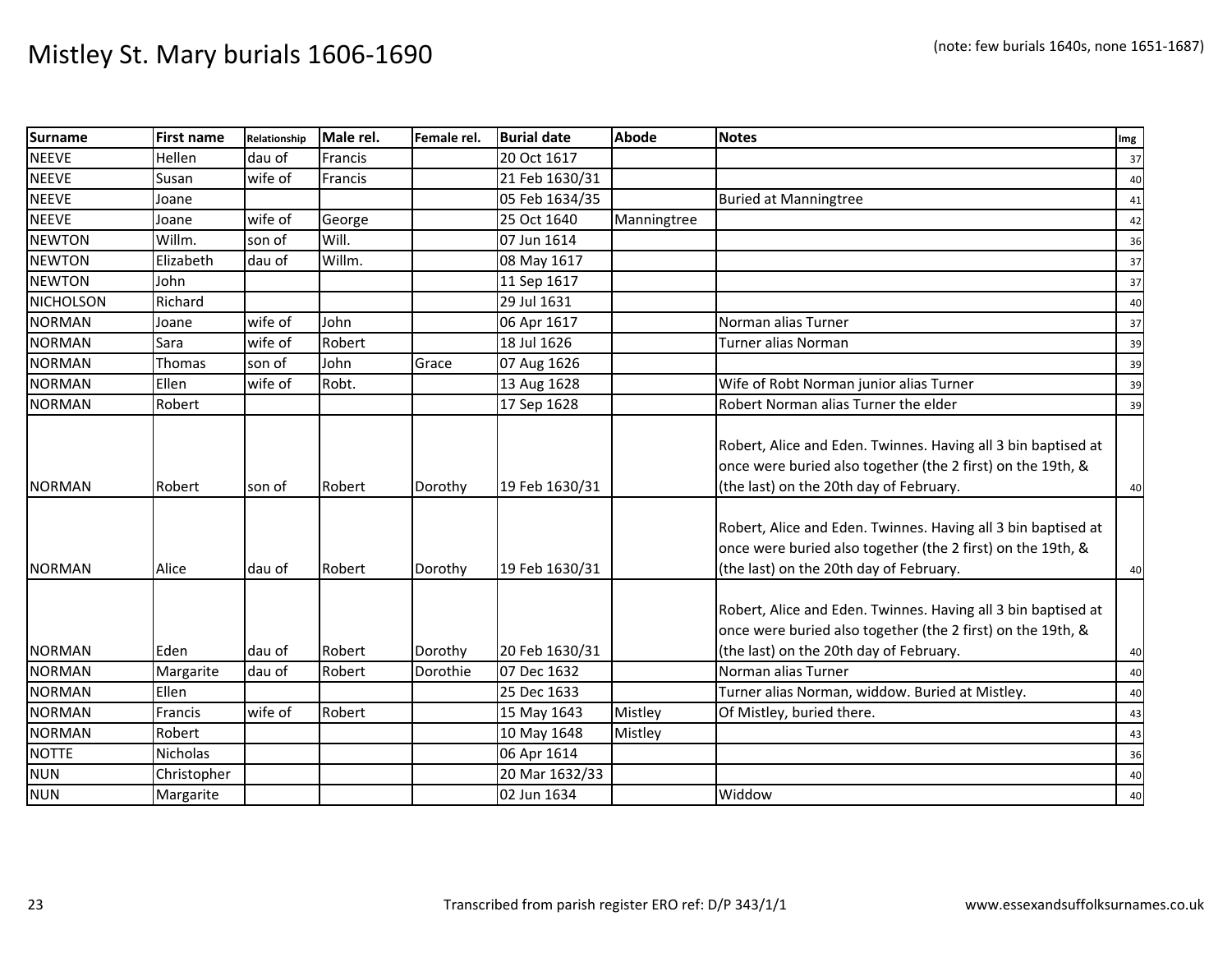# Mistley St. Mary burials 1606-1690

(note: few burials 1640s, none 1651-1687)

| Surname | First name | Relationship | Male rel. | Female rel. | Burial date | Abode | Notes | Img |
|---|---|---|---|---|---|---|---|---|
| NEEVE | Hellen | dau of | Francis | | 20 Oct 1617 | | | 37 |
| NEEVE | Susan | wife of | Francis | | 21 Feb 1630/31 | | | 40 |
| NEEVE | Joane | | | | 05 Feb 1634/35 | | Buried at Manningtree | 41 |
| NEEVE | Joane | wife of | George | | 25 Oct 1640 | Manningtree | | 42 |
| NEWTON | Willm. | son of | Will. | | 07 Jun 1614 | | | 36 |
| NEWTON | Elizabeth | dau of | Willm. | | 08 May 1617 | | | 37 |
| NEWTON | John | | | | 11 Sep 1617 | | | 37 |
| NICHOLSON | Richard | | | | 29 Jul 1631 | | | 40 |
| NORMAN | Joane | wife of | John | | 06 Apr 1617 | | Norman alias Turner | 37 |
| NORMAN | Sara | wife of | Robert | | 18 Jul 1626 | | Turner alias Norman | 39 |
| NORMAN | Thomas | son of | John | Grace | 07 Aug 1626 | | | 39 |
| NORMAN | Ellen | wife of | Robt. | | 13 Aug 1628 | | Wife of Robt Norman junior alias Turner | 39 |
| NORMAN | Robert | | | | 17 Sep 1628 | | Robert Norman alias Turner the elder | 39 |
| NORMAN | Robert | son of | Robert | Dorothy | 19 Feb 1630/31 | | Robert, Alice and Eden. Twinnes. Having all 3 bin baptised at once were buried also together (the 2 first) on the 19th, & (the last) on the 20th day of February. | 40 |
| NORMAN | Alice | dau of | Robert | Dorothy | 19 Feb 1630/31 | | Robert, Alice and Eden. Twinnes. Having all 3 bin baptised at once were buried also together (the 2 first) on the 19th, & (the last) on the 20th day of February. | 40 |
| NORMAN | Eden | dau of | Robert | Dorothy | 20 Feb 1630/31 | | Robert, Alice and Eden. Twinnes. Having all 3 bin baptised at once were buried also together (the 2 first) on the 19th, & (the last) on the 20th day of February. | 40 |
| NORMAN | Margarite | dau of | Robert | Dorothie | 07 Dec 1632 | | Norman alias Turner | 40 |
| NORMAN | Ellen | | | | 25 Dec 1633 | | Turner alias Norman, widdow. Buried at Mistley. | 40 |
| NORMAN | Francis | wife of | Robert | | 15 May 1643 | Mistley | Of Mistley, buried there. | 43 |
| NORMAN | Robert | | | | 10 May 1648 | Mistley | | 43 |
| NOTTE | Nicholas | | | | 06 Apr 1614 | | | 36 |
| NUN | Christopher | | | | 20 Mar 1632/33 | | | 40 |
| NUN | Margarite | | | | 02 Jun 1634 | | Widdow | 40 |

Transcribed from parish register ERO ref: D/P 343/1/1

www.essexandsuffolksurnames.co.uk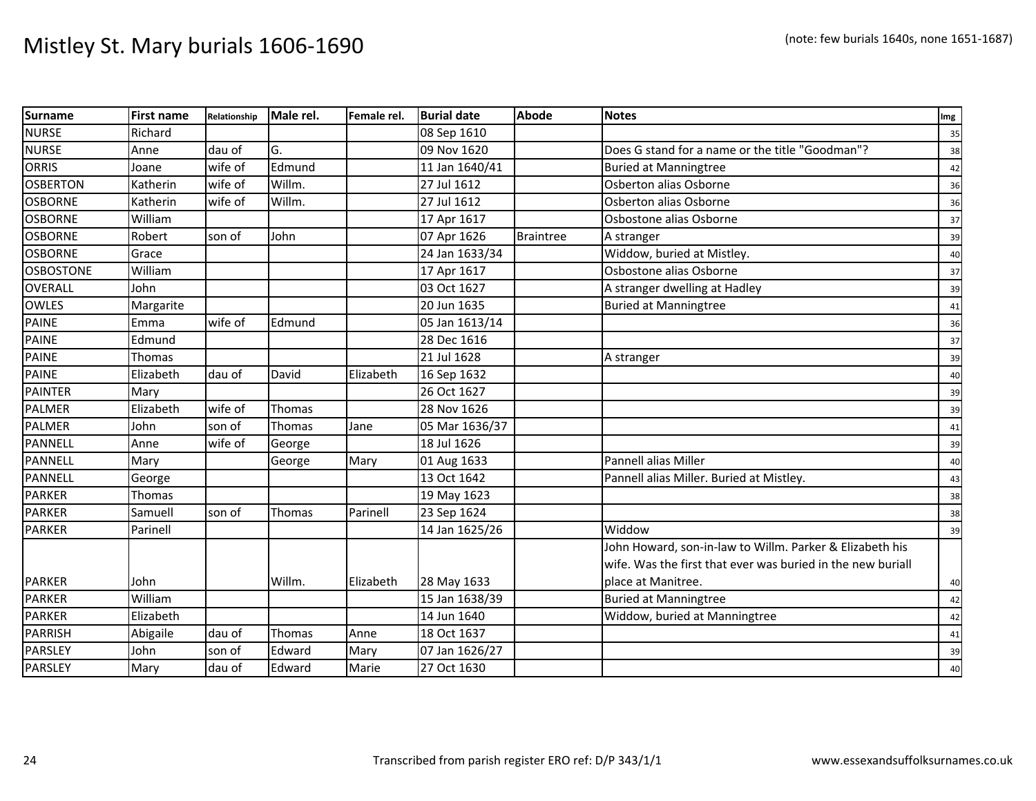# Mistley St. Mary burials 1606-1690

(note: few burials 1640s, none 1651-1687)

| Surname | First name | Relationship | Male rel. | Female rel. | Burial date | Abode | Notes | Img |
|---|---|---|---|---|---|---|---|---|
| NURSE | Richard | | | | 08 Sep 1610 | | | 35 |
| NURSE | Anne | dau of | G. | | 09 Nov 1620 | | Does G stand for a name or the title "Goodman"? | 38 |
| ORRIS | Joane | wife of | Edmund | | 11 Jan 1640/41 | | Buried at Manningtree | 42 |
| OSBERTON | Katherin | wife of | Willm. | | 27 Jul 1612 | | Osberton alias Osborne | 36 |
| OSBORNE | Katherin | wife of | Willm. | | 27 Jul 1612 | | Osberton alias Osborne | 36 |
| OSBORNE | William | | | | 17 Apr 1617 | | Osbostone alias Osborne | 37 |
| OSBORNE | Robert | son of | John | | 07 Apr 1626 | Braintree | A stranger | 39 |
| OSBORNE | Grace | | | | 24 Jan 1633/34 | | Widdow, buried at Mistley. | 40 |
| OSBOSTONE | William | | | | 17 Apr 1617 | | Osbostone alias Osborne | 37 |
| OVERALL | John | | | | 03 Oct 1627 | | A stranger dwelling at Hadley | 39 |
| OWLES | Margarite | | | | 20 Jun 1635 | | Buried at Manningtree | 41 |
| PAINE | Emma | wife of | Edmund | | 05 Jan 1613/14 | | | 36 |
| PAINE | Edmund | | | | 28 Dec 1616 | | | 37 |
| PAINE | Thomas | | | | 21 Jul 1628 | | A stranger | 39 |
| PAINE | Elizabeth | dau of | David | Elizabeth | 16 Sep 1632 | | | 40 |
| PAINTER | Mary | | | | 26 Oct 1627 | | | 39 |
| PALMER | Elizabeth | wife of | Thomas | | 28 Nov 1626 | | | 39 |
| PALMER | John | son of | Thomas | Jane | 05 Mar 1636/37 | | | 41 |
| PANNELL | Anne | wife of | George | | 18 Jul 1626 | | | 39 |
| PANNELL | Mary | | George | Mary | 01 Aug 1633 | | Pannell alias Miller | 40 |
| PANNELL | George | | | | 13 Oct 1642 | | Pannell alias Miller. Buried at Mistley. | 43 |
| PARKER | Thomas | | | | 19 May 1623 | | | 38 |
| PARKER | Samuell | son of | Thomas | Parinell | 23 Sep 1624 | | | 38 |
| PARKER | Parinell | | | | 14 Jan 1625/26 | | Widdow | 39 |
| PARKER | John | | Willm. | Elizabeth | 28 May 1633 | | John Howard, son-in-law to Willm. Parker & Elizabeth his wife. Was the first that ever was buried in the new buriall place at Manitree. | 40 |
| PARKER | William | | | | 15 Jan 1638/39 | | Buried at Manningtree | 42 |
| PARKER | Elizabeth | | | | 14 Jun 1640 | | Widdow, buried at Manningtree | 42 |
| PARRISH | Abigaile | dau of | Thomas | Anne | 18 Oct 1637 | | | 41 |
| PARSLEY | John | son of | Edward | Mary | 07 Jan 1626/27 | | | 39 |
| PARSLEY | Mary | dau of | Edward | Marie | 27 Oct 1630 | | | 40 |

Transcribed from parish register ERO ref: D/P 343/1/1

www.essexandsuffolksurnames.co.uk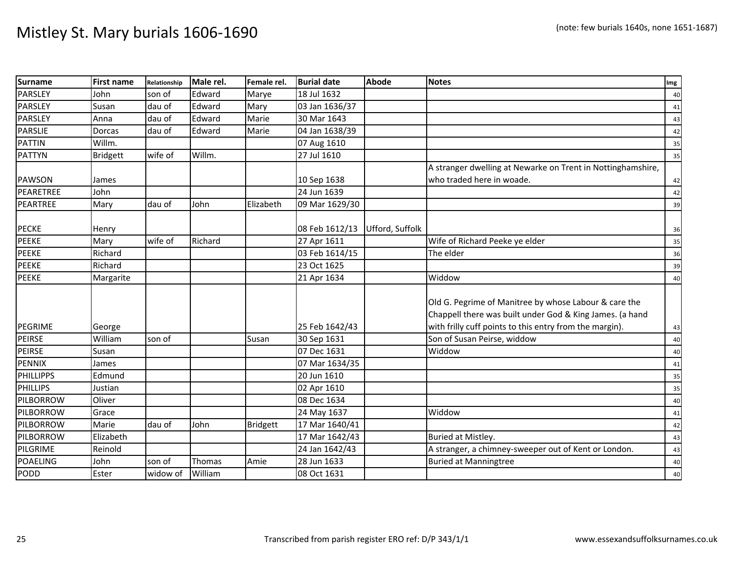# Mistley St. Mary burials 1606-1690

(note: few burials 1640s, none 1651-1687)

| Surname | First name | Relationship | Male rel. | Female rel. | Burial date | Abode | Notes | Img |
|---|---|---|---|---|---|---|---|---|
| PARSLEY | John | son of | Edward | Marye | 18 Jul 1632 | | | 40 |
| PARSLEY | Susan | dau of | Edward | Mary | 03 Jan 1636/37 | | | 41 |
| PARSLEY | Anna | dau of | Edward | Marie | 30 Mar 1643 | | | 43 |
| PARSLIE | Dorcas | dau of | Edward | Marie | 04 Jan 1638/39 | | | 42 |
| PATTIN | Willm. | | | | 07 Aug 1610 | | | 35 |
| PATTYN | Bridgett | wife of | Willm. | | 27 Jul 1610 | | | 35 |
| PAWSON | James | | | | 10 Sep 1638 | | A stranger dwelling at Newarke on Trent in Nottinghamshire, who traded here in woade. | 42 |
| PEARETREE | John | | | | 24 Jun 1639 | | | 42 |
| PEARTREE | Mary | dau of | John | Elizabeth | 09 Mar 1629/30 | | | 39 |
| PECKE | Henry | | | | 08 Feb 1612/13 | Ufford, Suffolk | | 36 |
| PEEKE | Mary | wife of | Richard | | 27 Apr 1611 | | Wife of Richard Peeke ye elder | 35 |
| PEEKE | Richard | | | | 03 Feb 1614/15 | | The elder | 36 |
| PEEKE | Richard | | | | 23 Oct 1625 | | | 39 |
| PEEKE | Margarite | | | | 21 Apr 1634 | | Widdow | 40 |
| PEGRIME | George | | | | 25 Feb 1642/43 | | Old G. Pegrime of Manitree by whose Labour & care the Chappell there was built under God & King James. (a hand with frilly cuff points to this entry from the margin). | 43 |
| PEIRSE | William | son of | | Susan | 30 Sep 1631 | | Son of Susan Peirse, widdow | 40 |
| PEIRSE | Susan | | | | 07 Dec 1631 | | Widdow | 40 |
| PENNIX | James | | | | 07 Mar 1634/35 | | | 41 |
| PHILLIPPS | Edmund | | | | 20 Jun 1610 | | | 35 |
| PHILLIPS | Justian | | | | 02 Apr 1610 | | | 35 |
| PILBORROW | Oliver | | | | 08 Dec 1634 | | | 40 |
| PILBORROW | Grace | | | | 24 May 1637 | | Widdow | 41 |
| PILBORROW | Marie | dau of | John | Bridgett | 17 Mar 1640/41 | | | 42 |
| PILBORROW | Elizabeth | | | | 17 Mar 1642/43 | | Buried at Mistley. | 43 |
| PILGRIME | Reinold | | | | 24 Jan 1642/43 | | A stranger, a chimney-sweeper out of Kent or London. | 43 |
| POAELING | John | son of | Thomas | Amie | 28 Jun 1633 | | Buried at Manningtree | 40 |
| PODD | Ester | widow of | William | | 08 Oct 1631 | | | 40 |

Transcribed from parish register ERO ref: D/P 343/1/1

www.essexandsuffolksurnames.co.uk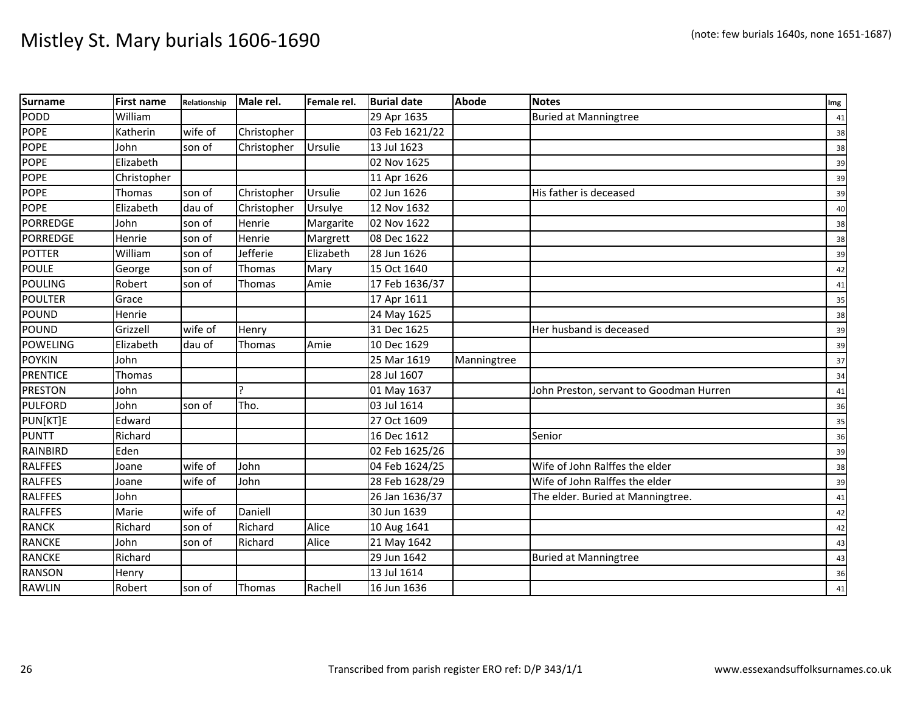# Mistley St. Mary burials 1606-1690

(note: few burials 1640s, none 1651-1687)

| Surname | First name | Relationship | Male rel. | Female rel. | Burial date | Abode | Notes | Img |
|---|---|---|---|---|---|---|---|---|
| PODD | William | | | | 29 Apr 1635 | | Buried at Manningtree | 41 |
| POPE | Katherin | wife of | Christopher | | 03 Feb 1621/22 | | | 38 |
| POPE | John | son of | Christopher | Ursulie | 13 Jul 1623 | | | 38 |
| POPE | Elizabeth | | | | 02 Nov 1625 | | | 39 |
| POPE | Christopher | | | | 11 Apr 1626 | | | 39 |
| POPE | Thomas | son of | Christopher | Ursulie | 02 Jun 1626 | | His father is deceased | 39 |
| POPE | Elizabeth | dau of | Christopher | Ursulye | 12 Nov 1632 | | | 40 |
| PORREDGE | John | son of | Henrie | Margarite | 02 Nov 1622 | | | 38 |
| PORREDGE | Henrie | son of | Henrie | Margrett | 08 Dec 1622 | | | 38 |
| POTTER | William | son of | Jefferie | Elizabeth | 28 Jun 1626 | | | 39 |
| POULE | George | son of | Thomas | Mary | 15 Oct 1640 | | | 42 |
| POULING | Robert | son of | Thomas | Amie | 17 Feb 1636/37 | | | 41 |
| POULTER | Grace | | | | 17 Apr 1611 | | | 35 |
| POUND | Henrie | | | | 24 May 1625 | | | 38 |
| POUND | Grizzell | wife of | Henry | | 31 Dec 1625 | | Her husband is deceased | 39 |
| POWELING | Elizabeth | dau of | Thomas | Amie | 10 Dec 1629 | | | 39 |
| POYKIN | John | | | | 25 Mar 1619 | Manningtree | | 37 |
| PRENTICE | Thomas | | | | 28 Jul 1607 | | | 34 |
| PRESTON | John | | ? | | 01 May 1637 | | John Preston, servant to Goodman Hurren | 41 |
| PULFORD | John | son of | Tho. | | 03 Jul 1614 | | | 36 |
| PUN[KT]E | Edward | | | | 27 Oct 1609 | | | 35 |
| PUNTT | Richard | | | | 16 Dec 1612 | | Senior | 36 |
| RAINBIRD | Eden | | | | 02 Feb 1625/26 | | | 39 |
| RALFFES | Joane | wife of | John | | 04 Feb 1624/25 | | Wife of John Ralffes the elder | 38 |
| RALFFES | Joane | wife of | John | | 28 Feb 1628/29 | | Wife of John Ralffes the elder | 39 |
| RALFFES | John | | | | 26 Jan 1636/37 | | The elder. Buried at Manningtree. | 41 |
| RALFFES | Marie | wife of | Daniell | | 30 Jun 1639 | | | 42 |
| RANCK | Richard | son of | Richard | Alice | 10 Aug 1641 | | | 42 |
| RANCKE | John | son of | Richard | Alice | 21 May 1642 | | | 43 |
| RANCKE | Richard | | | | 29 Jun 1642 | | Buried at Manningtree | 43 |
| RANSON | Henry | | | | 13 Jul 1614 | | | 36 |
| RAWLIN | Robert | son of | Thomas | Rachell | 16 Jun 1636 | | | 41 |

Transcribed from parish register ERO ref: D/P 343/1/1

www.essexandsuffolksurnames.co.uk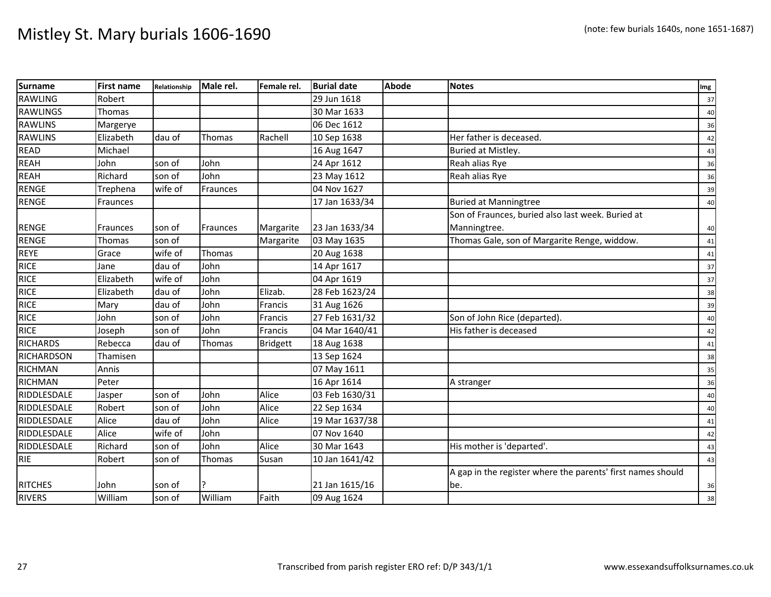# Mistley St. Mary burials 1606-1690

(note: few burials 1640s, none 1651-1687)

| Surname | First name | Relationship | Male rel. | Female rel. | Burial date | Abode | Notes | Img |
|---|---|---|---|---|---|---|---|---|
| RAWLING | Robert | | | | 29 Jun 1618 | | | 37 |
| RAWLINGS | Thomas | | | | 30 Mar 1633 | | | 40 |
| RAWLINS | Margerye | | | | 06 Dec 1612 | | | 36 |
| RAWLINS | Elizabeth | dau of | Thomas | Rachell | 10 Sep 1638 | | Her father is deceased. | 42 |
| READ | Michael | | | | 16 Aug 1647 | | Buried at Mistley. | 43 |
| REAH | John | son of | John | | 24 Apr 1612 | | Reah alias Rye | 36 |
| REAH | Richard | son of | John | | 23 May 1612 | | Reah alias Rye | 36 |
| RENGE | Trephena | wife of | Fraunces | | 04 Nov 1627 | | | 39 |
| RENGE | Fraunces | | | | 17 Jan 1633/34 | | Buried at Manningtree | 40 |
| RENGE | Fraunces | son of | Fraunces | Margarite | 23 Jan 1633/34 | | Son of Fraunces, buried also last week. Buried at Manningtree. | 40 |
| RENGE | Thomas | son of | | Margarite | 03 May 1635 | | Thomas Gale, son of Margarite Renge, widdow. | 41 |
| REYE | Grace | wife of | Thomas | | 20 Aug 1638 | | | 41 |
| RICE | Jane | dau of | John | | 14 Apr 1617 | | | 37 |
| RICE | Elizabeth | wife of | John | | 04 Apr 1619 | | | 37 |
| RICE | Elizabeth | dau of | John | Elizab. | 28 Feb 1623/24 | | | 38 |
| RICE | Mary | dau of | John | Francis | 31 Aug 1626 | | | 39 |
| RICE | John | son of | John | Francis | 27 Feb 1631/32 | | Son of John Rice (departed). | 40 |
| RICE | Joseph | son of | John | Francis | 04 Mar 1640/41 | | His father is deceased | 42 |
| RICHARDS | Rebecca | dau of | Thomas | Bridgett | 18 Aug 1638 | | | 41 |
| RICHARDSON | Thamisen | | | | 13 Sep 1624 | | | 38 |
| RICHMAN | Annis | | | | 07 May 1611 | | | 35 |
| RICHMAN | Peter | | | | 16 Apr 1614 | | A stranger | 36 |
| RIDDLESDALE | Jasper | son of | John | Alice | 03 Feb 1630/31 | | | 40 |
| RIDDLESDALE | Robert | son of | John | Alice | 22 Sep 1634 | | | 40 |
| RIDDLESDALE | Alice | dau of | John | Alice | 19 Mar 1637/38 | | | 41 |
| RIDDLESDALE | Alice | wife of | John | | 07 Nov 1640 | | | 42 |
| RIDDLESDALE | Richard | son of | John | Alice | 30 Mar 1643 | | His mother is 'departed'. | 43 |
| RIE | Robert | son of | Thomas | Susan | 10 Jan 1641/42 | | | 43 |
| RITCHES | John | son of | ? | | 21 Jan 1615/16 | | A gap in the register where the parents' first names should be. | 36 |
| RIVERS | William | son of | William | Faith | 09 Aug 1624 | | | 38 |

Transcribed from parish register ERO ref: D/P 343/1/1

www.essexandsuffolksurnames.co.uk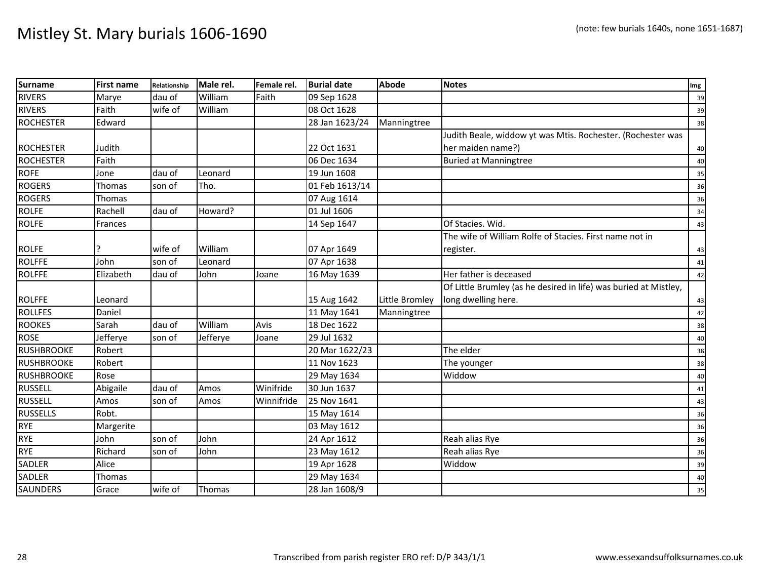# Mistley St. Mary burials 1606-1690

(note: few burials 1640s, none 1651-1687)

| Surname | First name | Relationship | Male rel. | Female rel. | Burial date | Abode | Notes | Img |
|---|---|---|---|---|---|---|---|---|
| RIVERS | Marye | dau of | William | Faith | 09 Sep 1628 | | | 39 |
| RIVERS | Faith | wife of | William | | 08 Oct 1628 | | | 39 |
| ROCHESTER | Edward | | | | 28 Jan 1623/24 | Manningtree | | 38 |
| ROCHESTER | Judith | | | | 22 Oct 1631 | | Judith Beale, widdow yt was Mtis. Rochester. (Rochester was her maiden name?) | 40 |
| ROCHESTER | Faith | | | | 06 Dec 1634 | | Buried at Manningtree | 40 |
| ROFE | Jone | dau of | Leonard | | 19 Jun 1608 | | | 35 |
| ROGERS | Thomas | son of | Tho. | | 01 Feb 1613/14 | | | 36 |
| ROGERS | Thomas | | | | 07 Aug 1614 | | | 36 |
| ROLFE | Rachell | dau of | Howard? | | 01 Jul 1606 | | | 34 |
| ROLFE | Frances | | | | 14 Sep 1647 | | Of Stacies. Wid. | 43 |
| ROLFE | ? | wife of | William | | 07 Apr 1649 | | The wife of William Rolfe of Stacies. First name not in register. | 43 |
| ROLFFE | John | son of | Leonard | | 07 Apr 1638 | | | 41 |
| ROLFFE | Elizabeth | dau of | John | Joane | 16 May 1639 | | Her father is deceased | 42 |
| ROLFFE | Leonard | | | | 15 Aug 1642 | Little Bromley | Of Little Brumley (as he desired in life) was buried at Mistley, long dwelling here. | 43 |
| ROLLFES | Daniel | | | | 11 May 1641 | Manningtree | | 42 |
| ROOKES | Sarah | dau of | William | Avis | 18 Dec 1622 | | | 38 |
| ROSE | Jefferye | son of | Jefferye | Joane | 29 Jul 1632 | | | 40 |
| RUSHBROOKE | Robert | | | | 20 Mar 1622/23 | | The elder | 38 |
| RUSHBROOKE | Robert | | | | 11 Nov 1623 | | The younger | 38 |
| RUSHBROOKE | Rose | | | | 29 May 1634 | | Widdow | 40 |
| RUSSELL | Abigaile | dau of | Amos | Winifride | 30 Jun 1637 | | | 41 |
| RUSSELL | Amos | son of | Amos | Winnifride | 25 Nov 1641 | | | 43 |
| RUSSELLS | Robt. | | | | 15 May 1614 | | | 36 |
| RYE | Margerite | | | | 03 May 1612 | | | 36 |
| RYE | John | son of | John | | 24 Apr 1612 | | Reah alias Rye | 36 |
| RYE | Richard | son of | John | | 23 May 1612 | | Reah alias Rye | 36 |
| SADLER | Alice | | | | 19 Apr 1628 | | Widdow | 39 |
| SADLER | Thomas | | | | 29 May 1634 | | | 40 |
| SAUNDERS | Grace | wife of | Thomas | | 28 Jan 1608/9 | | | 35 |

Transcribed from parish register ERO ref: D/P 343/1/1 www.essexandsuffolksurnames.co.uk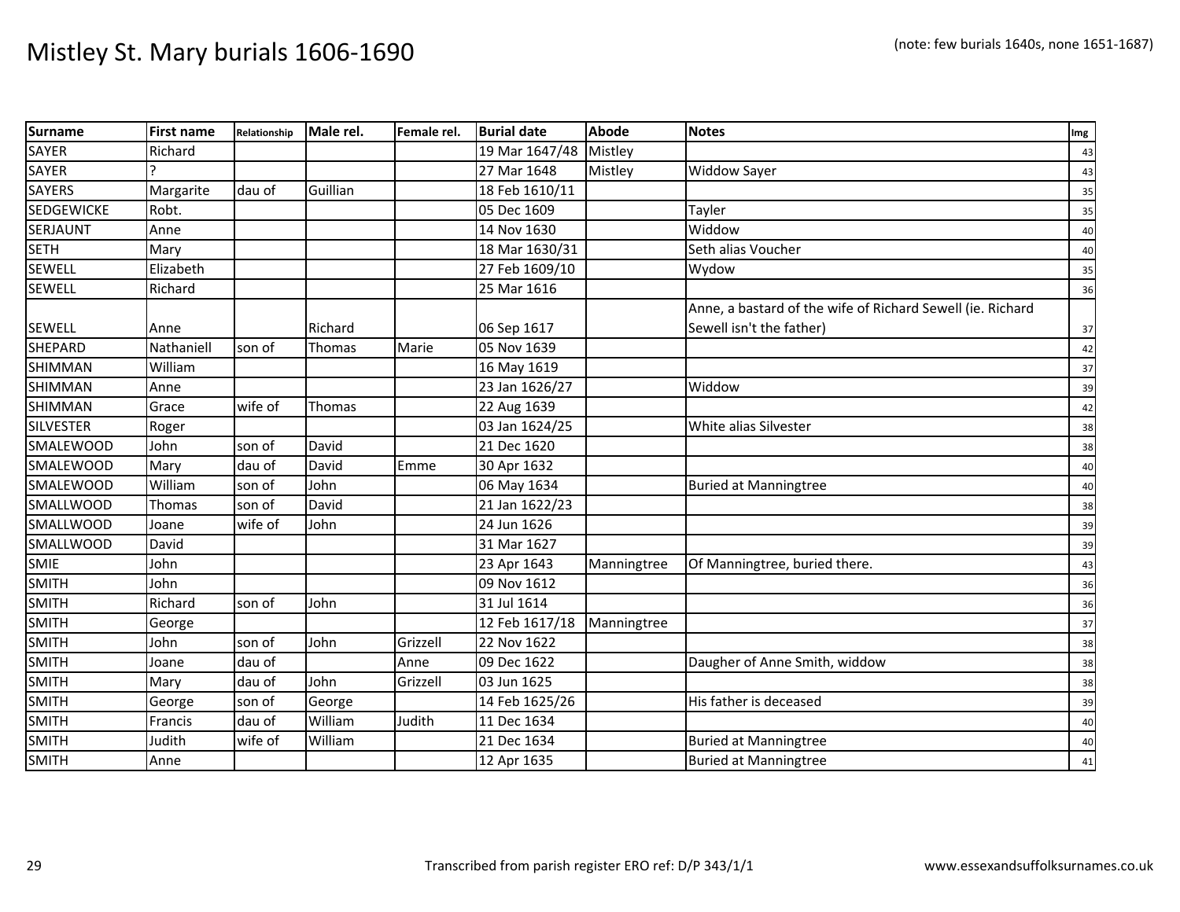# Mistley St. Mary burials 1606-1690

(note: few burials 1640s, none 1651-1687)

| Surname | First name | Relationship | Male rel. | Female rel. | Burial date | Abode | Notes | Img |
|---|---|---|---|---|---|---|---|---|
| SAYER | Richard | | | | 19 Mar 1647/48 | Mistley | | 43 |
| SAYER | ? | | | | 27 Mar 1648 | Mistley | Widdow Sayer | 43 |
| SAYERS | Margarite | dau of | Guillian | | 18 Feb 1610/11 | | | 35 |
| SEDGEWICKE | Robt. | | | | 05 Dec 1609 | | Tayler | 35 |
| SERJAUNT | Anne | | | | 14 Nov 1630 | | Widdow | 40 |
| SETH | Mary | | | | 18 Mar 1630/31 | | Seth alias Voucher | 40 |
| SEWELL | Elizabeth | | | | 27 Feb 1609/10 | | Wydow | 35 |
| SEWELL | Richard | | | | 25 Mar 1616 | | | 36 |
| SEWELL | Anne | | Richard | | 06 Sep 1617 | | Anne, a bastard of the wife of Richard Sewell (ie. Richard Sewell isn't the father) | 37 |
| SHEPARD | Nathaniell | son of | Thomas | Marie | 05 Nov 1639 | | | 42 |
| SHIMMAN | William | | | | 16 May 1619 | | | 37 |
| SHIMMAN | Anne | | | | 23 Jan 1626/27 | | Widdow | 39 |
| SHIMMAN | Grace | wife of | Thomas | | 22 Aug 1639 | | | 42 |
| SILVESTER | Roger | | | | 03 Jan 1624/25 | | White alias Silvester | 38 |
| SMALEWOOD | John | son of | David | | 21 Dec 1620 | | | 38 |
| SMALEWOOD | Mary | dau of | David | Emme | 30 Apr 1632 | | | 40 |
| SMALEWOOD | William | son of | John | | 06 May 1634 | | Buried at Manningtree | 40 |
| SMALLWOOD | Thomas | son of | David | | 21 Jan 1622/23 | | | 38 |
| SMALLWOOD | Joane | wife of | John | | 24 Jun 1626 | | | 39 |
| SMALLWOOD | David | | | | 31 Mar 1627 | | | 39 |
| SMIE | John | | | | 23 Apr 1643 | Manningtree | Of Manningtree, buried there. | 43 |
| SMITH | John | | | | 09 Nov 1612 | | | 36 |
| SMITH | Richard | son of | John | | 31 Jul 1614 | | | 36 |
| SMITH | George | | | | 12 Feb 1617/18 | Manningtree | | 37 |
| SMITH | John | son of | John | Grizzell | 22 Nov 1622 | | | 38 |
| SMITH | Joane | dau of | | Anne | 09 Dec 1622 | | Daugher of Anne Smith, widow | 38 |
| SMITH | Mary | dau of | John | Grizzell | 03 Jun 1625 | | | 38 |
| SMITH | George | son of | George | | 14 Feb 1625/26 | | His father is deceased | 39 |
| SMITH | Francis | dau of | William | Judith | 11 Dec 1634 | | | 40 |
| SMITH | Judith | wife of | William | | 21 Dec 1634 | | Buried at Manningtree | 40 |
| SMITH | Anne | | | | 12 Apr 1635 | | Buried at Manningtree | 41 |

Transcribed from parish register ERO ref: D/P 343/1/1

www.essexandsuffolksurnames.co.uk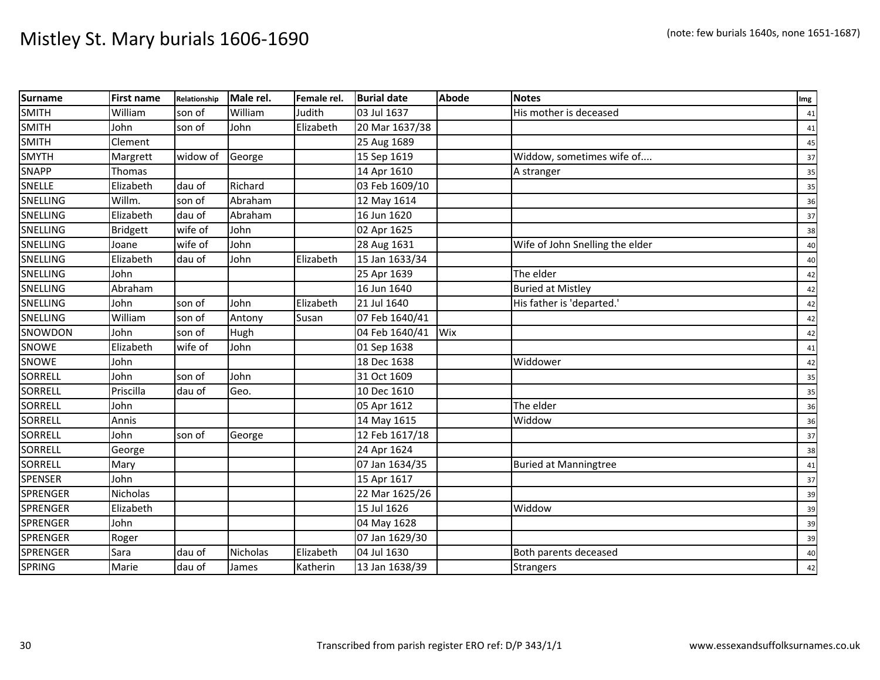# Mistley St. Mary burials 1606-1690

(note: few burials 1640s, none 1651-1687)

| Surname | First name | Relationship | Male rel. | Female rel. | Burial date | Abode | Notes | Img |
|---|---|---|---|---|---|---|---|---|
| SMITH | William | son of | William | Judith | 03 Jul 1637 | | His mother is deceased | 41 |
| SMITH | John | son of | John | Elizabeth | 20 Mar 1637/38 | | | 41 |
| SMITH | Clement | | | | 25 Aug 1689 | | | 45 |
| SMYTH | Margrett | widow of | George | | 15 Sep 1619 | | Widdow, sometimes wife of.... | 37 |
| SNAPP | Thomas | | | | 14 Apr 1610 | | A stranger | 35 |
| SNELLE | Elizabeth | dau of | Richard | | 03 Feb 1609/10 | | | 35 |
| SNELLING | Willm. | son of | Abraham | | 12 May 1614 | | | 36 |
| SNELLING | Elizabeth | dau of | Abraham | | 16 Jun 1620 | | | 37 |
| SNELLING | Bridgett | wife of | John | | 02 Apr 1625 | | | 38 |
| SNELLING | Joane | wife of | John | | 28 Aug 1631 | | Wife of John Snelling the elder | 40 |
| SNELLING | Elizabeth | dau of | John | Elizabeth | 15 Jan 1633/34 | | | 40 |
| SNELLING | John | | | | 25 Apr 1639 | | The elder | 42 |
| SNELLING | Abraham | | | | 16 Jun 1640 | | Buried at Mistley | 42 |
| SNELLING | John | son of | John | Elizabeth | 21 Jul 1640 | | His father is 'departed.' | 42 |
| SNELLING | William | son of | Antony | Susan | 07 Feb 1640/41 | | | 42 |
| SNOWDON | John | son of | Hugh | | 04 Feb 1640/41 | Wix | | 42 |
| SNOWE | Elizabeth | wife of | John | | 01 Sep 1638 | | | 41 |
| SNOWE | John | | | | 18 Dec 1638 | | Widdower | 42 |
| SORRELL | John | son of | John | | 31 Oct 1609 | | | 35 |
| SORRELL | Priscilla | dau of | Geo. | | 10 Dec 1610 | | | 35 |
| SORRELL | John | | | | 05 Apr 1612 | | The elder | 36 |
| SORRELL | Annis | | | | 14 May 1615 | | Widdow | 36 |
| SORRELL | John | son of | George | | 12 Feb 1617/18 | | | 37 |
| SORRELL | George | | | | 24 Apr 1624 | | | 38 |
| SORRELL | Mary | | | | 07 Jan 1634/35 | | Buried at Manningtree | 41 |
| SPENSER | John | | | | 15 Apr 1617 | | | 37 |
| SPRENGER | Nicholas | | | | 22 Mar 1625/26 | | | 39 |
| SPRENGER | Elizabeth | | | | 15 Jul 1626 | | Widdow | 39 |
| SPRENGER | John | | | | 04 May 1628 | | | 39 |
| SPRENGER | Roger | | | | 07 Jan 1629/30 | | | 39 |
| SPRENGER | Sara | dau of | Nicholas | Elizabeth | 04 Jul 1630 | | Both parents deceased | 40 |
| SPRING | Marie | dau of | James | Katherin | 13 Jan 1638/39 | | Strangers | 42 |

Transcribed from parish register ERO ref: D/P 343/1/1

www.essexandsuffolksurnames.co.uk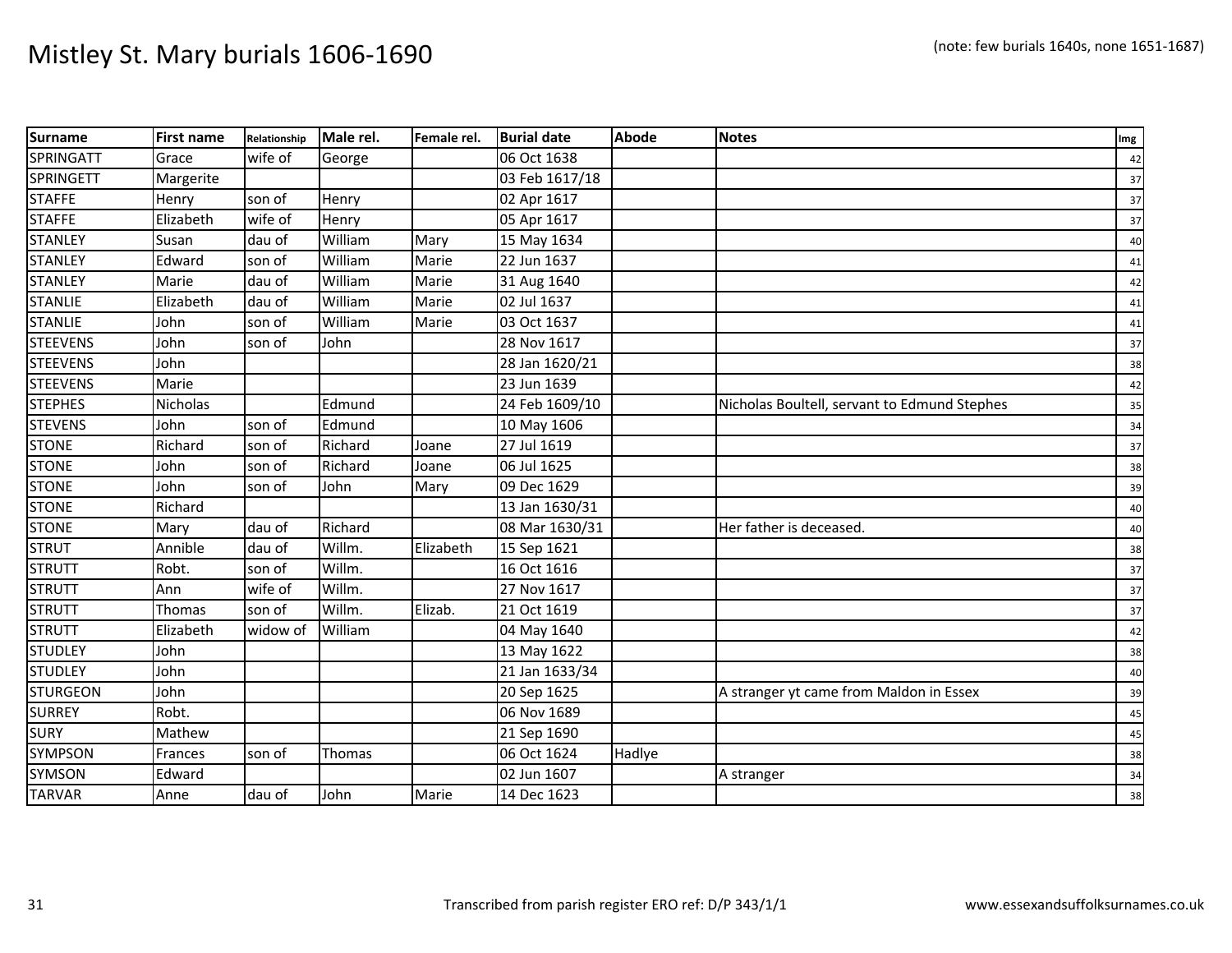# Mistley St. Mary burials 1606-1690

(note: few burials 1640s, none 1651-1687)

| Surname | First name | Relationship | Male rel. | Female rel. | Burial date | Abode | Notes | Img |
|---|---|---|---|---|---|---|---|---|
| SPRINGATT | Grace | wife of | George | | 06 Oct 1638 | | | 42 |
| SPRINGETT | Margerite | | | | 03 Feb 1617/18 | | | 37 |
| STAFFE | Henry | son of | Henry | | 02 Apr 1617 | | | 37 |
| STAFFE | Elizabeth | wife of | Henry | | 05 Apr 1617 | | | 37 |
| STANLEY | Susan | dau of | William | Mary | 15 May 1634 | | | 40 |
| STANLEY | Edward | son of | William | Marie | 22 Jun 1637 | | | 41 |
| STANLEY | Marie | dau of | William | Marie | 31 Aug 1640 | | | 42 |
| STANLIE | Elizabeth | dau of | William | Marie | 02 Jul 1637 | | | 41 |
| STANLIE | John | son of | William | Marie | 03 Oct 1637 | | | 41 |
| STEEVENS | John | son of | John | | 28 Nov 1617 | | | 37 |
| STEEVENS | John | | | | 28 Jan 1620/21 | | | 38 |
| STEEVENS | Marie | | | | 23 Jun 1639 | | | 42 |
| STEPHES | Nicholas | | Edmund | | 24 Feb 1609/10 | | Nicholas Boultell, servant to Edmund Stephes | 35 |
| STEVENS | John | son of | Edmund | | 10 May 1606 | | | 34 |
| STONE | Richard | son of | Richard | Joane | 27 Jul 1619 | | | 37 |
| STONE | John | son of | Richard | Joane | 06 Jul 1625 | | | 38 |
| STONE | John | son of | John | Mary | 09 Dec 1629 | | | 39 |
| STONE | Richard | | | | 13 Jan 1630/31 | | | 40 |
| STONE | Mary | dau of | Richard | | 08 Mar 1630/31 | | Her father is deceased. | 40 |
| STRUT | Annible | dau of | Willm. | Elizabeth | 15 Sep 1621 | | | 38 |
| STRUTT | Robt. | son of | Willm. | | 16 Oct 1616 | | | 37 |
| STRUTT | Ann | wife of | Willm. | | 27 Nov 1617 | | | 37 |
| STRUTT | Thomas | son of | Willm. | Elizab. | 21 Oct 1619 | | | 37 |
| STRUTT | Elizabeth | widow of | William | | 04 May 1640 | | | 42 |
| STUDLEY | John | | | | 13 May 1622 | | | 38 |
| STUDLEY | John | | | | 21 Jan 1633/34 | | | 40 |
| STURGEON | John | | | | 20 Sep 1625 | | A stranger yt came from Maldon in Essex | 39 |
| SURREY | Robt. | | | | 06 Nov 1689 | | | 45 |
| SURY | Mathew | | | | 21 Sep 1690 | | | 45 |
| SYMPSON | Frances | son of | Thomas | | 06 Oct 1624 | Hadlye | | 38 |
| SYMSON | Edward | | | | 02 Jun 1607 | | A stranger | 34 |
| TARVAR | Anne | dau of | John | Marie | 14 Dec 1623 | | | 38 |

Transcribed from parish register ERO ref: D/P 343/1/1

www.essexandsuffolksurnames.co.uk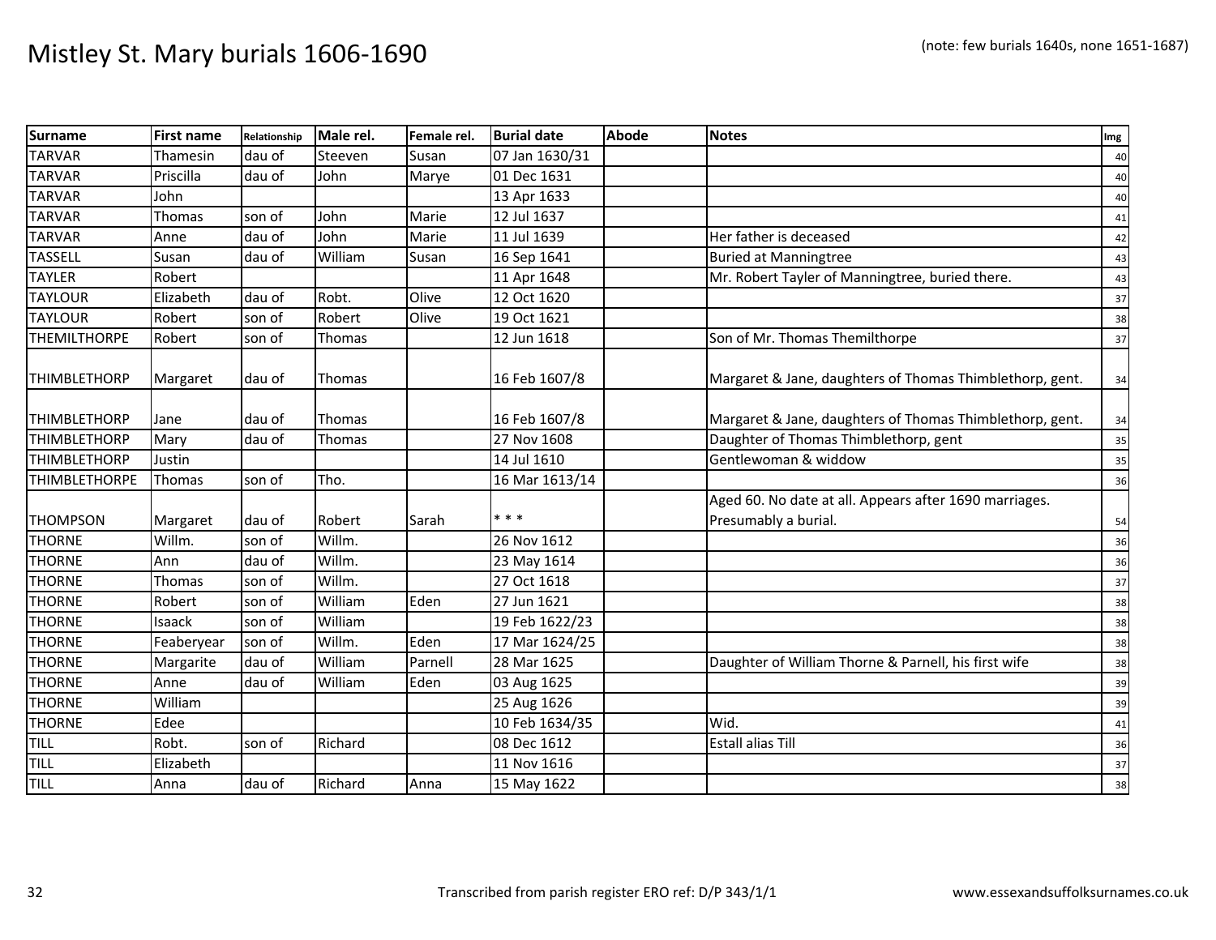# Mistley St. Mary burials 1606-1690

(note: few burials 1640s, none 1651-1687)

| Surname | First name | Relationship | Male rel. | Female rel. | Burial date | Abode | Notes | Img |
|---|---|---|---|---|---|---|---|---|
| TARVAR | Thamesin | dau of | Steeven | Susan | 07 Jan 1630/31 | | | 40 |
| TARVAR | Priscilla | dau of | John | Marye | 01 Dec 1631 | | | 40 |
| TARVAR | John | | | | 13 Apr 1633 | | | 40 |
| TARVAR | Thomas | son of | John | Marie | 12 Jul 1637 | | | 41 |
| TARVAR | Anne | dau of | John | Marie | 11 Jul 1639 | | Her father is deceased | 42 |
| TASSELL | Susan | dau of | William | Susan | 16 Sep 1641 | | Buried at Manningtree | 43 |
| TAYLER | Robert | | | | 11 Apr 1648 | | Mr. Robert Tayler of Manningtree, buried there. | 43 |
| TAYLOUR | Elizabeth | dau of | Robt. | Olive | 12 Oct 1620 | | | 37 |
| TAYLOUR | Robert | son of | Robert | Olive | 19 Oct 1621 | | | 38 |
| THEMILTHORPE | Robert | son of | Thomas | | 12 Jun 1618 | | Son of Mr. Thomas Themilthorpe | 37 |
| THIMBLETHORP | Margaret | dau of | Thomas | | 16 Feb 1607/8 | | Margaret & Jane, daughters of Thomas Thimblethorp, gent. | 34 |
| THIMBLETHORP | Jane | dau of | Thomas | | 16 Feb 1607/8 | | Margaret & Jane, daughters of Thomas Thimblethorp, gent. | 34 |
| THIMBLETHORP | Mary | dau of | Thomas | | 27 Nov 1608 | | Daughter of Thomas Thimblethorp, gent | 35 |
| THIMBLETHORP | Justin | | | | 14 Jul 1610 | | Gentlewoman & widdow | 35 |
| THIMBLETHORPE | Thomas | son of | Tho. | | 16 Mar 1613/14 | | | 36 |
| THOMPSON | Margaret | dau of | Robert | Sarah | * * * | | Aged 60. No date at all. Appears after 1690 marriages. Presumably a burial. | 54 |
| THORNE | Willm. | son of | Willm. | | 26 Nov 1612 | | | 36 |
| THORNE | Ann | dau of | Willm. | | 23 May 1614 | | | 36 |
| THORNE | Thomas | son of | Willm. | | 27 Oct 1618 | | | 37 |
| THORNE | Robert | son of | William | Eden | 27 Jun 1621 | | | 38 |
| THORNE | Isaack | son of | William | | 19 Feb 1622/23 | | | 38 |
| THORNE | Feaberyear | son of | Willm. | Eden | 17 Mar 1624/25 | | | 38 |
| THORNE | Margarite | dau of | William | Parnell | 28 Mar 1625 | | Daughter of William Thorne & Parnell, his first wife | 38 |
| THORNE | Anne | dau of | William | Eden | 03 Aug 1625 | | | 39 |
| THORNE | William | | | | 25 Aug 1626 | | | 39 |
| THORNE | Edee | | | | 10 Feb 1634/35 | | Wid. | 41 |
| TILL | Robt. | son of | Richard | | 08 Dec 1612 | | Estall alias Till | 36 |
| TILL | Elizabeth | | | | 11 Nov 1616 | | | 37 |
| TILL | Anna | dau of | Richard | Anna | 15 May 1622 | | | 38 |

Transcribed from parish register ERO ref: D/P 343/1/1

www.essexandsuffolksurnames.co.uk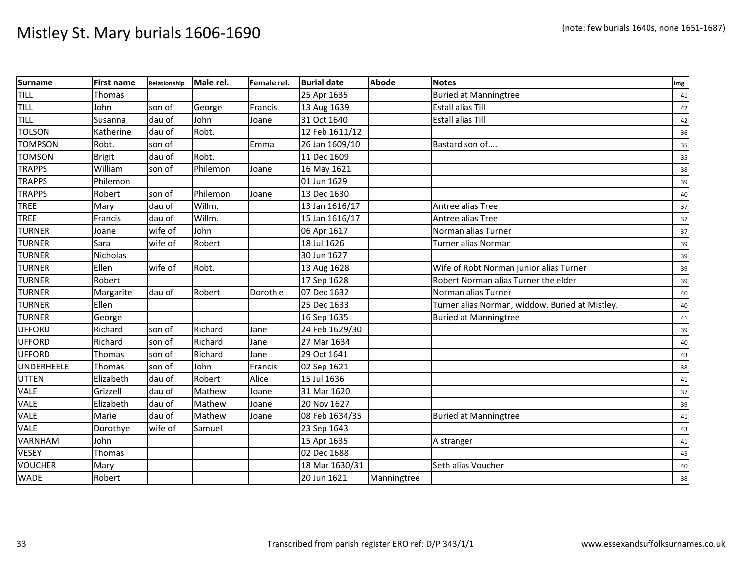# Mistley St. Mary burials 1606-1690

(note: few burials 1640s, none 1651-1687)

| Surname | First name | Relationship | Male rel. | Female rel. | Burial date | Abode | Notes | Img |
|---|---|---|---|---|---|---|---|---|
| TILL | Thomas | | | | 25 Apr 1635 | | Buried at Manningtree | 41 |
| TILL | John | son of | George | Francis | 13 Aug 1639 | | Estall alias Till | 42 |
| TILL | Susanna | dau of | John | Joane | 31 Oct 1640 | | Estall alias Till | 42 |
| TOLSON | Katherine | dau of | Robt. | | 12 Feb 1611/12 | | | 36 |
| TOMPSON | Robt. | son of | | Emma | 26 Jan 1609/10 | | Bastard son of.... | 35 |
| TOMSON | Brigit | dau of | Robt. | | 11 Dec 1609 | | | 35 |
| TRAPPS | William | son of | Philemon | Joane | 16 May 1621 | | | 38 |
| TRAPPS | Philemon | | | | 01 Jun 1629 | | | 39 |
| TRAPPS | Robert | son of | Philemon | Joane | 13 Dec 1630 | | | 40 |
| TREE | Mary | dau of | Willm. | | 13 Jan 1616/17 | | Antree alias Tree | 37 |
| TREE | Francis | dau of | Willm. | | 15 Jan 1616/17 | | Antree alias Tree | 37 |
| TURNER | Joane | wife of | John | | 06 Apr 1617 | | Norman alias Turner | 37 |
| TURNER | Sara | wife of | Robert | | 18 Jul 1626 | | Turner alias Norman | 39 |
| TURNER | Nicholas | | | | 30 Jun 1627 | | | 39 |
| TURNER | Ellen | wife of | Robt. | | 13 Aug 1628 | | Wife of Robt Norman junior alias Turner | 39 |
| TURNER | Robert | | | | 17 Sep 1628 | | Robert Norman alias Turner the elder | 39 |
| TURNER | Margarite | dau of | Robert | Dorothie | 07 Dec 1632 | | Norman alias Turner | 40 |
| TURNER | Ellen | | | | 25 Dec 1633 | | Turner alias Norman, widdow. Buried at Mistley. | 40 |
| TURNER | George | | | | 16 Sep 1635 | | Buried at Manningtree | 41 |
| UFFORD | Richard | son of | Richard | Jane | 24 Feb 1629/30 | | | 39 |
| UFFORD | Richard | son of | Richard | Jane | 27 Mar 1634 | | | 40 |
| UFFORD | Thomas | son of | Richard | Jane | 29 Oct 1641 | | | 43 |
| UNDERHEELE | Thomas | son of | John | Francis | 02 Sep 1621 | | | 38 |
| UTTEN | Elizabeth | dau of | Robert | Alice | 15 Jul 1636 | | | 41 |
| VALE | Grizzell | dau of | Mathew | Joane | 31 Mar 1620 | | | 37 |
| VALE | Elizabeth | dau of | Mathew | Joane | 20 Nov 1627 | | | 39 |
| VALE | Marie | dau of | Mathew | Joane | 08 Feb 1634/35 | | Buried at Manningtree | 41 |
| VALE | Dorothye | wife of | Samuel | | 23 Sep 1643 | | | 43 |
| VARNHAM | John | | | | 15 Apr 1635 | | A stranger | 41 |
| VESEY | Thomas | | | | 02 Dec 1688 | | | 45 |
| VOUCHER | Mary | | | | 18 Mar 1630/31 | | Seth alias Voucher | 40 |
| WADE | Robert | | | | 20 Jun 1621 | Manningtree | | 38 |

Transcribed from parish register ERO ref: D/P 343/1/1

www.essexandsuffolksurnames.co.uk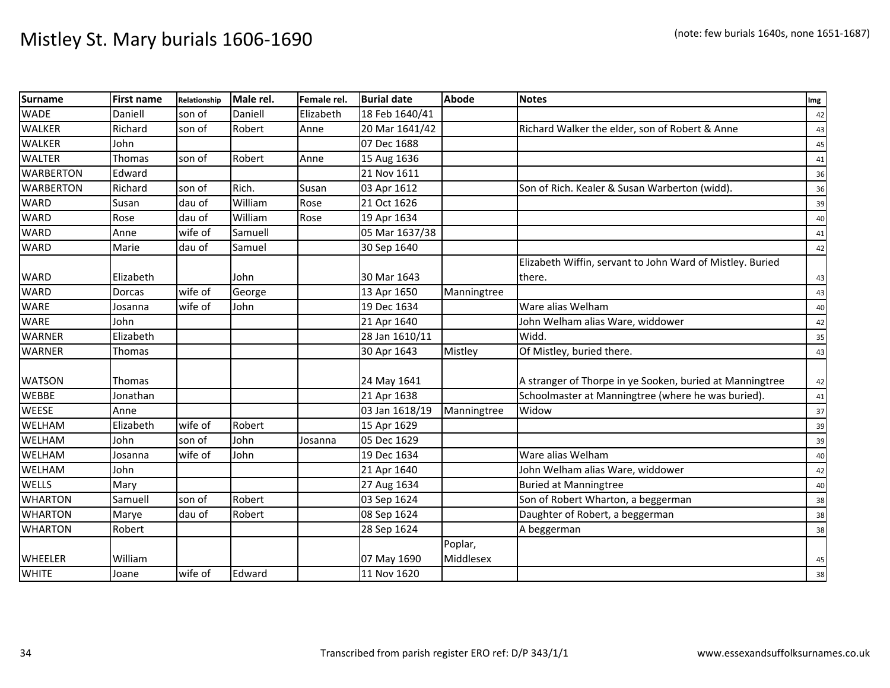# Mistley St. Mary burials 1606-1690

(note: few burials 1640s, none 1651-1687)

| Surname | First name | Relationship | Male rel. | Female rel. | Burial date | Abode | Notes | Img |
|---|---|---|---|---|---|---|---|---|
| WADE | Daniell | son of | Daniell | Elizabeth | 18 Feb 1640/41 | | | 42 |
| WALKER | Richard | son of | Robert | Anne | 20 Mar 1641/42 | | Richard Walker the elder, son of Robert & Anne | 43 |
| WALKER | John | | | | 07 Dec 1688 | | | 45 |
| WALTER | Thomas | son of | Robert | Anne | 15 Aug 1636 | | | 41 |
| WARBERTON | Edward | | | | 21 Nov 1611 | | | 36 |
| WARBERTON | Richard | son of | Rich. | Susan | 03 Apr 1612 | | Son of Rich. Kealer & Susan Warberton (widd). | 36 |
| WARD | Susan | dau of | William | Rose | 21 Oct 1626 | | | 39 |
| WARD | Rose | dau of | William | Rose | 19 Apr 1634 | | | 40 |
| WARD | Anne | wife of | Samuell | | 05 Mar 1637/38 | | | 41 |
| WARD | Marie | dau of | Samuel | | 30 Sep 1640 | | | 42 |
| WARD | Elizabeth | | John | | 30 Mar 1643 | | Elizabeth Wiffin, servant to John Ward of Mistley. Buried there. | 43 |
| WARD | Dorcas | wife of | George | | 13 Apr 1650 | Manningtree | | 43 |
| WARE | Josanna | wife of | John | | 19 Dec 1634 | | Ware alias Welham | 40 |
| WARE | John | | | | 21 Apr 1640 | | John Welham alias Ware, widdower | 42 |
| WARNER | Elizabeth | | | | 28 Jan 1610/11 | | Widd. | 35 |
| WARNER | Thomas | | | | 30 Apr 1643 | Mistley | Of Mistley, buried there. | 43 |
| WATSON | Thomas | | | | 24 May 1641 | | A stranger of Thorpe in ye Sooken, buried at Manningtree | 42 |
| WEBBE | Jonathan | | | | 21 Apr 1638 | | Schoolmaster at Manningtree (where he was buried). | 41 |
| WEESE | Anne | | | | 03 Jan 1618/19 | Manningtree | Widow | 37 |
| WELHAM | Elizabeth | wife of | Robert | | 15 Apr 1629 | | | 39 |
| WELHAM | John | son of | John | Josanna | 05 Dec 1629 | | | 39 |
| WELHAM | Josanna | wife of | John | | 19 Dec 1634 | | Ware alias Welham | 40 |
| WELHAM | John | | | | 21 Apr 1640 | | John Welham alias Ware, widdower | 42 |
| WELLS | Mary | | | | 27 Aug 1634 | | Buried at Manningtree | 40 |
| WHARTON | Samuell | son of | Robert | | 03 Sep 1624 | | Son of Robert Wharton, a beggerman | 38 |
| WHARTON | Marye | dau of | Robert | | 08 Sep 1624 | | Daughter of Robert, a beggerman | 38 |
| WHARTON | Robert | | | | 28 Sep 1624 | | A beggerman | 38 |
| WHEELER | William | | | | 07 May 1690 | Poplar, Middlesex | | 45 |
| WHITE | Joane | wife of | Edward | | 11 Nov 1620 | | | 38 |

Transcribed from parish register ERO ref: D/P 343/1/1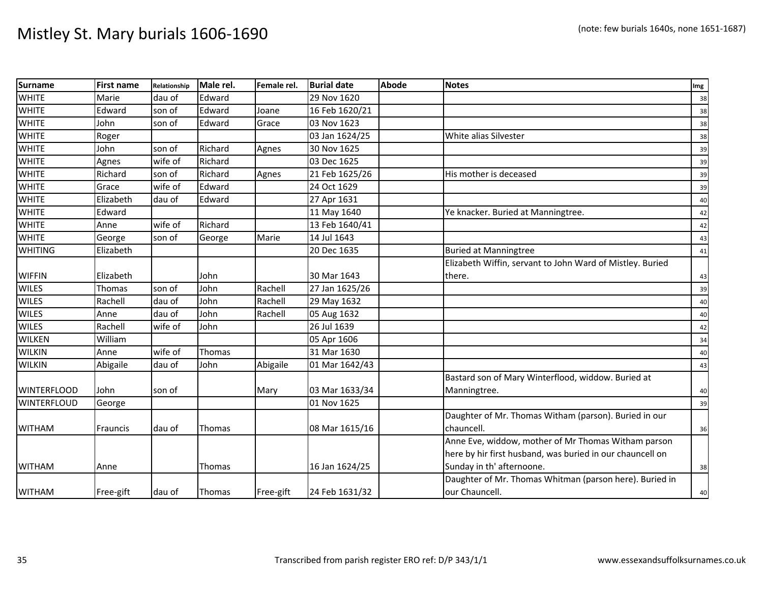# Mistley St. Mary burials 1606-1690

(note: few burials 1640s, none 1651-1687)

| Surname | First name | Relationship | Male rel. | Female rel. | Burial date | Abode | Notes | Img |
|---|---|---|---|---|---|---|---|---|
| WHITE | Marie | dau of | Edward | | 29 Nov 1620 | | | 38 |
| WHITE | Edward | son of | Edward | Joane | 16 Feb 1620/21 | | | 38 |
| WHITE | John | son of | Edward | Grace | 03 Nov 1623 | | | 38 |
| WHITE | Roger | | | | 03 Jan 1624/25 | | White alias Silvester | 38 |
| WHITE | John | son of | Richard | Agnes | 30 Nov 1625 | | | 39 |
| WHITE | Agnes | wife of | Richard | | 03 Dec 1625 | | | 39 |
| WHITE | Richard | son of | Richard | Agnes | 21 Feb 1625/26 | | His mother is deceased | 39 |
| WHITE | Grace | wife of | Edward | | 24 Oct 1629 | | | 39 |
| WHITE | Elizabeth | dau of | Edward | | 27 Apr 1631 | | | 40 |
| WHITE | Edward | | | | 11 May 1640 | | Ye knacker. Buried at Manningtree. | 42 |
| WHITE | Anne | wife of | Richard | | 13 Feb 1640/41 | | | 42 |
| WHITE | George | son of | George | Marie | 14 Jul 1643 | | | 43 |
| WHITING | Elizabeth | | | | 20 Dec 1635 | | Buried at Manningtree | 41 |
| WIFFIN | Elizabeth | | John | | 30 Mar 1643 | | Elizabeth Wiffin, servant to John Ward of Mistley. Buried there. | 43 |
| WILES | Thomas | son of | John | Rachell | 27 Jan 1625/26 | | | 39 |
| WILES | Rachell | dau of | John | Rachell | 29 May 1632 | | | 40 |
| WILES | Anne | dau of | John | Rachell | 05 Aug 1632 | | | 40 |
| WILES | Rachell | wife of | John | | 26 Jul 1639 | | | 42 |
| WILKEN | William | | | | 05 Apr 1606 | | | 34 |
| WILKIN | Anne | wife of | Thomas | | 31 Mar 1630 | | | 40 |
| WILKIN | Abigaile | dau of | John | Abigaile | 01 Mar 1642/43 | | | 43 |
| WINTERFLOOD | John | son of | | Mary | 03 Mar 1633/34 | | Bastard son of Mary Winterflood, widdow. Buried at Manningtree. | 40 |
| WINTERFLOUD | George | | | | 01 Nov 1625 | | | 39 |
| WITHAM | Frauncis | dau of | Thomas | | 08 Mar 1615/16 | | Daughter of Mr. Thomas Witham (parson). Buried in our chauncell. | 36 |
| WITHAM | Anne | | Thomas | | 16 Jan 1624/25 | | Anne Eve, widdow, mother of Mr Thomas Witham parson here by hir first husband, was buried in our chauncell on Sunday in th' afternoone. | 38 |
| WITHAM | Free-gift | dau of | Thomas | Free-gift | 24 Feb 1631/32 | | Daughter of Mr. Thomas Whitman (parson here). Buried in our Chauncell. | 40 |

Transcribed from parish register ERO ref: D/P 343/1/1

www.essexandsuffolksurnames.co.uk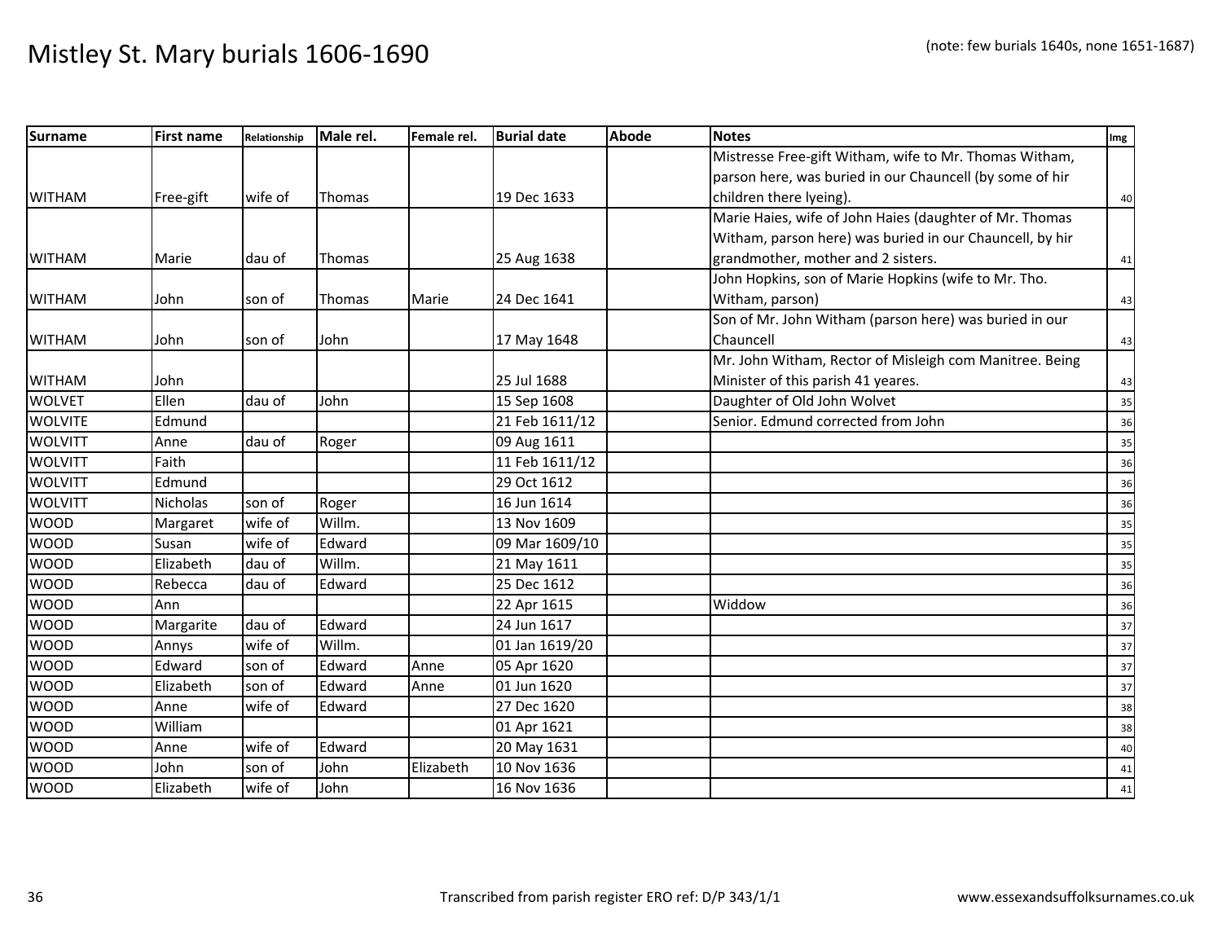# Mistley St. Mary burials 1606-1690

(note: few burials 1640s, none 1651-1687)

| Surname | First name | Relationship | Male rel. | Female rel. | Burial date | Abode | Notes | Img |
|---|---|---|---|---|---|---|---|---|
| WITHAM | Free-gift | wife of | Thomas | | 19 Dec 1633 | | Mistresse Free-gift Witham, wife to Mr. Thomas Witham, parson here, was buried in our Chauncell (by some of hir children there lyeing). | 40 |
| WITHAM | Marie | dau of | Thomas | | 25 Aug 1638 | | Marie Haies, wife of John Haies (daughter of Mr. Thomas Witham, parson here) was buried in our Chauncell, by hir grandmother, mother and 2 sisters. | 41 |
| WITHAM | John | son of | Thomas | Marie | 24 Dec 1641 | | John Hopkins, son of Marie Hopkins (wife to Mr. Tho. Witham, parson) | 43 |
| WITHAM | John | son of | John | | 17 May 1648 | | Son of Mr. John Witham (parson here) was buried in our Chauncell | 43 |
| WITHAM | John | | | | 25 Jul 1688 | | Mr. John Witham, Rector of Misleigh com Manitree. Being Minister of this parish 41 yeares. | 43 |
| WOLVET | Ellen | dau of | John | | 15 Sep 1608 | | Daughter of Old John Wolvet | 35 |
| WOLVITE | Edmund | | | | 21 Feb 1611/12 | | Senior. Edmund corrected from John | 36 |
| WOLVITT | Anne | dau of | Roger | | 09 Aug 1611 | | | 35 |
| WOLVITT | Faith | | | | 11 Feb 1611/12 | | | 36 |
| WOLVITT | Edmund | | | | 29 Oct 1612 | | | 36 |
| WOLVITT | Nicholas | son of | Roger | | 16 Jun 1614 | | | 36 |
| WOOD | Margaret | wife of | Willm. | | 13 Nov 1609 | | | 35 |
| WOOD | Susan | wife of | Edward | | 09 Mar 1609/10 | | | 35 |
| WOOD | Elizabeth | dau of | Willm. | | 21 May 1611 | | | 35 |
| WOOD | Rebecca | dau of | Edward | | 25 Dec 1612 | | | 36 |
| WOOD | Ann | | | | 22 Apr 1615 | | Widdow | 36 |
| WOOD | Margarite | dau of | Edward | | 24 Jun 1617 | | | 37 |
| WOOD | Annys | wife of | Willm. | | 01 Jan 1619/20 | | | 37 |
| WOOD | Edward | son of | Edward | Anne | 05 Apr 1620 | | | 37 |
| WOOD | Elizabeth | son of | Edward | Anne | 01 Jun 1620 | | | 37 |
| WOOD | Anne | wife of | Edward | | 27 Dec 1620 | | | 38 |
| WOOD | William | | | | 01 Apr 1621 | | | 38 |
| WOOD | Anne | wife of | Edward | | 20 May 1631 | | | 40 |
| WOOD | John | son of | John | Elizabeth | 10 Nov 1636 | | | 41 |
| WOOD | Elizabeth | wife of | John | | 16 Nov 1636 | | | 41 |

Transcribed from parish register ERO ref: D/P 343/1/1 www.essexandsuffolksurnames.co.uk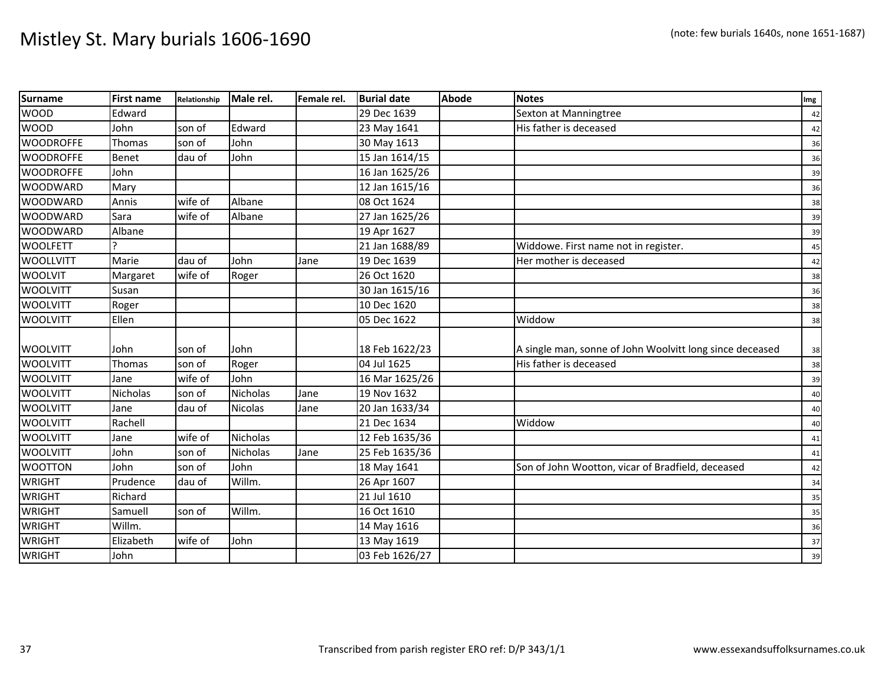# Mistley St. Mary burials 1606-1690

(note: few burials 1640s, none 1651-1687)

| Surname | First name | Relationship | Male rel. | Female rel. | Burial date | Abode | Notes | Img |
|---|---|---|---|---|---|---|---|---|
| WOOD | Edward | | | | 29 Dec 1639 | | Sexton at Manningtree | 42 |
| WOOD | John | son of | Edward | | 23 May 1641 | | His father is deceased | 42 |
| WOODROFFE | Thomas | son of | John | | 30 May 1613 | | | 36 |
| WOODROFFE | Benet | dau of | John | | 15 Jan 1614/15 | | | 36 |
| WOODROFFE | John | | | | 16 Jan 1625/26 | | | 39 |
| WOODWARD | Mary | | | | 12 Jan 1615/16 | | | 36 |
| WOODWARD | Annis | wife of | Albane | | 08 Oct 1624 | | | 38 |
| WOODWARD | Sara | wife of | Albane | | 27 Jan 1625/26 | | | 39 |
| WOODWARD | Albane | | | | 19 Apr 1627 | | | 39 |
| WOOLFETT | ? | | | | 21 Jan 1688/89 | | Widdowe. First name not in register. | 45 |
| WOOLLVITT | Marie | dau of | John | Jane | 19 Dec 1639 | | Her mother is deceased | 42 |
| WOOLVIT | Margaret | wife of | Roger | | 26 Oct 1620 | | | 38 |
| WOOLVITT | Susan | | | | 30 Jan 1615/16 | | | 36 |
| WOOLVITT | Roger | | | | 10 Dec 1620 | | | 38 |
| WOOLVITT | Ellen | | | | 05 Dec 1622 | | Widdow | 38 |
| WOOLVITT | John | son of | John | | 18 Feb 1622/23 | | A single man, sonne of John Woolvitt long since deceased | 38 |
| WOOLVITT | Thomas | son of | Roger | | 04 Jul 1625 | | His father is deceased | 38 |
| WOOLVITT | Jane | wife of | John | | 16 Mar 1625/26 | | | 39 |
| WOOLVITT | Nicholas | son of | Nicholas | Jane | 19 Nov 1632 | | | 40 |
| WOOLVITT | Jane | dau of | Nicolas | Jane | 20 Jan 1633/34 | | | 40 |
| WOOLVITT | Rachell | | | | 21 Dec 1634 | | Widdow | 40 |
| WOOLVITT | Jane | wife of | Nicholas | | 12 Feb 1635/36 | | | 41 |
| WOOLVITT | John | son of | Nicholas | Jane | 25 Feb 1635/36 | | | 41 |
| WOOTTON | John | son of | John | | 18 May 1641 | | Son of John Wootton, vicar of Bradfield, deceased | 42 |
| WRIGHT | Prudence | dau of | Willm. | | 26 Apr 1607 | | | 34 |
| WRIGHT | Richard | | | | 21 Jul 1610 | | | 35 |
| WRIGHT | Samuell | son of | Willm. | | 16 Oct 1610 | | | 35 |
| WRIGHT | Willm. | | | | 14 May 1616 | | | 36 |
| WRIGHT | Elizabeth | wife of | John | | 13 May 1619 | | | 37 |
| WRIGHT | John | | | | 03 Feb 1626/27 | | | 39 |

Transcribed from parish register ERO ref: D/P 343/1/1

www.essexandsuffolksurnames.co.uk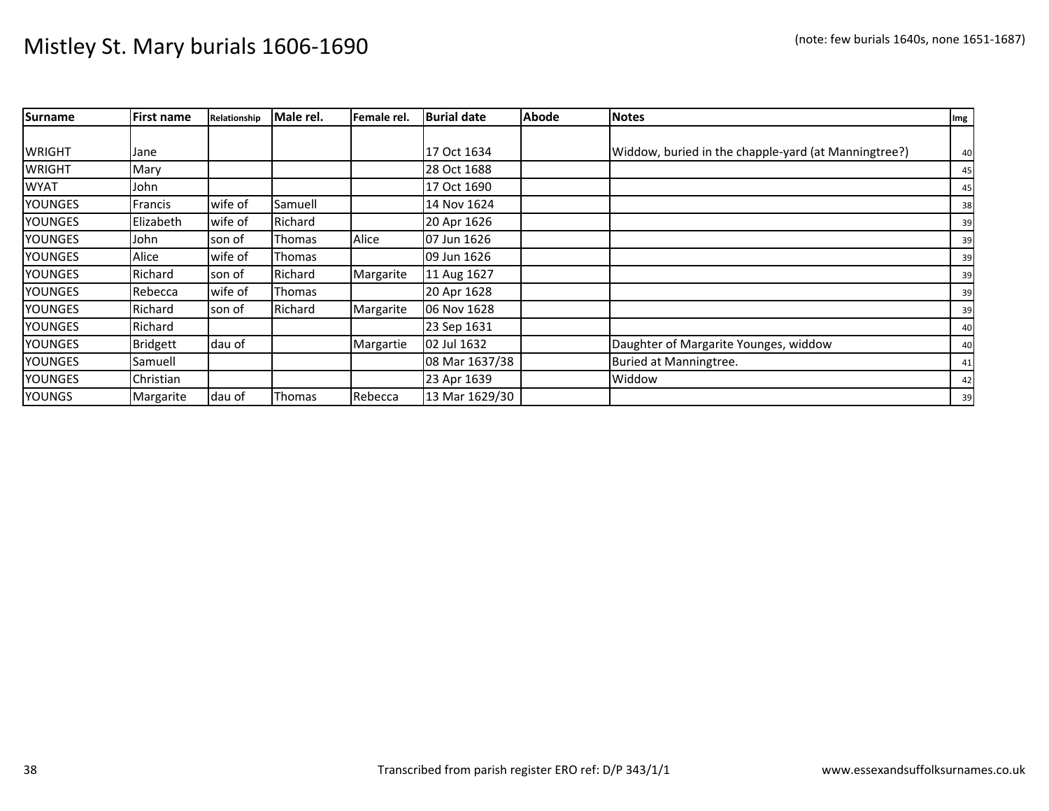# Mistley St. Mary burials 1606-1690

(note: few burials 1640s, none 1651-1687)

| Surname | First name | Relationship | Male rel. | Female rel. | Burial date | Abode | Notes | Img |
|---|---|---|---|---|---|---|---|---|
| WRIGHT | Jane | | | | 17 Oct 1634 | | Widdow, buried in the chapple-yard (at Manningtree?) | 40 |
| WRIGHT | Mary | | | | 28 Oct 1688 | | | 45 |
| WYAT | John | | | | 17 Oct 1690 | | | 45 |
| YOUNGES | Francis | wife of | Samuell | | 14 Nov 1624 | | | 38 |
| YOUNGES | Elizabeth | wife of | Richard | | 20 Apr 1626 | | | 39 |
| YOUNGES | John | son of | Thomas | Alice | 07 Jun 1626 | | | 39 |
| YOUNGES | Alice | wife of | Thomas | | 09 Jun 1626 | | | 39 |
| YOUNGES | Richard | son of | Richard | Margarite | 11 Aug 1627 | | | 39 |
| YOUNGES | Rebecca | wife of | Thomas | | 20 Apr 1628 | | | 39 |
| YOUNGES | Richard | son of | Richard | Margarite | 06 Nov 1628 | | | 39 |
| YOUNGES | Richard | | | | 23 Sep 1631 | | | 40 |
| YOUNGES | Bridgett | dau of | | Margartie | 02 Jul 1632 | | Daughter of Margarite Younges, widdow | 40 |
| YOUNGES | Samuell | | | | 08 Mar 1637/38 | | Buried at Manningtree. | 41 |
| YOUNGES | Christian | | | | 23 Apr 1639 | | Widdow | 42 |
| YOUNGS | Margarite | dau of | Thomas | Rebecca | 13 Mar 1629/30 | | | 39 |

Transcribed from parish register ERO ref: D/P 343/1/1

www.essexandsuffolksurnames.co.uk